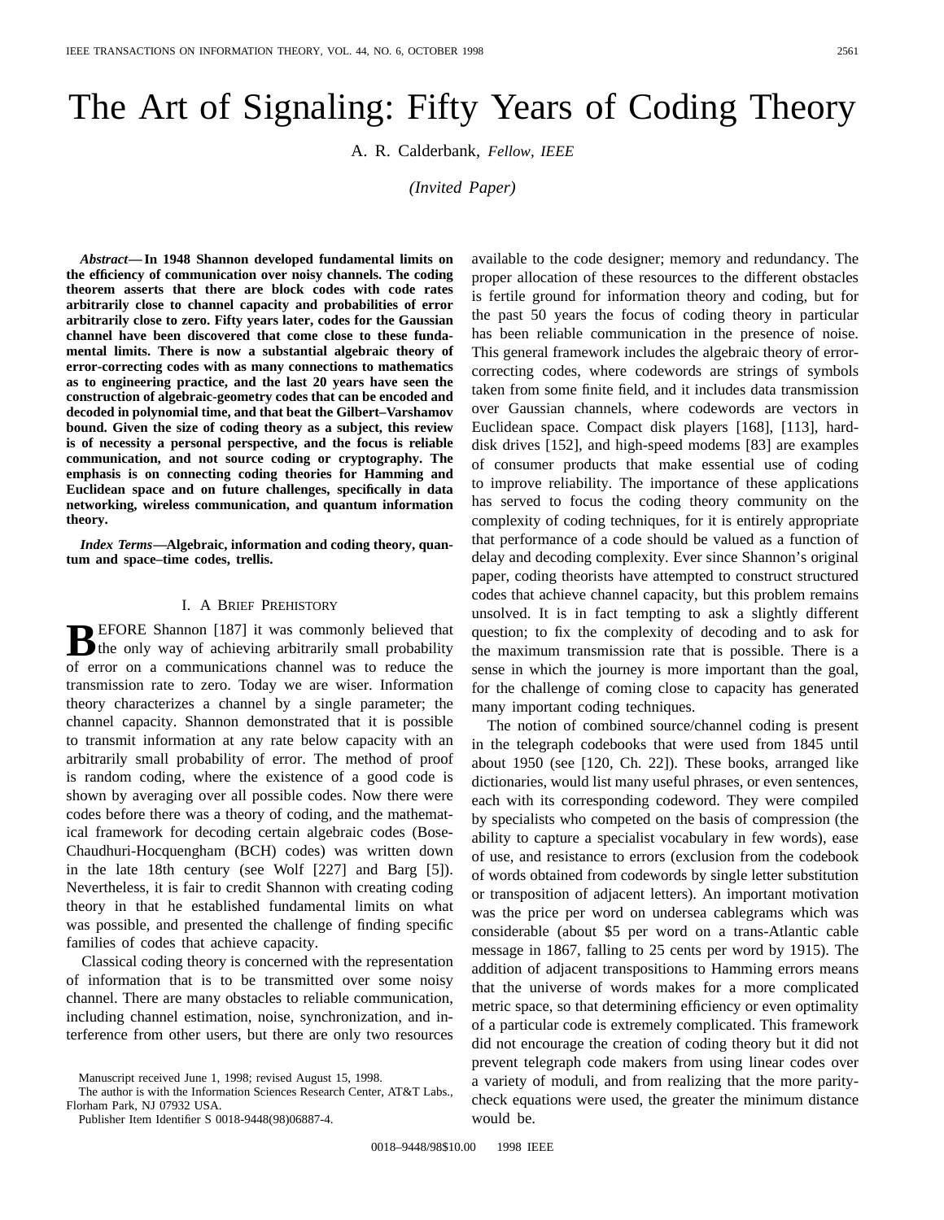# The Art of Signaling: Fifty Years of Coding Theory

A. R. Calderbank, *Fellow, IEEE*

*(Invited Paper)*

***Abstract*—In 1948 Shannon developed fundamental limits on the efficiency of communication over noisy channels. The coding theorem asserts that there are block codes with code rates arbitrarily close to channel capacity and probabilities of error arbitrarily close to zero. Fifty years later, codes for the Gaussian channel have been discovered that come close to these fundamental limits. There is now a substantial algebraic theory of error-correcting codes with as many connections to mathematics as to engineering practice, and the last 20 years have seen the construction of algebraic-geometry codes that can be encoded and decoded in polynomial time, and that beat the Gilbert–Varshamov bound. Given the size of coding theory as a subject, this review is of necessity a personal perspective, and the focus is reliable communication, and not source coding or cryptography. The emphasis is on connecting coding theories for Hamming and Euclidean space and on future challenges, specifically in data networking, wireless communication, and quantum information theory.**

***Index Terms*—Algebraic, information and coding theory, quantum and space–time codes, trellis.**

## I. A Brief Prehistory

Before Shannon [187] it was commonly believed that the only way of achieving arbitrarily small probability of error on a communications channel was to reduce the transmission rate to zero. Today we are wiser. Information theory characterizes a channel by a single parameter; the channel capacity. Shannon demonstrated that it is possible to transmit information at any rate below capacity with an arbitrarily small probability of error. The method of proof is random coding, where the existence of a good code is shown by averaging over all possible codes. Now there were codes before there was a theory of coding, and the mathematical framework for decoding certain algebraic codes (Bose-Chaudhuri-Hocquengham (BCH) codes) was written down in the late 18th century (see Wolf [227] and Barg [5]). Nevertheless, it is fair to credit Shannon with creating coding theory in that he established fundamental limits on what was possible, and presented the challenge of finding specific families of codes that achieve capacity.

Classical coding theory is concerned with the representation of information that is to be transmitted over some noisy channel. There are many obstacles to reliable communication, including channel estimation, noise, synchronization, and interference from other users, but there are only two resources available to the code designer; memory and redundancy. The proper allocation of these resources to the different obstacles is fertile ground for information theory and coding, but for the past 50 years the focus of coding theory in particular has been reliable communication in the presence of noise. This general framework includes the algebraic theory of error-correcting codes, where codewords are strings of symbols taken from some finite field, and it includes data transmission over Gaussian channels, where codewords are vectors in Euclidean space. Compact disk players [168], [113], hard-disk drives [152], and high-speed modems [83] are examples of consumer products that make essential use of coding to improve reliability. The importance of these applications has served to focus the coding theory community on the complexity of coding techniques, for it is entirely appropriate that performance of a code should be valued as a function of delay and decoding complexity. Ever since Shannon's original paper, coding theorists have attempted to construct structured codes that achieve channel capacity, but this problem remains unsolved. It is in fact tempting to ask a slightly different question; to fix the complexity of decoding and to ask for the maximum transmission rate that is possible. There is a sense in which the journey is more important than the goal, for the challenge of coming close to capacity has generated many important coding techniques.

The notion of combined source/channel coding is present in the telegraph codebooks that were used from 1845 until about 1950 (see [120, Ch. 22]). These books, arranged like dictionaries, would list many useful phrases, or even sentences, each with its corresponding codeword. They were compiled by specialists who competed on the basis of compression (the ability to capture a specialist vocabulary in few words), ease of use, and resistance to errors (exclusion from the codebook of words obtained from codewords by single letter substitution or transposition of adjacent letters). An important motivation was the price per word on undersea cablegrams which was considerable (about \$5 per word on a trans-Atlantic cable message in 1867, falling to 25 cents per word by 1915). The addition of adjacent transpositions to Hamming errors means that the universe of words makes for a more complicated metric space, so that determining efficiency or even optimality of a particular code is extremely complicated. This framework did not encourage the creation of coding theory but it did not prevent telegraph code makers from using linear codes over a variety of moduli, and from realizing that the more parity-check equations were used, the greater the minimum distance would be.

Manuscript received June 1, 1998; revised August 15, 1998.

The author is with the Information Sciences Research Center, AT&T Labs., Florham Park, NJ 07932 USA.

Publisher Item Identifier S 0018-9448(98)06887-4.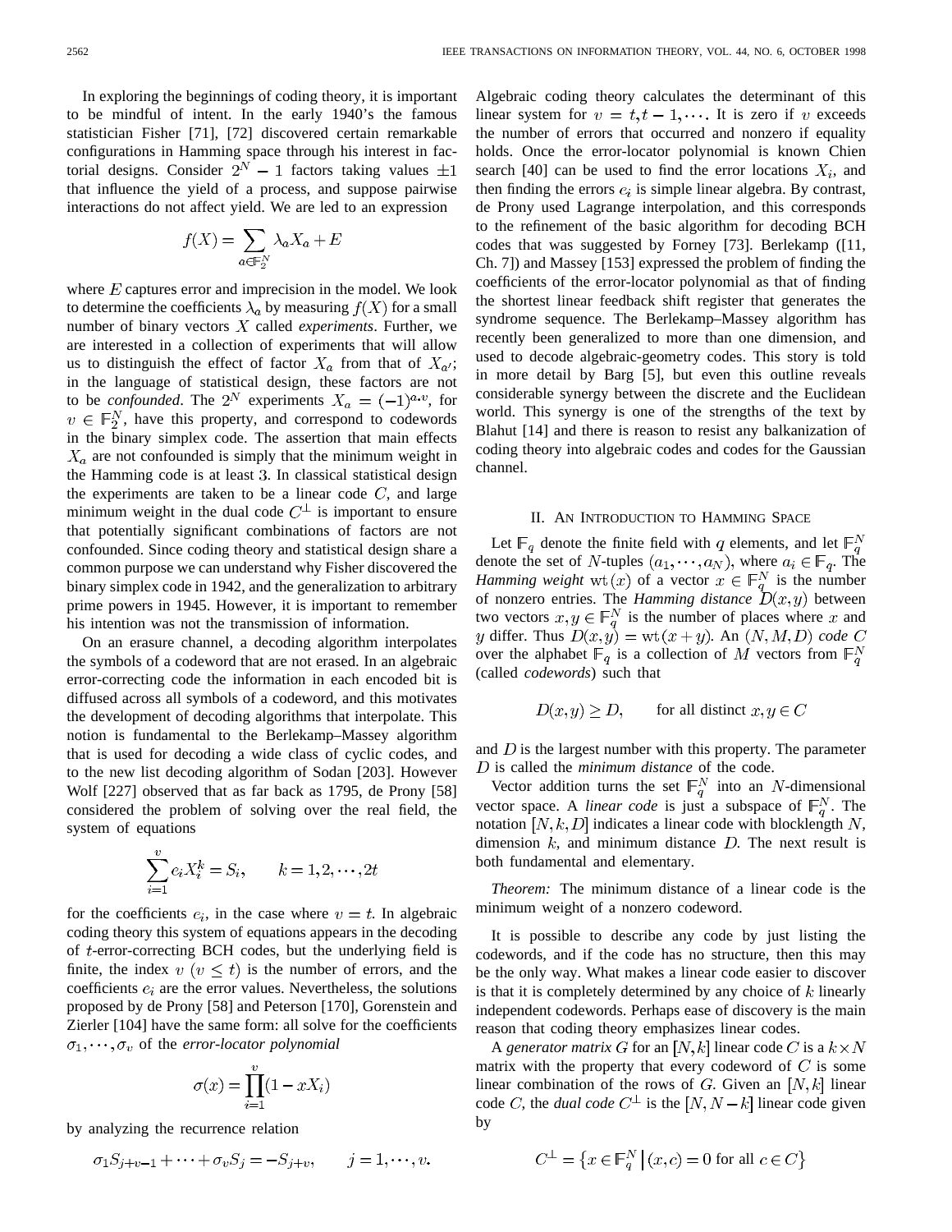In exploring the beginnings of coding theory, it is important to be mindful of intent. In the early 1940's the famous statistician Fisher [71], [72] discovered certain remarkable configurations in Hamming space through his interest in factorial designs. Consider $2^N - 1$ factors taking values $\pm 1$ that influence the yield of a process, and suppose pairwise interactions do not affect yield. We are led to an expression

$$f(X) = \sum_{a \in \mathbb{F}_2^N} \lambda_a X_a + E$$

where $E$ captures error and imprecision in the model. We look to determine the coefficients $\lambda_a$ by measuring $f(X)$ for a small number of binary vectors $X$ called *experiments*. Further, we are interested in a collection of experiments that will allow us to distinguish the effect of factor $X_a$ from that of $X_{a'}$; in the language of statistical design, these factors are not to be *confounded*. The $2^N$ experiments $X_a = (-1)^{a \cdot v}$, for $v \in \mathbb{F}_2^N$, have this property, and correspond to codewords in the binary simplex code. The assertion that main effects $X_a$ are not confounded is simply that the minimum weight in the Hamming code is at least 3. In classical statistical design the experiments are taken to be a linear code $C$, and large minimum weight in the dual code $C^\perp$ is important to ensure that potentially significant combinations of factors are not confounded. Since coding theory and statistical design share a common purpose we can understand why Fisher discovered the binary simplex code in 1942, and the generalization to arbitrary prime powers in 1945. However, it is important to remember his intention was not the transmission of information.

On an erasure channel, a decoding algorithm interpolates the symbols of a codeword that are not erased. In an algebraic error-correcting code the information in each encoded bit is diffused across all symbols of a codeword, and this motivates the development of decoding algorithms that interpolate. This notion is fundamental to the Berlekamp–Massey algorithm that is used for decoding a wide class of cyclic codes, and to the new list decoding algorithm of Sodan [203]. However Wolf [227] observed that as far back as 1795, de Prony [58] considered the problem of solving over the real field, the system of equations

$$\sum_{i=1}^{v} e_i X_i^k = S_i, \qquad k = 1, 2, \cdots, 2t$$

for the coefficients $e_i$, in the case where $v = t$. In algebraic coding theory this system of equations appears in the decoding of $t$-error-correcting BCH codes, but the underlying field is finite, the index $v$ ($v \le t$) is the number of errors, and the coefficients $e_i$ are the error values. Nevertheless, the solutions proposed by de Prony [58] and Peterson [170], Gorenstein and Zierler [104] have the same form: all solve for the coefficients $\sigma_1, \cdots, \sigma_v$ of the *error-locator polynomial*

$$\sigma(x) = \prod_{i=1}^{v} (1 - xX_i)$$

by analyzing the recurrence relation

$$\sigma_1 S_{j+v-1} + \cdots + \sigma_v S_j = -S_{j+v}, \qquad j = 1, \cdots, v.$$

Algebraic coding theory calculates the determinant of this linear system for $v = t, t-1, \cdots$. It is zero if $v$ exceeds the number of errors that occurred and nonzero if equality holds. Once the error-locator polynomial is known Chien search [40] can be used to find the error locations $X_i$, and then finding the errors $e_i$ is simple linear algebra. By contrast, de Prony used Lagrange interpolation, and this corresponds to the refinement of the basic algorithm for decoding BCH codes that was suggested by Forney [73]. Berlekamp ([11, Ch. 7]) and Massey [153] expressed the problem of finding the coefficients of the error-locator polynomial as that of finding the shortest linear feedback shift register that generates the syndrome sequence. The Berlekamp–Massey algorithm has recently been generalized to more than one dimension, and used to decode algebraic-geometry codes. This story is told in more detail by Barg [5], but even this outline reveals considerable synergy between the discrete and the Euclidean world. This synergy is one of the strengths of the text by Blahut [14] and there is reason to resist any balkanization of coding theory into algebraic codes and codes for the Gaussian channel.

## II. An Introduction to Hamming Space

Let $\mathbb{F}_q$ denote the finite field with $q$ elements, and let $\mathbb{F}_q^N$ denote the set of $N$-tuples $(a_1, \cdots, a_N)$, where $a_i \in \mathbb{F}_q$. The *Hamming weight* $\mathrm{wt}(x)$ of a vector $x \in \mathbb{F}_q^N$ is the number of nonzero entries. The *Hamming distance* $D(x, y)$ between two vectors $x, y \in \mathbb{F}_q^N$ is the number of places where $x$ and $y$ differ. Thus $D(x, y) = \mathrm{wt}(x + y)$. An $(N, M, D)$ *code* $C$ over the alphabet $\mathbb{F}_q$ is a collection of $M$ vectors from $\mathbb{F}_q^N$ (called *codewords*) such that

$$D(x, y) \ge D, \qquad \text{for all distinct } x, y \in C$$

and $D$ is the largest number with this property. The parameter $D$ is called the *minimum distance* of the code.

Vector addition turns the set $\mathbb{F}_q^N$ into an $N$-dimensional vector space. A *linear code* is just a subspace of $\mathbb{F}_q^N$. The notation $[N, k, D]$ indicates a linear code with blocklength $N$, dimension $k$, and minimum distance $D$. The next result is both fundamental and elementary.

*Theorem:* The minimum distance of a linear code is the minimum weight of a nonzero codeword.

It is possible to describe any code by just listing the codewords, and if the code has no structure, then this may be the only way. What makes a linear code easier to discover is that it is completely determined by any choice of $k$ linearly independent codewords. Perhaps ease of discovery is the main reason that coding theory emphasizes linear codes.

A *generator matrix* $G$ for an $[N, k]$ linear code $C$ is a $k \times N$ matrix with the property that every codeword of $C$ is some linear combination of the rows of $G$. Given an $[N, k]$ linear code $C$, the *dual code* $C^\perp$ is the $[N, N-k]$ linear code given by

$$C^\perp = \left\{ x \in \mathbb{F}_q^N \,\middle|\, (x, c) = 0 \text{ for all } c \in C \right\}$$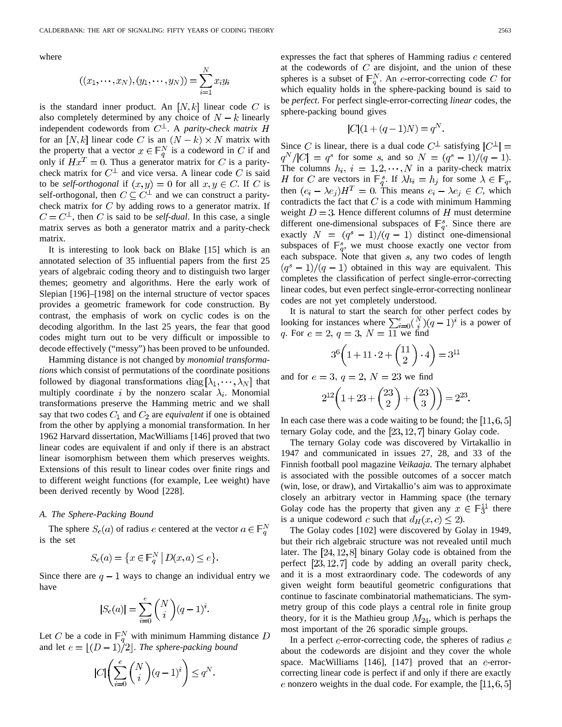where

$$((x_1, \cdots, x_N), (y_1, \cdots, y_N)) = \sum_{i=1}^{N} x_i y_i$$

is the standard inner product. An $[N, k]$ linear code $C$ is also completely determined by any choice of $N - k$ linearly independent codewords from $C^{\perp}$. A *parity-check matrix* $H$ for an $[N, k]$ linear code $C$ is an $(N - k) \times N$ matrix with the property that a vector $x \in \mathbb{F}_q^N$ is a codeword in $C$ if and only if $Hx^T = 0$. Thus a generator matrix for $C$ is a parity-check matrix for $C^{\perp}$ and vice versa. A linear code $C$ is said to be *self-orthogonal* if $(x, y) = 0$ for all $x, y \in C$. If $C$ is self-orthogonal, then $C \subseteq C^{\perp}$ and we can construct a parity-check matrix for $C$ by adding rows to a generator matrix. If $C = C^{\perp}$, then $C$ is said to be *self-dual*. In this case, a single matrix serves as both a generator matrix and a parity-check matrix.

It is interesting to look back on Blake [15] which is an annotated selection of 35 influential papers from the first 25 years of algebraic coding theory and to distinguish two larger themes; geometry and algorithms. Here the early work of Slepian [196]–[198] on the internal structure of vector spaces provides a geometric framework for code construction. By contrast, the emphasis of work on cyclic codes is on the decoding algorithm. In the last 25 years, the fear that good codes might turn out to be very difficult or impossible to decode effectively ("messy") has been proved to be unfounded.

Hamming distance is not changed by *monomial transformations* which consist of permutations of the coordinate positions followed by diagonal transformations $\mathrm{diag}[\lambda_1, \cdots, \lambda_N]$ that multiply coordinate $i$ by the nonzero scalar $\lambda_i$. Monomial transformations preserve the Hamming metric and we shall say that two codes $C_1$ and $C_2$ are *equivalent* if one is obtained from the other by applying a monomial transformation. In her 1962 Harvard dissertation, MacWilliams [146] proved that two linear codes are equivalent if and only if there is an abstract linear isomorphism between them which preserves weights. Extensions of this result to linear codes over finite rings and to different weight functions (for example, Lee weight) have been derived recently by Wood [228].

### A. The Sphere-Packing Bound

The sphere $S_e(a)$ of radius $e$ centered at the vector $a \in \mathbb{F}_q^N$ is the set

$$S_e(a) = \{x \in \mathbb{F}_q^N \mid D(x, a) \le e\}.$$

Since there are $q - 1$ ways to change an individual entry we have

$$|S_e(a)| = \sum_{i=0}^{e} \binom{N}{i} (q-1)^i.$$

Let $C$ be a code in $\mathbb{F}_q^N$ with minimum Hamming distance $D$ and let $e = \lfloor (D-1)/2 \rfloor$. *The sphere-packing bound*

$$|C| \left( \sum_{i=0}^{e} \binom{N}{i} (q-1)^i \right) \le q^N.$$

expresses the fact that spheres of Hamming radius $e$ centered at the codewords of $C$ are disjoint, and the union of these spheres is a subset of $\mathbb{F}_q^N$. An $e$-error-correcting code $C$ for which equality holds in the sphere-packing bound is said to be *perfect*. For perfect single-error-correcting *linear* codes, the sphere-packing bound gives

$$|C|(1 + (q-1)N) = q^N.$$

Since $C$ is linear, there is a dual code $C^{\perp}$ satisfying $|C^{\perp}| = q^N/|C| = q^s$ for some $s$, and so $N = (q^s - 1)/(q - 1)$. The columns $h_i$, $i = 1, 2, \cdots, N$ in a parity-check matrix $H$ for $C$ are vectors in $\mathbb{F}_q^s$. If $\lambda h_i = h_j$ for some $\lambda \in \mathbb{F}_q$, then $(e_i - \lambda e_j)H^T = 0$. This means $e_i - \lambda e_j \in C$, which contradicts the fact that $C$ is a code with minimum Hamming weight $D = 3$. Hence different columns of $H$ must determine different one-dimensional subspaces of $\mathbb{F}_q^s$. Since there are exactly $N = (q^s - 1)/(q - 1)$ distinct one-dimensional subspaces of $\mathbb{F}_q^s$, we must choose exactly one vector from each subspace. Note that given $s$, any two codes of length $(q^s - 1)/(q - 1)$ obtained in this way are equivalent. This completes the classification of perfect single-error-correcting linear codes, but even perfect single-error-correcting nonlinear codes are not yet completely understood.

It is natural to start the search for other perfect codes by looking for instances where $\sum_{i=0}^{e} \binom{N}{i} (q-1)^i$ is a power of $q$. For $e = 2$, $q = 3$, $N = 11$ we find

$$3^6 \left( 1 + 11 \cdot 2 + \binom{11}{2} \cdot 4 \right) = 3^{11}$$

and for $e = 3$, $q = 2$, $N = 23$ we find

$$2^{12} \left( 1 + 23 + \binom{23}{2} + \binom{23}{3} \right) = 2^{23}.$$

In each case there was a code waiting to be found; the $[11, 6, 5]$ ternary Golay code, and the $[23, 12, 7]$ binary Golay code.

The ternary Golay code was discovered by Virtakallio in 1947 and communicated in issues 27, 28, and 33 of the Finnish football pool magazine *Veikaaja*. The ternary alphabet is associated with the possible outcomes of a soccer match (win, lose, or draw), and Virtakallio's aim was to approximate closely an arbitrary vector in Hamming space (the ternary Golay code has the property that given any $x \in \mathbb{F}_3^{11}$ there is a unique codeword $c$ such that $d_H(x, c) \le 2$).

The Golay codes [102] were discovered by Golay in 1949, but their rich algebraic structure was not revealed until much later. The $[24, 12, 8]$ binary Golay code is obtained from the perfect $[23, 12, 7]$ code by adding an overall parity check, and it is a most extraordinary code. The codewords of any given weight form beautiful geometric configurations that continue to fascinate combinatorial mathematicians. The symmetry group of this code plays a central role in finite group theory, for it is the Mathieu group $M_{24}$, which is perhaps the most important of the 26 sporadic simple groups.

In a perfect $e$-error-correcting code, the spheres of radius $e$ about the codewords are disjoint and they cover the whole space. MacWilliams [146], [147] proved that an $e$-error-correcting linear code is perfect if and only if there are exactly $e$ nonzero weights in the dual code. For example, the $[11, 6, 5]$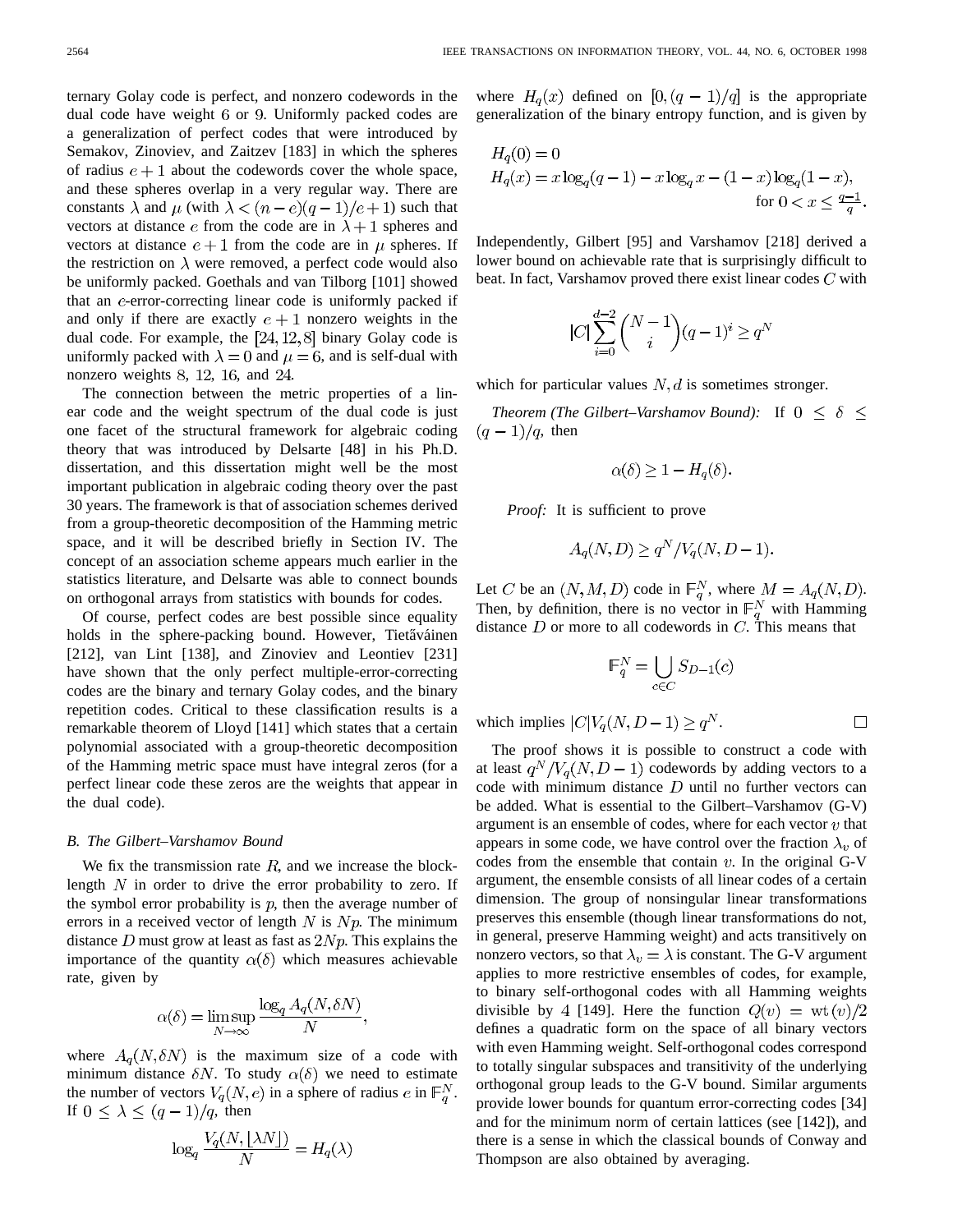ternary Golay code is perfect, and nonzero codewords in the dual code have weight 6 or 9. Uniformly packed codes are a generalization of perfect codes that were introduced by Semakov, Zinoviev, and Zaitzev [183] in which the spheres of radius $e+1$ about the codewords cover the whole space, and these spheres overlap in a very regular way. There are constants $\lambda$ and $\mu$ (with $\lambda < (n-e)(q-1)/e+1$) such that vectors at distance $e$ from the code are in $\lambda+1$ spheres and vectors at distance $e+1$ from the code are in $\mu$ spheres. If the restriction on $\lambda$ were removed, a perfect code would also be uniformly packed. Goethals and van Tilborg [101] showed that an $e$-error-correcting linear code is uniformly packed if and only if there are exactly $e+1$ nonzero weights in the dual code. For example, the $[24, 12, 8]$ binary Golay code is uniformly packed with $\lambda = 0$ and $\mu = 6$, and is self-dual with nonzero weights 8, 12, 16, and 24.

The connection between the metric properties of a linear code and the weight spectrum of the dual code is just one facet of the structural framework for algebraic coding theory that was introduced by Delsarte [48] in his Ph.D. dissertation, and this dissertation might well be the most important publication in algebraic coding theory over the past 30 years. The framework is that of association schemes derived from a group-theoretic decomposition of the Hamming metric space, and it will be described briefly in Section IV. The concept of an association scheme appears much earlier in the statistics literature, and Delsarte was able to connect bounds on orthogonal arrays from statistics with bounds for codes.

Of course, perfect codes are best possible since equality holds in the sphere-packing bound. However, Tietäváinen [212], van Lint [138], and Zinoviev and Leontiev [231] have shown that the only perfect multiple-error-correcting codes are the binary and ternary Golay codes, and the binary repetition codes. Critical to these classification results is a remarkable theorem of Lloyd [141] which states that a certain polynomial associated with a group-theoretic decomposition of the Hamming metric space must have integral zeros (for a perfect linear code these zeros are the weights that appear in the dual code).

### B. The Gilbert–Varshamov Bound

We fix the transmission rate $R$, and we increase the block-length $N$ in order to drive the error probability to zero. If the symbol error probability is $p$, then the average number of errors in a received vector of length $N$ is $Np$. The minimum distance $D$ must grow at least as fast as $2Np$. This explains the importance of the quantity $\alpha(\delta)$ which measures achievable rate, given by

$$\alpha(\delta) = \limsup_{N\to\infty} \frac{\log_q A_q(N, \delta N)}{N},$$

where $A_q(N, \delta N)$ is the maximum size of a code with minimum distance $\delta N$. To study $\alpha(\delta)$ we need to estimate the number of vectors $V_q(N, e)$ in a sphere of radius $e$ in $\mathbb{F}_q^N$. If $0 \le \lambda \le (q-1)/q$, then

$$\log_q \frac{V_q(N, \lfloor \lambda N \rfloor)}{N} = H_q(\lambda)$$

where $H_q(x)$ defined on $[0, (q-1)/q]$ is the appropriate generalization of the binary entropy function, and is given by

$$H_q(0) = 0$$
$$H_q(x) = x\log_q(q-1) - x\log_q x - (1-x)\log_q(1-x), \quad \text{for } 0 < x \le \tfrac{q-1}{q}.$$

Independently, Gilbert [95] and Varshamov [218] derived a lower bound on achievable rate that is surprisingly difficult to beat. In fact, Varshamov proved there exist linear codes $C$ with

$$|C| \sum_{i=0}^{d-2} \binom{N-1}{i} (q-1)^i \ge q^N$$

which for particular values $N, d$ is sometimes stronger.

*Theorem (The Gilbert–Varshamov Bound):* If $0 \le \delta \le (q-1)/q$, then

$$\alpha(\delta) \ge 1 - H_q(\delta).$$

*Proof:* It is sufficient to prove

$$A_q(N, D) \ge q^N / V_q(N, D-1).$$

Let $C$ be an $(N, M, D)$ code in $\mathbb{F}_q^N$, where $M = A_q(N, D)$. Then, by definition, there is no vector in $\mathbb{F}_q^N$ with Hamming distance $D$ or more to all codewords in $C$. This means that

$$\mathbb{F}_q^N = \bigcup_{c\in C} S_{D-1}(c)$$

which implies $|C| V_q(N, D-1) \ge q^N$. □

The proof shows it is possible to construct a code with at least $q^N/V_q(N, D-1)$ codewords by adding vectors to a code with minimum distance $D$ until no further vectors can be added. What is essential to the Gilbert–Varshamov (G-V) argument is an ensemble of codes, where for each vector $v$ that appears in some code, we have control over the fraction $\lambda_v$ of codes from the ensemble that contain $v$. In the original G-V argument, the ensemble consists of all linear codes of a certain dimension. The group of nonsingular linear transformations preserves this ensemble (though linear transformations do not, in general, preserve Hamming weight) and acts transitively on nonzero vectors, so that $\lambda_v = \lambda$ is constant. The G-V argument applies to more restrictive ensembles of codes, for example, to binary self-orthogonal codes with all Hamming weights divisible by 4 [149]. Here the function $Q(v) = \mathrm{wt}(v)/2$ defines a quadratic form on the space of all binary vectors with even Hamming weight. Self-orthogonal codes correspond to totally singular subspaces and transitivity of the underlying orthogonal group leads to the G-V bound. Similar arguments provide lower bounds for quantum error-correcting codes [34] and for the minimum norm of certain lattices (see [142]), and there is a sense in which the classical bounds of Conway and Thompson are also obtained by averaging.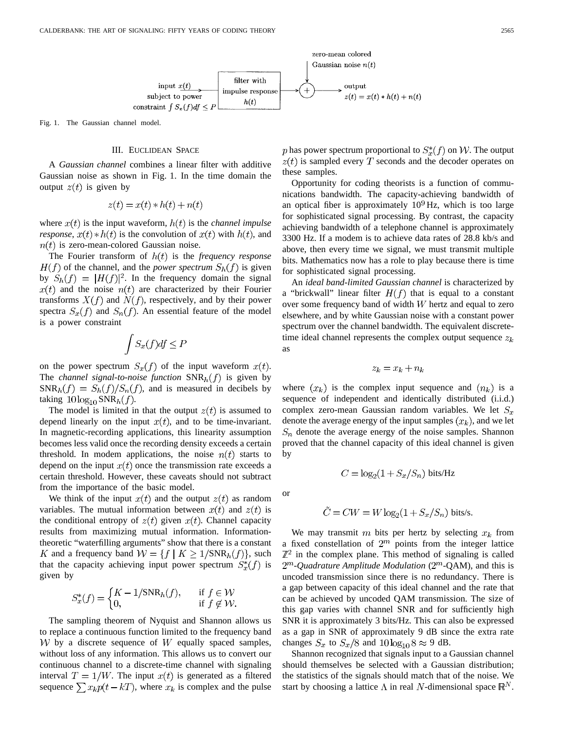Fig. 1. The Gaussian channel model.

## III. Euclidean Space

A *Gaussian channel* combines a linear filter with additive Gaussian noise as shown in Fig. 1. In the time domain the output $z(t)$ is given by

$$z(t) = x(t) * h(t) + n(t)$$

where $x(t)$ is the input waveform, $h(t)$ is the *channel impulse response*, $x(t) * h(t)$ is the convolution of $x(t)$ with $h(t)$, and $n(t)$ is zero-mean-colored Gaussian noise.

The Fourier transform of $h(t)$ is the *frequency response* $H(f)$ of the channel, and the *power spectrum* $S_h(f)$ is given by $S_h(f) = |H(f)|^2$. In the frequency domain the signal $x(t)$ and the noise $n(t)$ are characterized by their Fourier transforms $X(f)$ and $N(f)$, respectively, and by their power spectra $S_x(f)$ and $S_n(f)$. An essential feature of the model is a power constraint

$$\int S_x(f) df \leq P$$

on the power spectrum $S_x(f)$ of the input waveform $x(t)$. The *channel signal-to-noise function* $\mathrm{SNR}_h(f)$ is given by $\mathrm{SNR}_h(f) = S_h(f)/S_n(f)$, and is measured in decibels by taking $10 \log_{10} \mathrm{SNR}_h(f)$.

The model is limited in that the output $z(t)$ is assumed to depend linearly on the input $x(t)$, and to be time-invariant. In magnetic-recording applications, this linearity assumption becomes less valid once the recording density exceeds a certain threshold. In modem applications, the noise $n(t)$ starts to depend on the input $x(t)$ once the transmission rate exceeds a certain threshold. However, these caveats should not subtract from the importance of the basic model.

We think of the input $x(t)$ and the output $z(t)$ as random variables. The mutual information between $x(t)$ and $z(t)$ is the conditional entropy of $z(t)$ given $x(t)$. Channel capacity results from maximizing mutual information. Information-theoretic "waterfilling arguments" show that there is a constant $K$ and a frequency band $\mathcal{W} = \{f \mid K \geq 1/\mathrm{SNR}_h(f)\}$, such that the capacity achieving input power spectrum $S_x^*(f)$ is given by

$$S_x^*(f) = \begin{cases} K - 1/\mathrm{SNR}_h(f), & \text{if } f \in \mathcal{W} \\ 0, & \text{if } f \notin \mathcal{W}. \end{cases}$$

The sampling theorem of Nyquist and Shannon allows us to replace a continuous function limited to the frequency band $\mathcal{W}$ by a discrete sequence of $W$ equally spaced samples, without loss of any information. This allows us to convert our continuous channel to a discrete-time channel with signaling interval $T = 1/W$. The input $x(t)$ is generated as a filtered sequence $\sum x_k p(t - kT)$, where $x_k$ is complex and the pulse $p$ has power spectrum proportional to $S_x^*(f)$ on $\mathcal{W}$. The output $z(t)$ is sampled every $T$ seconds and the decoder operates on these samples.

Opportunity for coding theorists is a function of communications bandwidth. The capacity-achieving bandwidth of an optical fiber is approximately $10^9$ Hz, which is too large for sophisticated signal processing. By contrast, the capacity achieving bandwidth of a telephone channel is approximately 3300 Hz. If a modem is to achieve data rates of 28.8 kb/s and above, then every time we signal, we must transmit multiple bits. Mathematics now has a role to play because there is time for sophisticated signal processing.

An *ideal band-limited Gaussian channel* is characterized by a "brickwall" linear filter $H(f)$ that is equal to a constant over some frequency band of width $W$ hertz and equal to zero elsewhere, and by white Gaussian noise with a constant power spectrum over the channel bandwidth. The equivalent discrete-time ideal channel represents the complex output sequence $z_k$ as

$$z_k = x_k + n_k$$

where $(x_k)$ is the complex input sequence and $(n_k)$ is a sequence of independent and identically distributed (i.i.d.) complex zero-mean Gaussian random variables. We let $S_x$ denote the average energy of the input samples $(x_k)$, and we let $S_n$ denote the average energy of the noise samples. Shannon proved that the channel capacity of this ideal channel is given by

$$C = \log_2(1 + S_x/S_n) \text{ bits/Hz}$$

or

$$\tilde{C} = CW = W \log_2(1 + S_x/S_n) \text{ bits/s.}$$

We may transmit $m$ bits per hertz by selecting $x_k$ from a fixed constellation of $2^m$ points from the integer lattice $\mathbb{Z}^2$ in the complex plane. This method of signaling is called $2^m$-*Quadrature Amplitude Modulation* ($2^m$-QAM), and this is uncoded transmission since there is no redundancy. There is a gap between capacity of this ideal channel and the rate that can be achieved by uncoded QAM transmission. The size of this gap varies with channel SNR and for sufficiently high SNR it is approximately 3 bits/Hz. This can also be expressed as a gap in SNR of approximately 9 dB since the extra rate changes $S_x$ to $S_x/8$ and $10 \log_{10} 8 \approx 9$ dB.

Shannon recognized that signals input to a Gaussian channel should themselves be selected with a Gaussian distribution; the statistics of the signals should match that of the noise. We start by choosing a lattice $\Lambda$ in real $N$-dimensional space $\mathbb{R}^N$.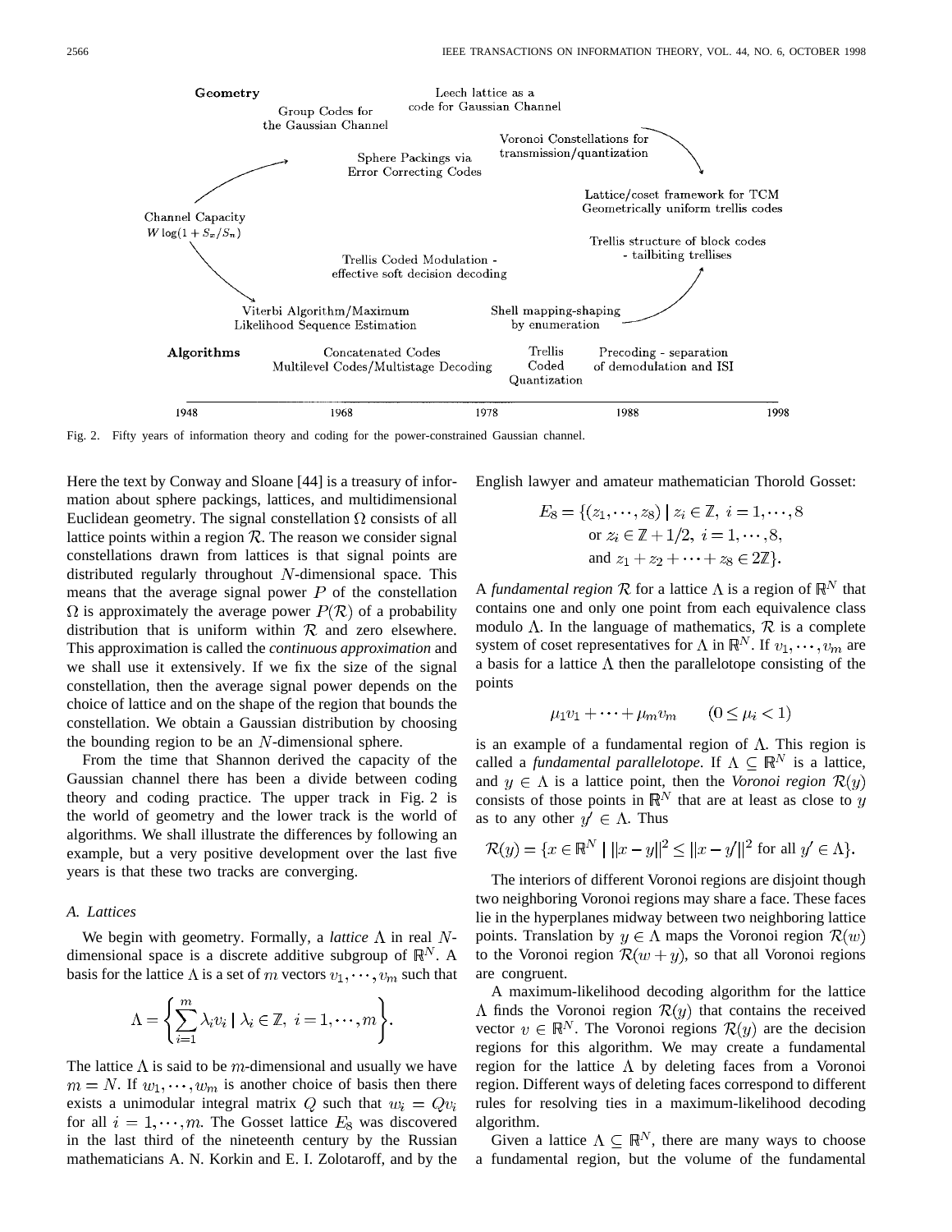Geometry

Leech lattice as a code for Gaussian Channel

Group Codes for the Gaussian Channel

Voronoi Constellations for transmission/quantization

Sphere Packings via Error Correcting Codes

Lattice/coset framework for TCM Geometrically uniform trellis codes

Channel Capacity $W \log(1 + S_x/S_n)$

Trellis structure of block codes - tailbiting trellises

Trellis Coded Modulation - effective soft decision decoding

Viterbi Algorithm/Maximum Likelihood Sequence Estimation

Shell mapping-shaping by enumeration

Algorithms

Concatenated Codes Multilevel Codes/Multistage Decoding

Trellis Coded Quantization

Precoding - separation of demodulation and ISI

1948 1968 1978 1988 1998

Fig. 2. Fifty years of information theory and coding for the power-constrained Gaussian channel.

Here the text by Conway and Sloane [44] is a treasury of information about sphere packings, lattices, and multidimensional Euclidean geometry. The signal constellation $\Omega$ consists of all lattice points within a region $\mathcal{R}$. The reason we consider signal constellations drawn from lattices is that signal points are distributed regularly throughout $N$-dimensional space. This means that the average signal power $P$ of the constellation $\Omega$ is approximately the average power $P(\mathcal{R})$ of a probability distribution that is uniform within $\mathcal{R}$ and zero elsewhere. This approximation is called the *continuous approximation* and we shall use it extensively. If we fix the size of the signal constellation, then the average signal power depends on the choice of lattice and on the shape of the region that bounds the constellation. We obtain a Gaussian distribution by choosing the bounding region to be an $N$-dimensional sphere.

From the time that Shannon derived the capacity of the Gaussian channel there has been a divide between coding theory and coding practice. The upper track in Fig. 2 is the world of geometry and the lower track is the world of algorithms. We shall illustrate the differences by following an example, but a very positive development over the last five years is that these two tracks are converging.

### A. Lattices

We begin with geometry. Formally, a *lattice* $\Lambda$ in real $N$-dimensional space is a discrete additive subgroup of $\mathbb{R}^N$. A basis for the lattice $\Lambda$ is a set of $m$ vectors $v_1, \cdots, v_m$ such that

$$\Lambda = \left\{ \sum_{i=1}^{m} \lambda_i v_i \mid \lambda_i \in \mathbb{Z},\ i = 1, \cdots, m \right\}.$$

The lattice $\Lambda$ is said to be $m$-dimensional and usually we have $m = N$. If $w_1, \cdots, w_m$ is another choice of basis then there exists a unimodular integral matrix $Q$ such that $w_i = Qv_i$ for all $i = 1, \cdots, m$. The Gosset lattice $E_8$ was discovered in the last third of the nineteenth century by the Russian mathematicians A. N. Korkin and E. I. Zolotaroff, and by the English lawyer and amateur mathematician Thorold Gosset:

$$\begin{aligned} E_8 = \{(z_1, \cdots, z_8) \mid\ & z_i \in \mathbb{Z},\ i = 1, \cdots, 8 \\ & \text{or } z_i \in \mathbb{Z} + 1/2,\ i = 1, \cdots, 8, \\ & \text{and } z_1 + z_2 + \cdots + z_8 \in 2\mathbb{Z}\}. \end{aligned}$$

A *fundamental region* $\mathcal{R}$ for a lattice $\Lambda$ is a region of $\mathbb{R}^N$ that contains one and only one point from each equivalence class modulo $\Lambda$. In the language of mathematics, $\mathcal{R}$ is a complete system of coset representatives for $\Lambda$ in $\mathbb{R}^N$. If $v_1, \cdots, v_m$ are a basis for a lattice $\Lambda$ then the parallelotope consisting of the points

$$\mu_1 v_1 + \cdots + \mu_m v_m \qquad (0 \le \mu_i < 1)$$

is an example of a fundamental region of $\Lambda$. This region is called a *fundamental parallelotope*. If $\Lambda \subseteq \mathbb{R}^N$ is a lattice, and $y \in \Lambda$ is a lattice point, then the *Voronoi region* $\mathcal{R}(y)$ consists of those points in $\mathbb{R}^N$ that are at least as close to $y$ as to any other $y' \in \Lambda$. Thus

$$\mathcal{R}(y) = \{x \in \mathbb{R}^N \mid \|x - y\|^2 \le \|x - y'\|^2 \text{ for all } y' \in \Lambda\}.$$

The interiors of different Voronoi regions are disjoint though two neighboring Voronoi regions may share a face. These faces lie in the hyperplanes midway between two neighboring lattice points. Translation by $y \in \Lambda$ maps the Voronoi region $\mathcal{R}(w)$ to the Voronoi region $\mathcal{R}(w + y)$, so that all Voronoi regions are congruent.

A maximum-likelihood decoding algorithm for the lattice $\Lambda$ finds the Voronoi region $\mathcal{R}(y)$ that contains the received vector $v \in \mathbb{R}^N$. The Voronoi regions $\mathcal{R}(y)$ are the decision regions for this algorithm. We may create a fundamental region for the lattice $\Lambda$ by deleting faces from a Voronoi region. Different ways of deleting faces correspond to different rules for resolving ties in a maximum-likelihood decoding algorithm.

Given a lattice $\Lambda \subseteq \mathbb{R}^N$, there are many ways to choose a fundamental region, but the volume of the fundamental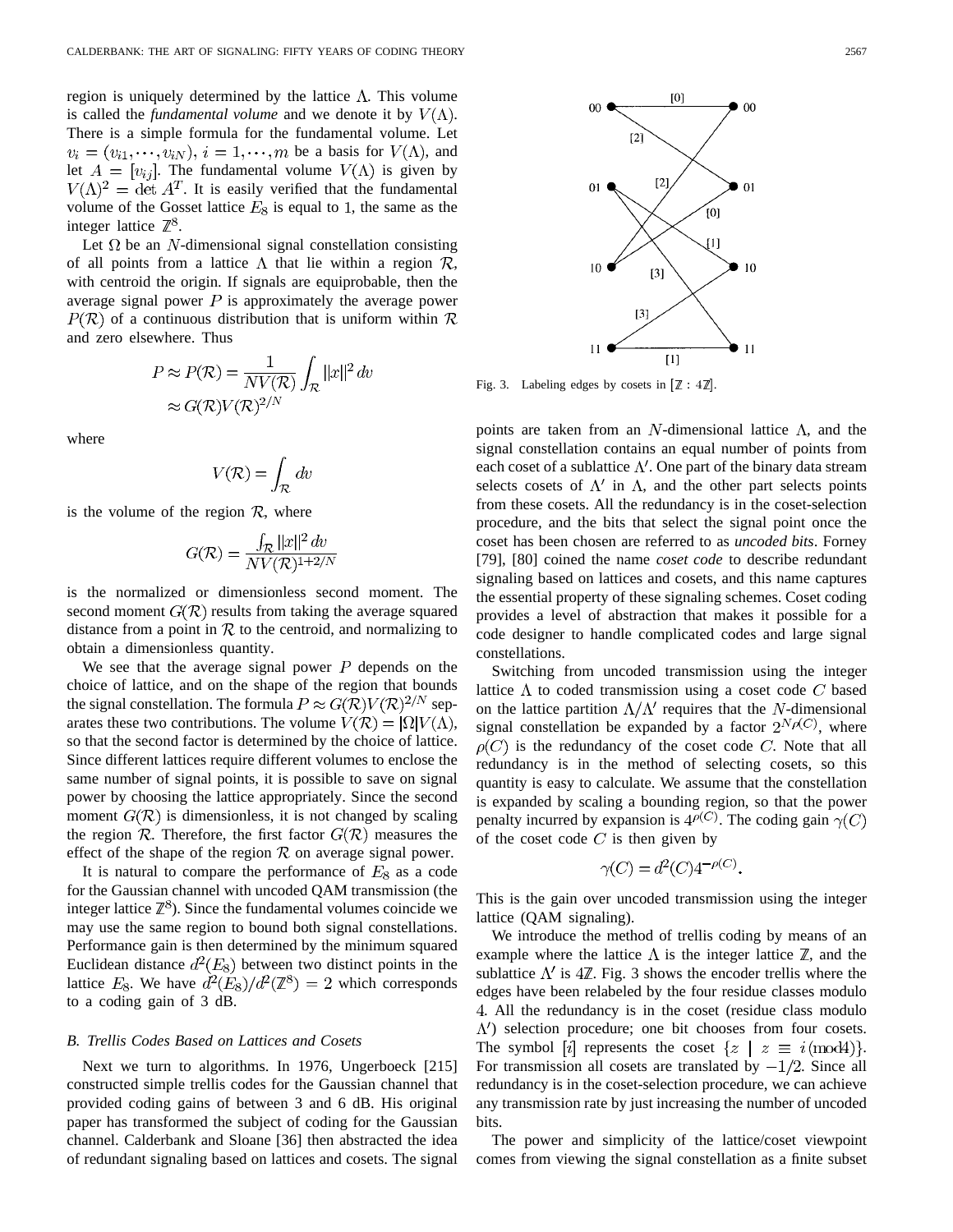region is uniquely determined by the lattice $\Lambda$. This volume is called the *fundamental volume* and we denote it by $V(\Lambda)$. There is a simple formula for the fundamental volume. Let $v_i = (v_{i1}, \cdots, v_{iN})$, $i = 1, \cdots, m$ be a basis for $V(\Lambda)$, and let $A = [v_{ij}]$. The fundamental volume $V(\Lambda)$ is given by $V(\Lambda)^2 = \det A^T$. It is easily verified that the fundamental volume of the Gosset lattice $E_8$ is equal to 1, the same as the integer lattice $\mathbb{Z}^8$.

Let $\Omega$ be an $N$-dimensional signal constellation consisting of all points from a lattice $\Lambda$ that lie within a region $\mathcal{R}$, with centroid the origin. If signals are equiprobable, then the average signal power $P$ is approximately the average power $P(\mathcal{R})$ of a continuous distribution that is uniform within $\mathcal{R}$ and zero elsewhere. Thus

$$P \approx P(\mathcal{R}) = \frac{1}{NV(\mathcal{R})} \int_{\mathcal{R}} \|x\|^2 \, dv$$
$$\approx G(\mathcal{R}) V(\mathcal{R})^{2/N}$$

where

$$V(\mathcal{R}) = \int_{\mathcal{R}} dv$$

is the volume of the region $\mathcal{R}$, where

$$G(\mathcal{R}) = \frac{\int_{\mathcal{R}} \|x\|^2 \, dv}{NV(\mathcal{R})^{1+2/N}}$$

is the normalized or dimensionless second moment. The second moment $G(\mathcal{R})$ results from taking the average squared distance from a point in $\mathcal{R}$ to the centroid, and normalizing to obtain a dimensionless quantity.

We see that the average signal power $P$ depends on the choice of lattice, and on the shape of the region that bounds the signal constellation. The formula $P \approx G(\mathcal{R})V(\mathcal{R})^{2/N}$ separates these two contributions. The volume $V(\mathcal{R}) = |\Omega|V(\Lambda)$, so that the second factor is determined by the choice of lattice. Since different lattices require different volumes to enclose the same number of signal points, it is possible to save on signal power by choosing the lattice appropriately. Since the second moment $G(\mathcal{R})$ is dimensionless, it is not changed by scaling the region $\mathcal{R}$. Therefore, the first factor $G(\mathcal{R})$ measures the effect of the shape of the region $\mathcal{R}$ on average signal power.

It is natural to compare the performance of $E_8$ as a code for the Gaussian channel with uncoded QAM transmission (the integer lattice $\mathbb{Z}^8$). Since the fundamental volumes coincide we may use the same region to bound both signal constellations. Performance gain is then determined by the minimum squared Euclidean distance $d^2(E_8)$ between two distinct points in the lattice $E_8$. We have $d^2(E_8)/d^2(\mathbb{Z}^8) = 2$ which corresponds to a coding gain of 3 dB.

### B. Trellis Codes Based on Lattices and Cosets

Next we turn to algorithms. In 1976, Ungerboeck [215] constructed simple trellis codes for the Gaussian channel that provided coding gains of between 3 and 6 dB. His original paper has transformed the subject of coding for the Gaussian channel. Calderbank and Sloane [36] then abstracted the idea of redundant signaling based on lattices and cosets. The signal points are taken from an $N$-dimensional lattice $\Lambda$, and the signal constellation contains an equal number of points from each coset of a sublattice $\Lambda'$. One part of the binary data stream selects cosets of $\Lambda'$ in $\Lambda$, and the other part selects points from these cosets. All the redundancy is in the coset-selection procedure, and the bits that select the signal point once the coset has been chosen are referred to as *uncoded bits*. Forney [79], [80] coined the name *coset code* to describe redundant signaling based on lattices and cosets, and this name captures the essential property of these signaling schemes. Coset coding provides a level of abstraction that makes it possible for a code designer to handle complicated codes and large signal constellations.

Fig. 3. Labeling edges by cosets in $[\mathbb{Z} : 4\mathbb{Z}]$.

Switching from uncoded transmission using the integer lattice $\Lambda$ to coded transmission using a coset code $C$ based on the lattice partition $\Lambda/\Lambda'$ requires that the $N$-dimensional signal constellation be expanded by a factor $2^{N\rho(C)}$, where $\rho(C)$ is the redundancy of the coset code $C$. Note that all redundancy is in the method of selecting cosets, so this quantity is easy to calculate. We assume that the constellation is expanded by scaling a bounding region, so that the power penalty incurred by expansion is $4^{\rho(C)}$. The coding gain $\gamma(C)$ of the coset code $C$ is then given by

$$\gamma(C) = d^2(C)4^{-\rho(C)}.$$

This is the gain over uncoded transmission using the integer lattice (QAM signaling).

We introduce the method of trellis coding by means of an example where the lattice $\Lambda$ is the integer lattice $\mathbb{Z}$, and the sublattice $\Lambda'$ is $4\mathbb{Z}$. Fig. 3 shows the encoder trellis where the edges have been relabeled by the four residue classes modulo 4. All the redundancy is in the coset (residue class modulo $\Lambda'$) selection procedure; one bit chooses from four cosets. The symbol $[i]$ represents the coset $\{z \mid z \equiv i \pmod 4\}$. For transmission all cosets are translated by $-1/2$. Since all redundancy is in the coset-selection procedure, we can achieve any transmission rate by just increasing the number of uncoded bits.

The power and simplicity of the lattice/coset viewpoint comes from viewing the signal constellation as a finite subset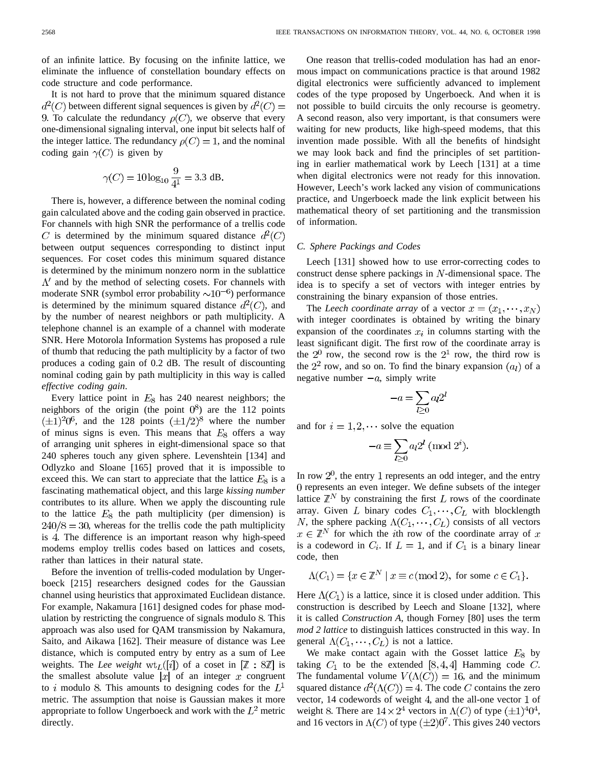of an infinite lattice. By focusing on the infinite lattice, we eliminate the influence of constellation boundary effects on code structure and code performance.

It is not hard to prove that the minimum squared distance $d^2(C)$ between different signal sequences is given by $d^2(C) = 9$. To calculate the redundancy $\rho(C)$, we observe that every one-dimensional signaling interval, one input bit selects half of the integer lattice. The redundancy $\rho(C) = 1$, and the nominal coding gain $\gamma(C)$ is given by

$$\gamma(C) = 10 \log_{10} \frac{9}{4^1} = 3.3 \text{ dB}.$$

There is, however, a difference between the nominal coding gain calculated above and the coding gain observed in practice. For channels with high SNR the performance of a trellis code $C$ is determined by the minimum squared distance $d^2(C)$ between output sequences corresponding to distinct input sequences. For coset codes this minimum squared distance is determined by the minimum nonzero norm in the sublattice $\Lambda'$ and by the method of selecting cosets. For channels with moderate SNR (symbol error probability $\sim 10^{-6}$) performance is determined by the minimum squared distance $d^2(C)$, and by the number of nearest neighbors or path multiplicity. A telephone channel is an example of a channel with moderate SNR. Here Motorola Information Systems has proposed a rule of thumb that reducing the path multiplicity by a factor of two produces a coding gain of 0.2 dB. The result of discounting nominal coding gain by path multiplicity in this way is called *effective coding gain*.

Every lattice point in $E_8$ has 240 nearest neighbors; the neighbors of the origin (the point $0^8$) are the 112 points $(\pm 1)^2 0^6$, and the 128 points $(\pm 1/2)^8$ where the number of minus signs is even. This means that $E_8$ offers a way of arranging unit spheres in eight-dimensional space so that 240 spheres touch any given sphere. Levenshtein [134] and Odlyzko and Sloane [165] proved that it is impossible to exceed this. We can start to appreciate that the lattice $E_8$ is a fascinating mathematical object, and this large *kissing number* contributes to its allure. When we apply the discounting rule to the lattice $E_8$ the path multiplicity (per dimension) is $240/8 = 30$, whereas for the trellis code the path multiplicity is 4. The difference is an important reason why high-speed modems employ trellis codes based on lattices and cosets, rather than lattices in their natural state.

Before the invention of trellis-coded modulation by Ungerboeck [215] researchers designed codes for the Gaussian channel using heuristics that approximated Euclidean distance. For example, Nakamura [161] designed codes for phase modulation by restricting the congruence of signals modulo 8. This approach was also used for QAM transmission by Nakamura, Saito, and Aikawa [162]. Their measure of distance was Lee distance, which is computed entry by entry as a sum of Lee weights. The *Lee weight* $\text{wt}_L([i])$ of a coset in $[\mathbb{Z} : 8\mathbb{Z}]$ is the smallest absolute value $|x|$ of an integer $x$ congruent to $i$ modulo 8. This amounts to designing codes for the $L^1$ metric. The assumption that noise is Gaussian makes it more appropriate to follow Ungerboeck and work with the $L^2$ metric directly.

One reason that trellis-coded modulation has had an enormous impact on communications practice is that around 1982 digital electronics were sufficiently advanced to implement codes of the type proposed by Ungerboeck. And when it is not possible to build circuits the only recourse is geometry. A second reason, also very important, is that consumers were waiting for new products, like high-speed modems, that this invention made possible. With all the benefits of hindsight we may look back and find the principles of set partitioning in earlier mathematical work by Leech [131] at a time when digital electronics were not ready for this innovation. However, Leech's work lacked any vision of communications practice, and Ungerboeck made the link explicit between his mathematical theory of set partitioning and the transmission of information.

### C. Sphere Packings and Codes

Leech [131] showed how to use error-correcting codes to construct dense sphere packings in $N$-dimensional space. The idea is to specify a set of vectors with integer entries by constraining the binary expansion of those entries.

The *Leech coordinate array* of a vector $x = (x_1, \cdots, x_N)$ with integer coordinates is obtained by writing the binary expansion of the coordinates $x_i$ in columns starting with the least significant digit. The first row of the coordinate array is the $2^0$ row, the second row is the $2^1$ row, the third row is the $2^2$ row, and so on. To find the binary expansion $(a_l)$ of a negative number $-a$, simply write

$$-a = \sum_{l \geq 0} a_l 2^l$$

and for $i = 1, 2, \cdots$ solve the equation

$$-a \equiv \sum_{l \geq 0} a_l 2^l \pmod{2^i}.$$

In row $2^0$, the entry 1 represents an odd integer, and the entry 0 represents an even integer. We define subsets of the integer lattice $\mathbb{Z}^N$ by constraining the first $L$ rows of the coordinate array. Given $L$ binary codes $C_1, \cdots, C_L$ with blocklength $N$, the sphere packing $\Lambda(C_1, \cdots, C_L)$ consists of all vectors $x \in \mathbb{Z}^N$ for which the $i$th row of the coordinate array of $x$ is a codeword in $C_i$. If $L = 1$, and if $C_1$ is a binary linear code, then

$$\Lambda(C_1) = \{x \in \mathbb{Z}^N \mid x \equiv c \pmod 2, \text{ for some } c \in C_1\}.$$

Here $\Lambda(C_1)$ is a lattice, since it is closed under addition. This construction is described by Leech and Sloane [132], where it is called *Construction A*, though Forney [80] uses the term *mod 2 lattice* to distinguish lattices constructed in this way. In general $\Lambda(C_1, \cdots, C_L)$ is not a lattice.

We make contact again with the Gosset lattice $E_8$ by taking $C_1$ to be the extended $[8, 4, 4]$ Hamming code $C$. The fundamental volume $V(\Lambda(C)) = 16$, and the minimum squared distance $d^2(\Lambda(C)) = 4$. The code $C$ contains the zero vector, 14 codewords of weight 4, and the all-one vector $\mathbf{1}$ of weight 8. There are $14 \times 2^4$ vectors in $\Lambda(C)$ of type $(\pm 1)^4 0^4$, and 16 vectors in $\Lambda(C)$ of type $(\pm 2) 0^7$. This gives 240 vectors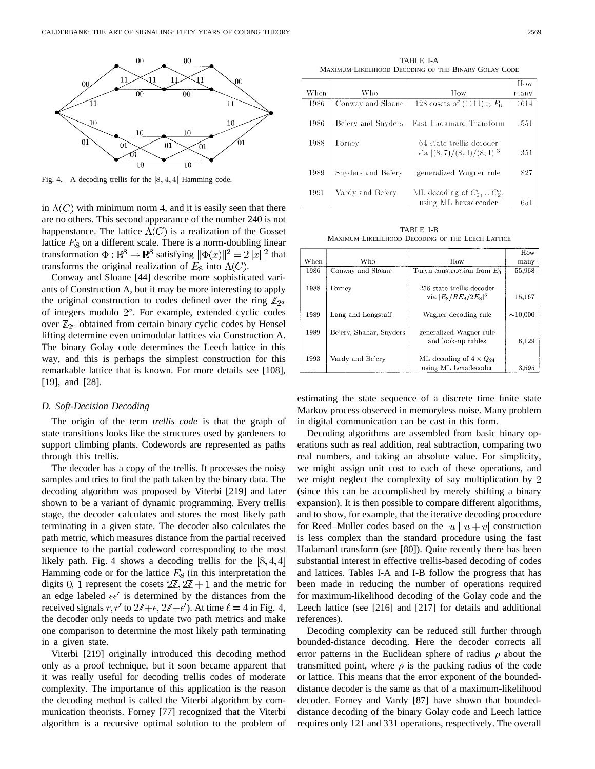Fig. 4. A decoding trellis for the $[8, 4, 4]$ Hamming code.

in $\Lambda(C)$ with minimum norm 4, and it is easily seen that there are no others. This second appearance of the number 240 is not happenstance. The lattice $\Lambda(C)$ is a realization of the Gosset lattice $E_8$ on a different scale. There is a norm-doubling linear transformation $\Phi : \mathbb{R}^8 \to \mathbb{R}^8$ satisfying $\|\Phi(x)\|^2 = 2\|x\|^2$ that transforms the original realization of $E_8$ into $\Lambda(C)$.

Conway and Sloane [44] describe more sophisticated variants of Construction A, but it may be more interesting to apply the original construction to codes defined over the ring $\mathbb{Z}_{2^a}$ of integers modulo $2^a$. For example, extended cyclic codes over $\mathbb{Z}_{2^a}$ obtained from certain binary cyclic codes by Hensel lifting determine even unimodular lattices via Construction A. The binary Golay code determines the Leech lattice in this way, and this is perhaps the simplest construction for this remarkable lattice that is known. For more details see [108], [19], and [28].

### D. Soft-Decision Decoding

The origin of the term *trellis code* is that the graph of state transitions looks like the structures used by gardeners to support climbing plants. Codewords are represented as paths through this trellis.

The decoder has a copy of the trellis. It processes the noisy samples and tries to find the path taken by the binary data. The decoding algorithm was proposed by Viterbi [219] and later shown to be a variant of dynamic programming. Every trellis stage, the decoder calculates and stores the most likely path terminating in a given state. The decoder also calculates the path metric, which measures distance from the partial received sequence to the partial codeword corresponding to the most likely path. Fig. 4 shows a decoding trellis for the $[8, 4, 4]$ Hamming code or for the lattice $E_8$ (in this interpretation the digits $0, 1$ represent the cosets $2\mathbb{Z}, 2\mathbb{Z}+1$ and the metric for an edge labeled $\epsilon\epsilon'$ is determined by the distances from the received signals $r, r'$ to $2\mathbb{Z}+\epsilon, 2\mathbb{Z}+\epsilon'$). At time $\ell = 4$ in Fig. 4, the decoder only needs to update two path metrics and make one comparison to determine the most likely path terminating in a given state.

Viterbi [219] originally introduced this decoding method only as a proof technique, but it soon became apparent that it was really useful for decoding trellis codes of moderate complexity. The importance of this application is the reason the decoding method is called the Viterbi algorithm by communication theorists. Forney [77] recognized that the Viterbi algorithm is a recursive optimal solution to the problem of estimating the state sequence of a discrete time finite state Markov process observed in memoryless noise. Many problem in digital communication can be cast in this form.

TABLE I-A
MAXIMUM-LIKELIHOOD DECODING OF THE BINARY GOLAY CODE

| When | Who | How | How many |
|---|---|---|---|
| 1986 | Conway and Sloane | 128 cosets of $(1111) \otimes P_6$ | 1614 |
| 1986 | Be'ery and Snyders | Fast Hadamard Transform | 1551 |
| 1988 | Forney | 64-state trellis decoder via $\|(8,7)/(8,4)/(8,1)\|^3$ | 1351 |
| 1989 | Snyders and Be'ery | generalized Wagner rule | 827 |
| 1991 | Vardy and Be'ery | ML decoding of $C_{24}^e \cup C_{24}^o$ using ML hexadecoder | 651 |

TABLE I-B
MAXIMUM-LIKELIHOOD DECODING OF THE LEECH LATTICE

| When | Who | How | How many |
|---|---|---|---|
| 1986 | Conway and Sloane | Turyn construction from $E_8$ | 55,968 |
| 1988 | Forney | 256-state trellis decoder via $\|E_8/RE_8/2E_8\|^3$ | 15,167 |
| 1989 | Lang and Longstaff | Wagner decoding rule | $\sim$10,000 |
| 1989 | Be'ery, Shahar, Snyders | generalized Wagner rule and look-up tables | 6,129 |
| 1993 | Vardy and Be'ery | ML decoding of $4 \times Q_{24}$ using ML hexadecoder | 3,595 |

Decoding algorithms are assembled from basic binary operations such as real addition, real subtraction, comparing two real numbers, and taking an absolute value. For simplicity, we might assign unit cost to each of these operations, and we might neglect the complexity of say multiplication by 2 (since this can be accomplished by merely shifting a binary expansion). It is then possible to compare different algorithms, and to show, for example, that the iterative decoding procedure for Reed–Muller codes based on the $|u \mid u+v|$ construction is less complex than the standard procedure using the fast Hadamard transform (see [80]). Quite recently there has been substantial interest in effective trellis-based decoding of codes and lattices. Tables I-A and I-B follow the progress that has been made in reducing the number of operations required for maximum-likelihood decoding of the Golay code and the Leech lattice (see [216] and [217] for details and additional references).

Decoding complexity can be reduced still further through bounded-distance decoding. Here the decoder corrects all error patterns in the Euclidean sphere of radius $\rho$ about the transmitted point, where $\rho$ is the packing radius of the code or lattice. This means that the error exponent of the bounded-distance decoder is the same as that of a maximum-likelihood decoder. Forney and Vardy [87] have shown that bounded-distance decoding of the binary Golay code and Leech lattice requires only 121 and 331 operations, respectively. The overall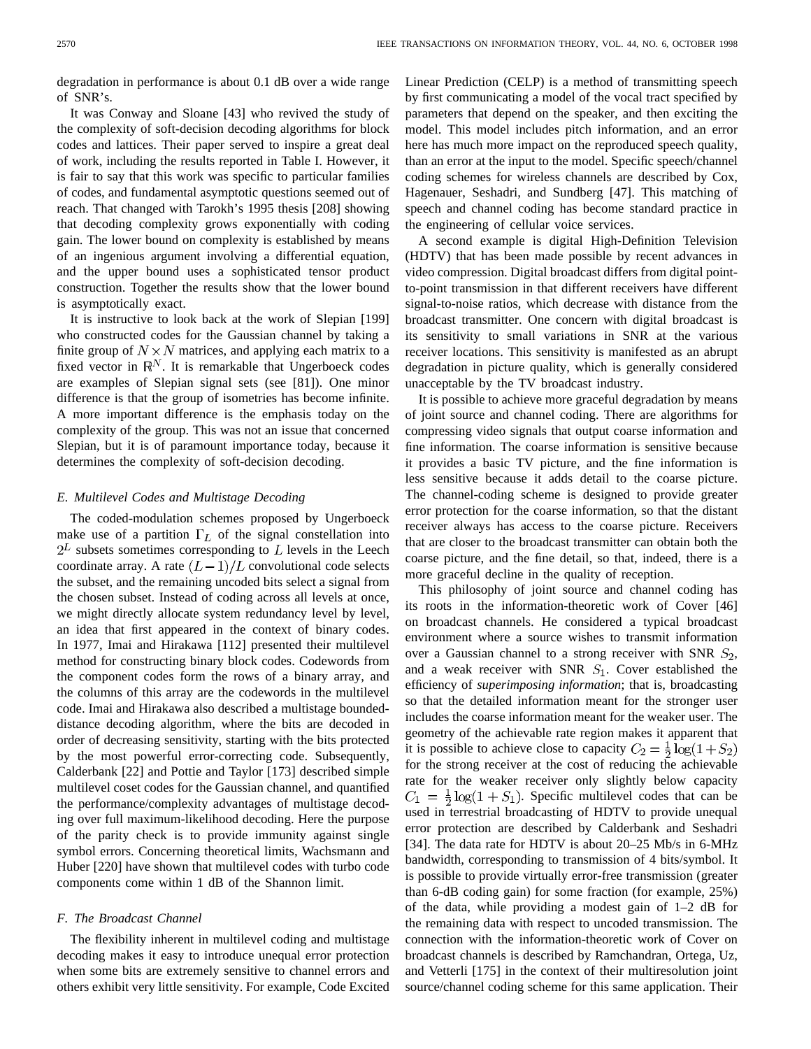degradation in performance is about 0.1 dB over a wide range of SNR's.

It was Conway and Sloane [43] who revived the study of the complexity of soft-decision decoding algorithms for block codes and lattices. Their paper served to inspire a great deal of work, including the results reported in Table I. However, it is fair to say that this work was specific to particular families of codes, and fundamental asymptotic questions seemed out of reach. That changed with Tarokh's 1995 thesis [208] showing that decoding complexity grows exponentially with coding gain. The lower bound on complexity is established by means of an ingenious argument involving a differential equation, and the upper bound uses a sophisticated tensor product construction. Together the results show that the lower bound is asymptotically exact.

It is instructive to look back at the work of Slepian [199] who constructed codes for the Gaussian channel by taking a finite group of $N \times N$ matrices, and applying each matrix to a fixed vector in $\mathbb{R}^N$. It is remarkable that Ungerboeck codes are examples of Slepian signal sets (see [81]). One minor difference is that the group of isometries has become infinite. A more important difference is the emphasis today on the complexity of the group. This was not an issue that concerned Slepian, but it is of paramount importance today, because it determines the complexity of soft-decision decoding.

### *E. Multilevel Codes and Multistage Decoding*

The coded-modulation schemes proposed by Ungerboeck make use of a partition $\Gamma_L$ of the signal constellation into $2^L$ subsets sometimes corresponding to $L$ levels in the Leech coordinate array. A rate $(L-1)/L$ convolutional code selects the subset, and the remaining uncoded bits select a signal from the chosen subset. Instead of coding across all levels at once, we might directly allocate system redundancy level by level, an idea that first appeared in the context of binary codes. In 1977, Imai and Hirakawa [112] presented their multilevel method for constructing binary block codes. Codewords from the component codes form the rows of a binary array, and the columns of this array are the codewords in the multilevel code. Imai and Hirakawa also described a multistage bounded-distance decoding algorithm, where the bits are decoded in order of decreasing sensitivity, starting with the bits protected by the most powerful error-correcting code. Subsequently, Calderbank [22] and Pottie and Taylor [173] described simple multilevel coset codes for the Gaussian channel, and quantified the performance/complexity advantages of multistage decoding over full maximum-likelihood decoding. Here the purpose of the parity check is to provide immunity against single symbol errors. Concerning theoretical limits, Wachsmann and Huber [220] have shown that multilevel codes with turbo code components come within 1 dB of the Shannon limit.

### *F. The Broadcast Channel*

The flexibility inherent in multilevel coding and multistage decoding makes it easy to introduce unequal error protection when some bits are extremely sensitive to channel errors and others exhibit very little sensitivity. For example, Code Excited Linear Prediction (CELP) is a method of transmitting speech by first communicating a model of the vocal tract specified by parameters that depend on the speaker, and then exciting the model. This model includes pitch information, and an error here has much more impact on the reproduced speech quality, than an error at the input to the model. Specific speech/channel coding schemes for wireless channels are described by Cox, Hagenauer, Seshadri, and Sundberg [47]. This matching of speech and channel coding has become standard practice in the engineering of cellular voice services.

A second example is digital High-Definition Television (HDTV) that has been made possible by recent advances in video compression. Digital broadcast differs from digital point-to-point transmission in that different receivers have different signal-to-noise ratios, which decrease with distance from the broadcast transmitter. One concern with digital broadcast is its sensitivity to small variations in SNR at the various receiver locations. This sensitivity is manifested as an abrupt degradation in picture quality, which is generally considered unacceptable by the TV broadcast industry.

It is possible to achieve more graceful degradation by means of joint source and channel coding. There are algorithms for compressing video signals that output coarse information and fine information. The coarse information is sensitive because it provides a basic TV picture, and the fine information is less sensitive because it adds detail to the coarse picture. The channel-coding scheme is designed to provide greater error protection for the coarse information, so that the distant receiver always has access to the coarse picture. Receivers that are closer to the broadcast transmitter can obtain both the coarse picture, and the fine detail, so that, indeed, there is a more graceful decline in the quality of reception.

This philosophy of joint source and channel coding has its roots in the information-theoretic work of Cover [46] on broadcast channels. He considered a typical broadcast environment where a source wishes to transmit information over a Gaussian channel to a strong receiver with SNR $S_2$, and a weak receiver with SNR $S_1$. Cover established the efficiency of *superimposing information*; that is, broadcasting so that the detailed information meant for the stronger user includes the coarse information meant for the weaker user. The geometry of the achievable rate region makes it apparent that it is possible to achieve close to capacity $C_2 = \frac{1}{2}\log(1+S_2)$ for the strong receiver at the cost of reducing the achievable rate for the weaker receiver only slightly below capacity $C_1 = \frac{1}{2}\log(1+S_1)$. Specific multilevel codes that can be used in terrestrial broadcasting of HDTV to provide unequal error protection are described by Calderbank and Seshadri [34]. The data rate for HDTV is about 20–25 Mb/s in 6-MHz bandwidth, corresponding to transmission of 4 bits/symbol. It is possible to provide virtually error-free transmission (greater than 6-dB coding gain) for some fraction (for example, 25%) of the data, while providing a modest gain of 1–2 dB for the remaining data with respect to uncoded transmission. The connection with the information-theoretic work of Cover on broadcast channels is described by Ramchandran, Ortega, Uz, and Vetterli [175] in the context of their multiresolution joint source/channel coding scheme for this same application. Their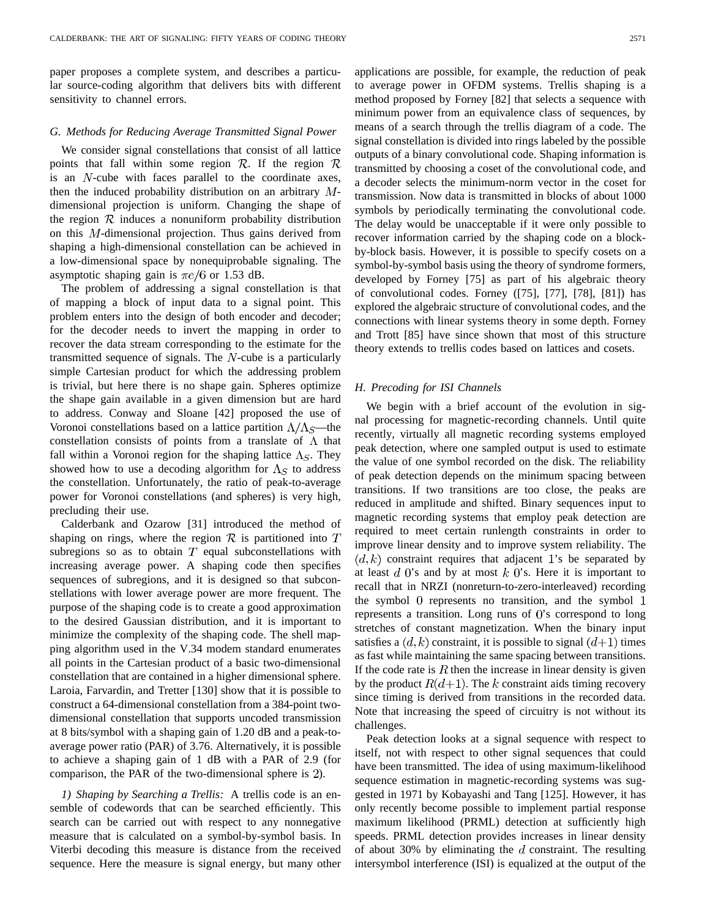paper proposes a complete system, and describes a particular source-coding algorithm that delivers bits with different sensitivity to channel errors.

### G. Methods for Reducing Average Transmitted Signal Power

We consider signal constellations that consist of all lattice points that fall within some region $\mathcal{R}$. If the region $\mathcal{R}$ is an $N$-cube with faces parallel to the coordinate axes, then the induced probability distribution on an arbitrary $M$-dimensional projection is uniform. Changing the shape of the region $\mathcal{R}$ induces a nonuniform probability distribution on this $M$-dimensional projection. Thus gains derived from shaping a high-dimensional constellation can be achieved in a low-dimensional space by nonequiprobable signaling. The asymptotic shaping gain is $\pi e/6$ or 1.53 dB.

The problem of addressing a signal constellation is that of mapping a block of input data to a signal point. This problem enters into the design of both encoder and decoder; for the decoder needs to invert the mapping in order to recover the data stream corresponding to the estimate for the transmitted sequence of signals. The $N$-cube is a particularly simple Cartesian product for which the addressing problem is trivial, but here there is no shape gain. Spheres optimize the shape gain available in a given dimension but are hard to address. Conway and Sloane [42] proposed the use of Voronoi constellations based on a lattice partition $\Lambda/\Lambda_S$—the constellation consists of points from a translate of $\Lambda$ that fall within a Voronoi region for the shaping lattice $\Lambda_S$. They showed how to use a decoding algorithm for $\Lambda_S$ to address the constellation. Unfortunately, the ratio of peak-to-average power for Voronoi constellations (and spheres) is very high, precluding their use.

Calderbank and Ozarow [31] introduced the method of shaping on rings, where the region $\mathcal{R}$ is partitioned into $T$ subregions so as to obtain $T$ equal subconstellations with increasing average power. A shaping code then specifies sequences of subregions, and it is designed so that subconstellations with lower average power are more frequent. The purpose of the shaping code is to create a good approximation to the desired Gaussian distribution, and it is important to minimize the complexity of the shaping code. The shell mapping algorithm used in the V.34 modem standard enumerates all points in the Cartesian product of a basic two-dimensional constellation that are contained in a higher dimensional sphere. Laroia, Farvardin, and Tretter [130] show that it is possible to construct a 64-dimensional constellation from a 384-point two-dimensional constellation that supports uncoded transmission at 8 bits/symbol with a shaping gain of 1.20 dB and a peak-to-average power ratio (PAR) of 3.76. Alternatively, it is possible to achieve a shaping gain of 1 dB with a PAR of 2.9 (for comparison, the PAR of the two-dimensional sphere is 2).

*1) Shaping by Searching a Trellis:* A trellis code is an ensemble of codewords that can be searched efficiently. This search can be carried out with respect to any nonnegative measure that is calculated on a symbol-by-symbol basis. In Viterbi decoding this measure is distance from the received sequence. Here the measure is signal energy, but many other applications are possible, for example, the reduction of peak to average power in OFDM systems. Trellis shaping is a method proposed by Forney [82] that selects a sequence with minimum power from an equivalence class of sequences, by means of a search through the trellis diagram of a code. The signal constellation is divided into rings labeled by the possible outputs of a binary convolutional code. Shaping information is transmitted by choosing a coset of the convolutional code, and a decoder selects the minimum-norm vector in the coset for transmission. Now data is transmitted in blocks of about 1000 symbols by periodically terminating the convolutional code. The delay would be unacceptable if it were only possible to recover information carried by the shaping code on a block-by-block basis. However, it is possible to specify cosets on a symbol-by-symbol basis using the theory of syndrome formers, developed by Forney [75] as part of his algebraic theory of convolutional codes. Forney ([75], [77], [78], [81]) has explored the algebraic structure of convolutional codes, and the connections with linear systems theory in some depth. Forney and Trott [85] have since shown that most of this structure theory extends to trellis codes based on lattices and cosets.

### H. Precoding for ISI Channels

We begin with a brief account of the evolution in signal processing for magnetic-recording channels. Until quite recently, virtually all magnetic recording systems employed peak detection, where one sampled output is used to estimate the value of one symbol recorded on the disk. The reliability of peak detection depends on the minimum spacing between transitions. If two transitions are too close, the peaks are reduced in amplitude and shifted. Binary sequences input to magnetic recording systems that employ peak detection are required to meet certain runlength constraints in order to improve linear density and to improve system reliability. The $(d,k)$ constraint requires that adjacent 1's be separated by at least $d$ 0's and by at most $k$ 0's. Here it is important to recall that in NRZI (nonreturn-to-zero-interleaved) recording the symbol 0 represents no transition, and the symbol 1 represents a transition. Long runs of 0's correspond to long stretches of constant magnetization. When the binary input satisfies a $(d,k)$ constraint, it is possible to signal $(d+1)$ times as fast while maintaining the same spacing between transitions. If the code rate is $R$ then the increase in linear density is given by the product $R(d+1)$. The $k$ constraint aids timing recovery since timing is derived from transitions in the recorded data. Note that increasing the speed of circuitry is not without its challenges.

Peak detection looks at a signal sequence with respect to itself, not with respect to other signal sequences that could have been transmitted. The idea of using maximum-likelihood sequence estimation in magnetic-recording systems was suggested in 1971 by Kobayashi and Tang [125]. However, it has only recently become possible to implement partial response maximum likelihood (PRML) detection at sufficiently high speeds. PRML detection provides increases in linear density of about 30% by eliminating the $d$ constraint. The resulting intersymbol interference (ISI) is equalized at the output of the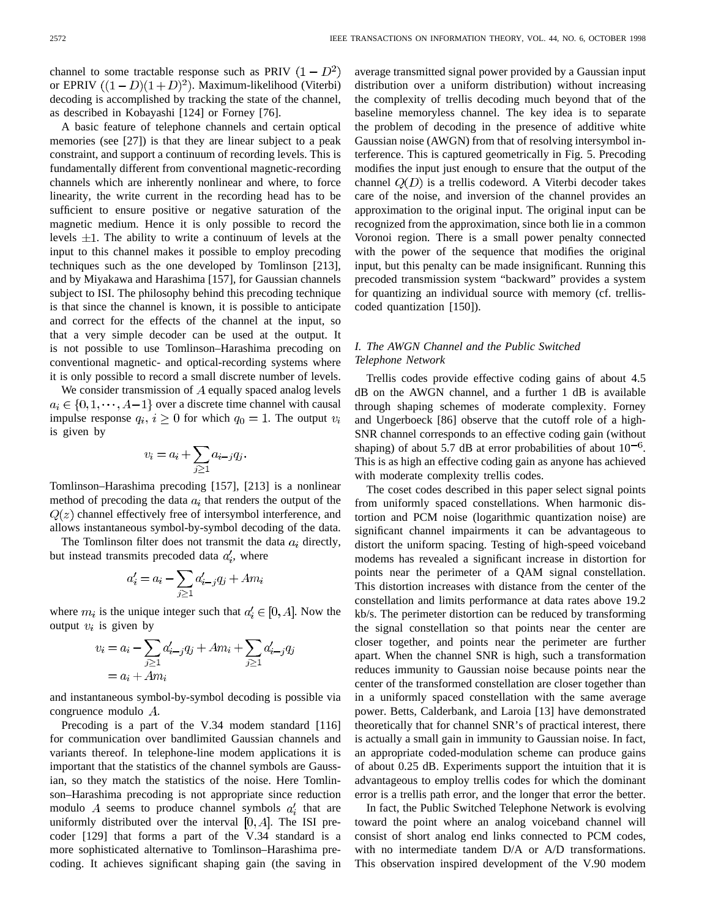channel to some tractable response such as PRIV $(1-D^2)$ or EPRIV $((1-D)(1+D)^2)$. Maximum-likelihood (Viterbi) decoding is accomplished by tracking the state of the channel, as described in Kobayashi [124] or Forney [76].

A basic feature of telephone channels and certain optical memories (see [27]) is that they are linear subject to a peak constraint, and support a continuum of recording levels. This is fundamentally different from conventional magnetic-recording channels which are inherently nonlinear and where, to force linearity, the write current in the recording head has to be sufficient to ensure positive or negative saturation of the magnetic medium. Hence it is only possible to record the levels $\pm 1$. The ability to write a continuum of levels at the input to this channel makes it possible to employ precoding techniques such as the one developed by Tomlinson [213], and by Miyakawa and Harashima [157], for Gaussian channels subject to ISI. The philosophy behind this precoding technique is that since the channel is known, it is possible to anticipate and correct for the effects of the channel at the input, so that a very simple decoder can be used at the output. It is not possible to use Tomlinson–Harashima precoding on conventional magnetic- and optical-recording systems where it is only possible to record a small discrete number of levels.

We consider transmission of $A$ equally spaced analog levels $a_i \in \{0, 1, \cdots, A-1\}$ over a discrete time channel with causal impulse response $q_i$, $i \geq 0$ for which $q_0 = 1$. The output $v_i$ is given by

$$v_i = a_i + \sum_{j \geq 1} a_{i-j} q_j.$$

Tomlinson–Harashima precoding [157], [213] is a nonlinear method of precoding the data $a_i$ that renders the output of the $Q(z)$ channel effectively free of intersymbol interference, and allows instantaneous symbol-by-symbol decoding of the data.

The Tomlinson filter does not transmit the data $a_i$ directly, but instead transmits precoded data $a_i'$, where

$$a_i' = a_i - \sum_{j \geq 1} a_{i-j}' q_j + Am_i$$

where $m_i$ is the unique integer such that $a_i' \in [0, A]$. Now the output $v_i$ is given by

$$\begin{aligned} v_i &= a_i - \sum_{j \geq 1} a_{i-j}' q_j + Am_i + \sum_{j \geq 1} a_{i-j}' q_j \\ &= a_i + Am_i \end{aligned}$$

and instantaneous symbol-by-symbol decoding is possible via congruence modulo $A$.

Precoding is a part of the V.34 modem standard [116] for communication over bandlimited Gaussian channels and variants thereof. In telephone-line modem applications it is important that the statistics of the channel symbols are Gaussian, so they match the statistics of the noise. Here Tomlinson–Harashima precoding is not appropriate since reduction modulo $A$ seems to produce channel symbols $a_i'$ that are uniformly distributed over the interval $[0, A]$. The ISI precoder [129] that forms a part of the V.34 standard is a more sophisticated alternative to Tomlinson–Harashima precoding. It achieves significant shaping gain (the saving in average transmitted signal power provided by a Gaussian input distribution over a uniform distribution) without increasing the complexity of trellis decoding much beyond that of the baseline memoryless channel. The key idea is to separate the problem of decoding in the presence of additive white Gaussian noise (AWGN) from that of resolving intersymbol interference. This is captured geometrically in Fig. 5. Precoding modifies the input just enough to ensure that the output of the channel $Q(D)$ is a trellis codeword. A Viterbi decoder takes care of the noise, and inversion of the channel provides an approximation to the original input. The original input can be recognized from the approximation, since both lie in a common Voronoi region. There is a small power penalty connected with the power of the sequence that modifies the original input, but this penalty can be made insignificant. Running this precoded transmission system "backward" provides a system for quantizing an individual source with memory (cf. trellis-coded quantization [150]).

### *I. The AWGN Channel and the Public Switched Telephone Network*

Trellis codes provide effective coding gains of about 4.5 dB on the AWGN channel, and a further 1 dB is available through shaping schemes of moderate complexity. Forney and Ungerboeck [86] observe that the cutoff role of a high-SNR channel corresponds to an effective coding gain (without shaping) of about 5.7 dB at error probabilities of about $10^{-6}$. This is as high an effective coding gain as anyone has achieved with moderate complexity trellis codes.

The coset codes described in this paper select signal points from uniformly spaced constellations. When harmonic distortion and PCM noise (logarithmic quantization noise) are significant channel impairments it can be advantageous to distort the uniform spacing. Testing of high-speed voiceband modems has revealed a significant increase in distortion for points near the perimeter of a QAM signal constellation. This distortion increases with distance from the center of the constellation and limits performance at data rates above 19.2 kb/s. The perimeter distortion can be reduced by transforming the signal constellation so that points near the center are closer together, and points near the perimeter are further apart. When the channel SNR is high, such a transformation reduces immunity to Gaussian noise because points near the center of the transformed constellation are closer together than in a uniformly spaced constellation with the same average power. Betts, Calderbank, and Laroia [13] have demonstrated theoretically that for channel SNR's of practical interest, there is actually a small gain in immunity to Gaussian noise. In fact, an appropriate coded-modulation scheme can produce gains of about 0.25 dB. Experiments support the intuition that it is advantageous to employ trellis codes for which the dominant error is a trellis path error, and the longer that error the better.

In fact, the Public Switched Telephone Network is evolving toward the point where an analog voiceband channel will consist of short analog end links connected to PCM codes, with no intermediate tandem D/A or A/D transformations. This observation inspired development of the V.90 modem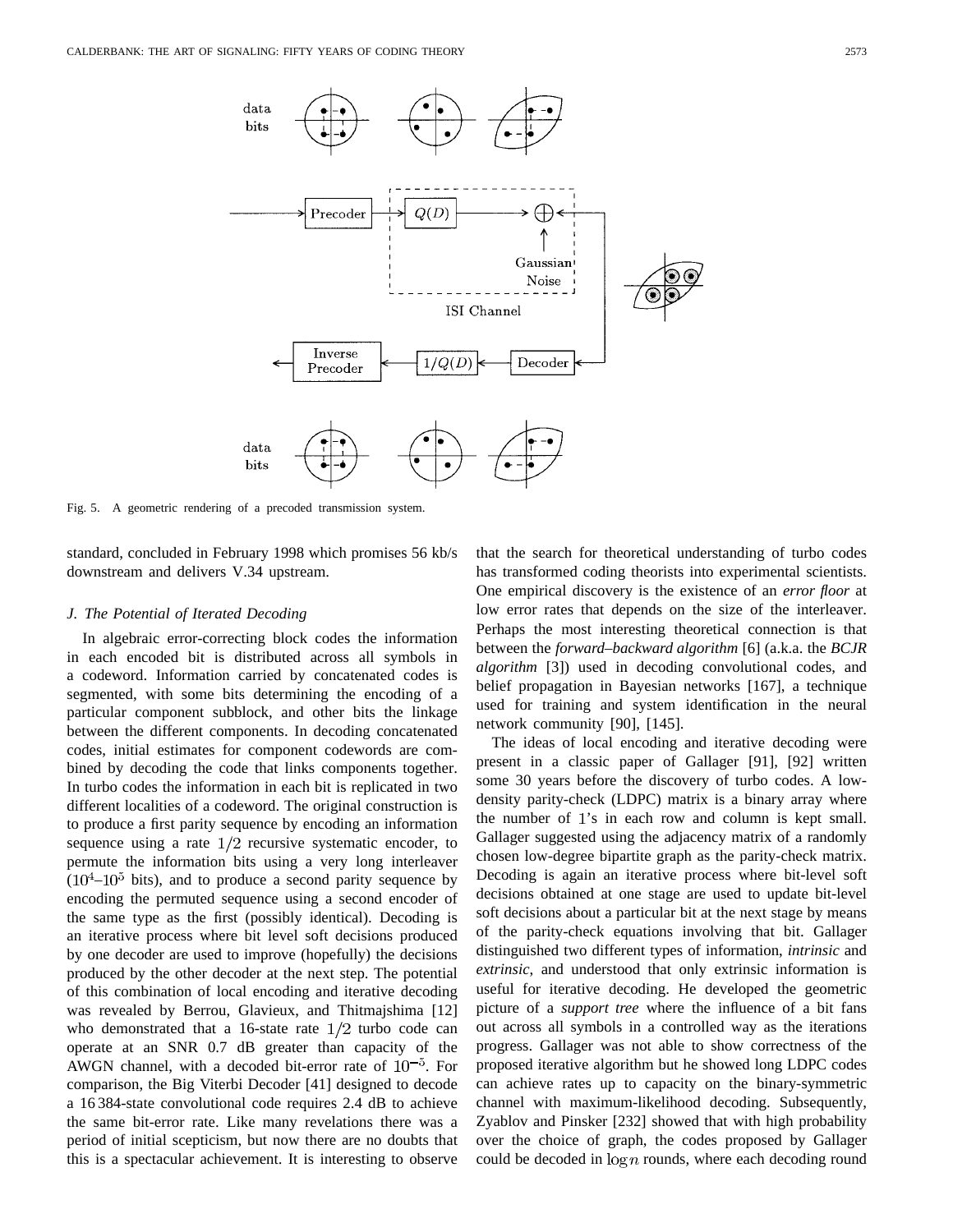Fig. 5. A geometric rendering of a precoded transmission system.

standard, concluded in February 1998 which promises 56 kb/s downstream and delivers V.34 upstream.

### *J. The Potential of Iterated Decoding*

In algebraic error-correcting block codes the information in each encoded bit is distributed across all symbols in a codeword. Information carried by concatenated codes is segmented, with some bits determining the encoding of a particular component subblock, and other bits the linkage between the different components. In decoding concatenated codes, initial estimates for component codewords are combined by decoding the code that links components together. In turbo codes the information in each bit is replicated in two different localities of a codeword. The original construction is to produce a first parity sequence by encoding an information sequence using a rate $1/2$ recursive systematic encoder, to permute the information bits using a very long interleaver ($10^4$–$10^5$ bits), and to produce a second parity sequence by encoding the permuted sequence using a second encoder of the same type as the first (possibly identical). Decoding is an iterative process where bit level soft decisions produced by one decoder are used to improve (hopefully) the decisions produced by the other decoder at the next step. The potential of this combination of local encoding and iterative decoding was revealed by Berrou, Glavieux, and Thitmajshima [12] who demonstrated that a 16-state rate $1/2$ turbo code can operate at an SNR 0.7 dB greater than capacity of the AWGN channel, with a decoded bit-error rate of $10^{-5}$. For comparison, the Big Viterbi Decoder [41] designed to decode a 16 384-state convolutional code requires 2.4 dB to achieve the same bit-error rate. Like many revelations there was a period of initial scepticism, but now there are no doubts that this is a spectacular achievement. It is interesting to observe that the search for theoretical understanding of turbo codes has transformed coding theorists into experimental scientists. One empirical discovery is the existence of an *error floor* at low error rates that depends on the size of the interleaver. Perhaps the most interesting theoretical connection is that between the *forward–backward algorithm* [6] (a.k.a. the *BCJR algorithm* [3]) used in decoding convolutional codes, and belief propagation in Bayesian networks [167], a technique used for training and system identification in the neural network community [90], [145].

The ideas of local encoding and iterative decoding were present in a classic paper of Gallager [91], [92] written some 30 years before the discovery of turbo codes. A low-density parity-check (LDPC) matrix is a binary array where the number of 1's in each row and column is kept small. Gallager suggested using the adjacency matrix of a randomly chosen low-degree bipartite graph as the parity-check matrix. Decoding is again an iterative process where bit-level soft decisions obtained at one stage are used to update bit-level soft decisions about a particular bit at the next stage by means of the parity-check equations involving that bit. Gallager distinguished two different types of information, *intrinsic* and *extrinsic*, and understood that only extrinsic information is useful for iterative decoding. He developed the geometric picture of a *support tree* where the influence of a bit fans out across all symbols in a controlled way as the iterations progress. Gallager was not able to show correctness of the proposed iterative algorithm but he showed long LDPC codes can achieve rates up to capacity on the binary-symmetric channel with maximum-likelihood decoding. Subsequently, Zyablov and Pinsker [232] showed that with high probability over the choice of graph, the codes proposed by Gallager could be decoded in $\log n$ rounds, where each decoding round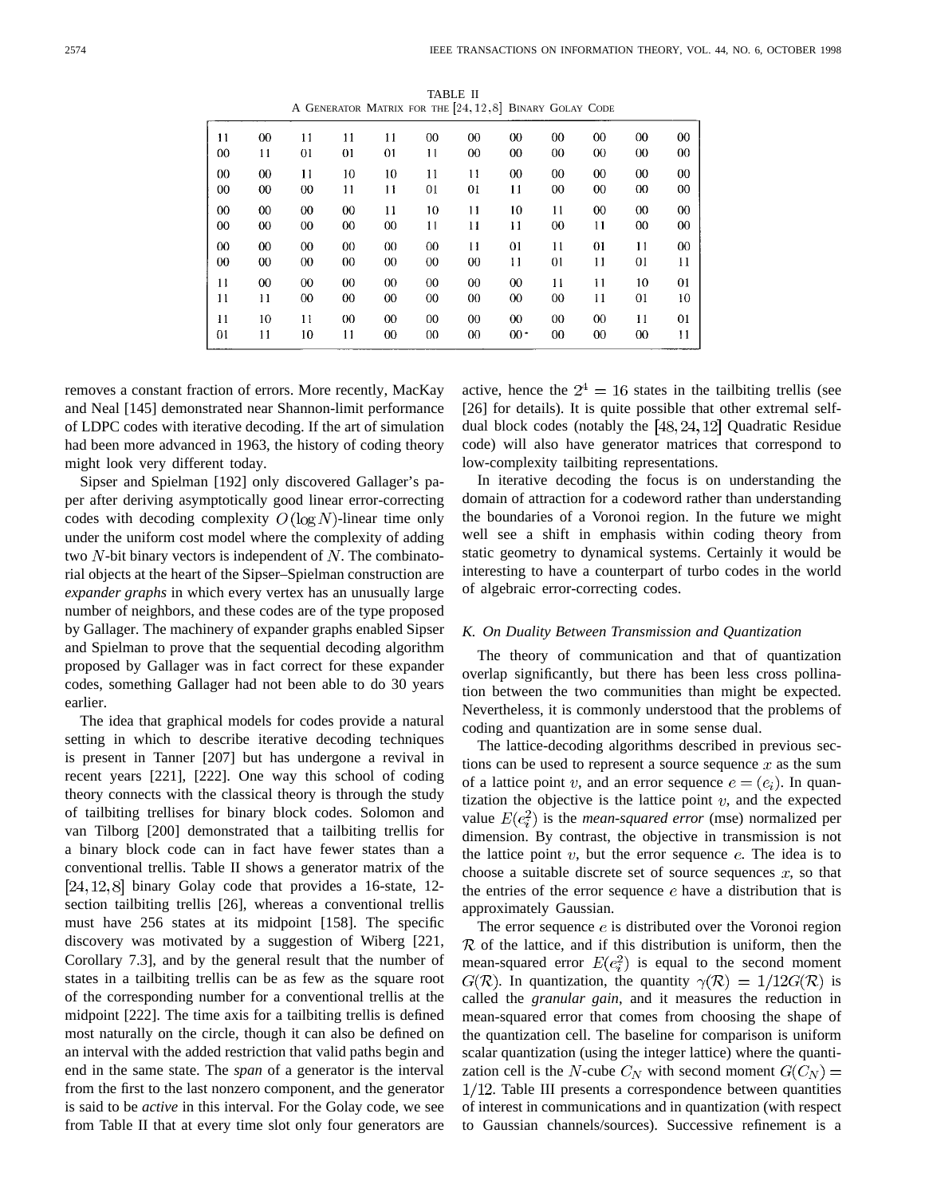TABLE II

A GENERATOR MATRIX FOR THE $[24, 12, 8]$ BINARY GOLAY CODE

| | | | | | | | | | | | |
|---|---|---|---|---|---|---|---|---|---|---|---|
| 11 | 00 | 11 | 11 | 11 | 00 | 00 | 00 | 00 | 00 | 00 | 00 |
| 00 | 11 | 01 | 01 | 01 | 11 | 00 | 00 | 00 | 00 | 00 | 00 |
| 00 | 00 | 11 | 10 | 10 | 11 | 11 | 00 | 00 | 00 | 00 | 00 |
| 00 | 00 | 00 | 11 | 11 | 01 | 01 | 11 | 00 | 00 | 00 | 00 |
| 00 | 00 | 00 | 00 | 11 | 10 | 11 | 10 | 11 | 00 | 00 | 00 |
| 00 | 00 | 00 | 00 | 00 | 11 | 11 | 11 | 00 | 11 | 00 | 00 |
| 00 | 00 | 00 | 00 | 00 | 00 | 11 | 01 | 11 | 01 | 11 | 00 |
| 00 | 00 | 00 | 00 | 00 | 00 | 00 | 11 | 01 | 11 | 01 | 11 |
| 11 | 00 | 00 | 00 | 00 | 00 | 00 | 00 | 11 | 11 | 10 | 01 |
| 11 | 11 | 00 | 00 | 00 | 00 | 00 | 00 | 00 | 11 | 01 | 10 |
| 11 | 10 | 11 | 00 | 00 | 00 | 00 | 00 | 00 | 00 | 11 | 01 |
| 01 | 11 | 10 | 11 | 00 | 00 | 00 | 00 | 00 | 00 | 00 | 11 |

removes a constant fraction of errors. More recently, MacKay and Neal [145] demonstrated near Shannon-limit performance of LDPC codes with iterative decoding. If the art of simulation had been more advanced in 1963, the history of coding theory might look very different today.

Sipser and Spielman [192] only discovered Gallager's paper after deriving asymptotically good linear error-correcting codes with decoding complexity $O(\log N)$-linear time only under the uniform cost model where the complexity of adding two $N$-bit binary vectors is independent of $N$. The combinatorial objects at the heart of the Sipser–Spielman construction are *expander graphs* in which every vertex has an unusually large number of neighbors, and these codes are of the type proposed by Gallager. The machinery of expander graphs enabled Sipser and Spielman to prove that the sequential decoding algorithm proposed by Gallager was in fact correct for these expander codes, something Gallager had not been able to do 30 years earlier.

The idea that graphical models for codes provide a natural setting in which to describe iterative decoding techniques is present in Tanner [207] but has undergone a revival in recent years [221], [222]. One way this school of coding theory connects with the classical theory is through the study of tailbiting trellises for binary block codes. Solomon and van Tilborg [200] demonstrated that a tailbiting trellis for a binary block code can in fact have fewer states than a conventional trellis. Table II shows a generator matrix of the $[24, 12, 8]$ binary Golay code that provides a 16-state, 12-section tailbiting trellis [26], whereas a conventional trellis must have 256 states at its midpoint [158]. The specific discovery was motivated by a suggestion of Wiberg [221, Corollary 7.3], and by the general result that the number of states in a tailbiting trellis can be as few as the square root of the corresponding number for a conventional trellis at the midpoint [222]. The time axis for a tailbiting trellis is defined most naturally on the circle, though it can also be defined on an interval with the added restriction that valid paths begin and end in the same state. The *span* of a generator is the interval from the first to the last nonzero component, and the generator is said to be *active* in this interval. For the Golay code, we see from Table II that at every time slot only four generators are active, hence the $2^4 = 16$ states in the tailbiting trellis (see [26] for details). It is quite possible that other extremal self-dual block codes (notably the $[48, 24, 12]$ Quadratic Residue code) will also have generator matrices that correspond to low-complexity tailbiting representations.

In iterative decoding the focus is on understanding the domain of attraction for a codeword rather than understanding the boundaries of a Voronoi region. In the future we might well see a shift in emphasis within coding theory from static geometry to dynamical systems. Certainly it would be interesting to have a counterpart of turbo codes in the world of algebraic error-correcting codes.

### *K. On Duality Between Transmission and Quantization*

The theory of communication and that of quantization overlap significantly, but there has been less cross pollination between the two communities than might be expected. Nevertheless, it is commonly understood that the problems of coding and quantization are in some sense dual.

The lattice-decoding algorithms described in previous sections can be used to represent a source sequence $x$ as the sum of a lattice point $v$, and an error sequence $e = (e_i)$. In quantization the objective is the lattice point $v$, and the expected value $E(e_i^2)$ is the *mean-squared error* (mse) normalized per dimension. By contrast, the objective in transmission is not the lattice point $v$, but the error sequence $e$. The idea is to choose a suitable discrete set of source sequences $x$, so that the entries of the error sequence $e$ have a distribution that is approximately Gaussian.

The error sequence $e$ is distributed over the Voronoi region $\mathcal{R}$ of the lattice, and if this distribution is uniform, then the mean-squared error $E(e_i^2)$ is equal to the second moment $G(\mathcal{R})$. In quantization, the quantity $\gamma(\mathcal{R}) = 1/12G(\mathcal{R})$ is called the *granular gain*, and it measures the reduction in mean-squared error that comes from choosing the shape of the quantization cell. The baseline for comparison is uniform scalar quantization (using the integer lattice) where the quantization cell is the $N$-cube $C_N$ with second moment $G(C_N) = 1/12$. Table III presents a correspondence between quantities of interest in communications and in quantization (with respect to Gaussian channels/sources). Successive refinement is a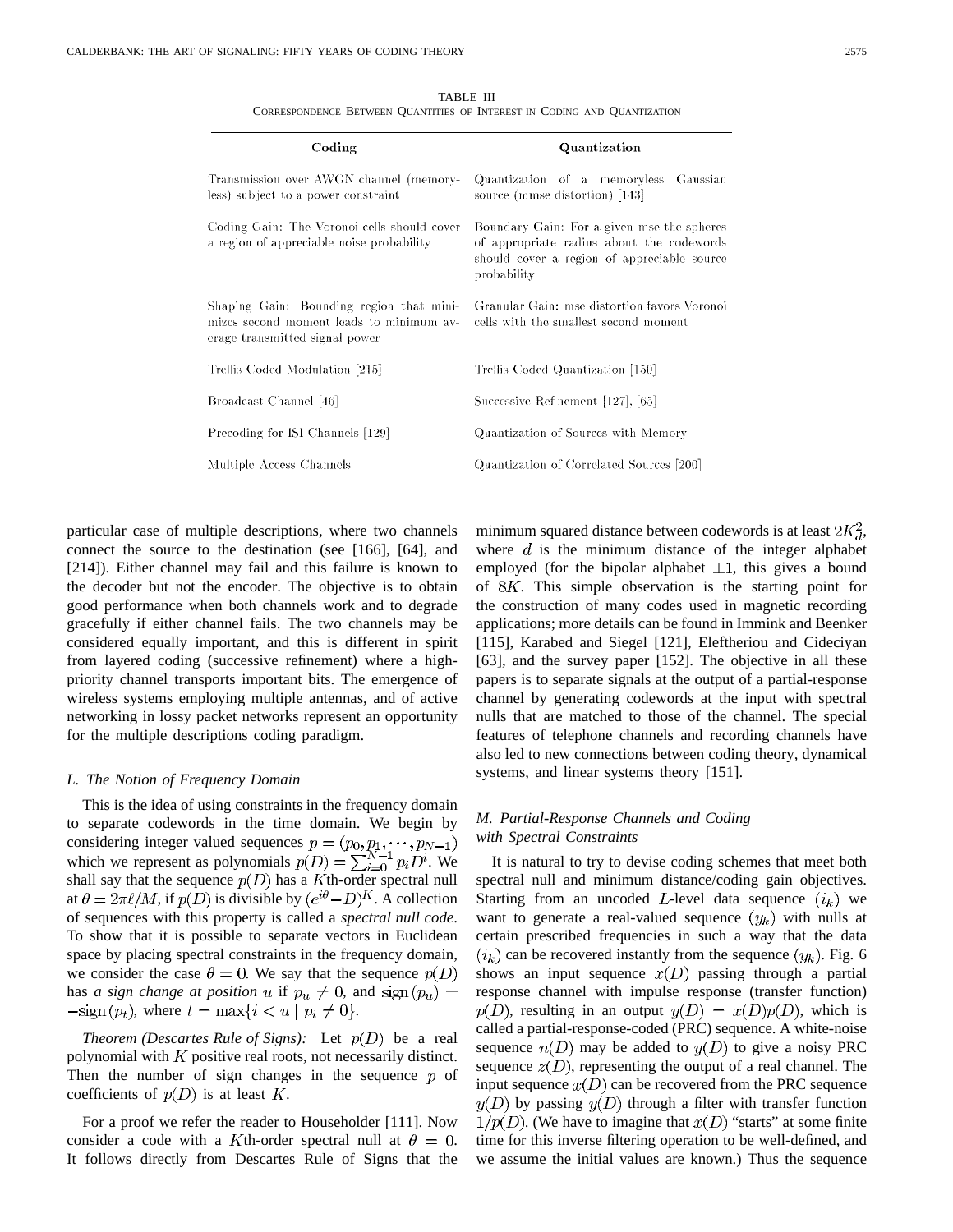TABLE III
CORRESPONDENCE BETWEEN QUANTITIES OF INTEREST IN CODING AND QUANTIZATION

| Coding | Quantization |
|---|---|
| Transmission over AWGN channel (memoryless) subject to a power constraint | Quantization of a memoryless Gaussian source (mmse distortion) [143] |
| Coding Gain: The Voronoi cells should cover a region of appreciable noise probability | Boundary Gain: For a given mse the spheres of appropriate radius about the codewords should cover a region of appreciable source probability |
| Shaping Gain: Bounding region that minimizes second moment leads to minimum average transmitted signal power | Granular Gain: mse distortion favors Voronoi cells with the smallest second moment |
| Trellis Coded Modulation [215] | Trellis Coded Quantization [150] |
| Broadcast Channel [46] | Successive Refinement [127], [65] |
| Precoding for ISI Channels [129] | Quantization of Sources with Memory |
| Multiple Access Channels | Quantization of Correlated Sources [200] |

particular case of multiple descriptions, where two channels connect the source to the destination (see [166], [64], and [214]). Either channel may fail and this failure is known to the decoder but not the encoder. The objective is to obtain good performance when both channels work and to degrade gracefully if either channel fails. The two channels may be considered equally important, and this is different in spirit from layered coding (successive refinement) where a high-priority channel transports important bits. The emergence of wireless systems employing multiple antennas, and of active networking in lossy packet networks represent an opportunity for the multiple descriptions coding paradigm.

### L. The Notion of Frequency Domain

This is the idea of using constraints in the frequency domain to separate codewords in the time domain. We begin by considering integer valued sequences $p = (p_0, p_1, \cdots, p_{N-1})$ which we represent as polynomials $p(D) = \sum_{i=0}^{N-1} p_i D^i$. We shall say that the sequence $p(D)$ has a $K$th-order spectral null at $\theta = 2\pi\ell/M$, if $p(D)$ is divisible by $(e^{i\theta} - D)^K$. A collection of sequences with this property is called a *spectral null code*. To show that it is possible to separate vectors in Euclidean space by placing spectral constraints in the frequency domain, we consider the case $\theta = 0$. We say that the sequence $p(D)$ has *a sign change at position* $u$ if $p_u \neq 0$, and $\mathrm{sign}\,(p_u) = -\mathrm{sign}\,(p_t)$, where $t = \max\{i < u \mid p_i \neq 0\}$.

*Theorem (Descartes Rule of Signs):* Let $p(D)$ be a real polynomial with $K$ positive real roots, not necessarily distinct. Then the number of sign changes in the sequence $p$ of coefficients of $p(D)$ is at least $K$.

For a proof we refer the reader to Householder [111]. Now consider a code with a $K$th-order spectral null at $\theta = 0$. It follows directly from Descartes Rule of Signs that the minimum squared distance between codewords is at least $2Kd^2$, where $d$ is the minimum distance of the integer alphabet employed (for the bipolar alphabet $\pm 1$, this gives a bound of $8K$. This simple observation is the starting point for the construction of many codes used in magnetic recording applications; more details can be found in Immink and Beenker [115], Karabed and Siegel [121], Eleftheriou and Cideciyan [63], and the survey paper [152]. The objective in all these papers is to separate signals at the output of a partial-response channel by generating codewords at the input with spectral nulls that are matched to those of the channel. The special features of telephone channels and recording channels have also led to new connections between coding theory, dynamical systems, and linear systems theory [151].

### M. Partial-Response Channels and Coding with Spectral Constraints

It is natural to try to devise coding schemes that meet both spectral null and minimum distance/coding gain objectives. Starting from an uncoded $L$-level data sequence $(i_k)$ we want to generate a real-valued sequence $(y_k)$ with nulls at certain prescribed frequencies in such a way that the data $(i_k)$ can be recovered instantly from the sequence $(y_k)$. Fig. 6 shows an input sequence $x(D)$ passing through a partial response channel with impulse response (transfer function) $p(D)$, resulting in an output $y(D) = x(D)p(D)$, which is called a partial-response-coded (PRC) sequence. A white-noise sequence $n(D)$ may be added to $y(D)$ to give a noisy PRC sequence $z(D)$, representing the output of a real channel. The input sequence $x(D)$ can be recovered from the PRC sequence $y(D)$ by passing $y(D)$ through a filter with transfer function $1/p(D)$. (We have to imagine that $x(D)$ "starts" at some finite time for this inverse filtering operation to be well-defined, and we assume the initial values are known.) Thus the sequence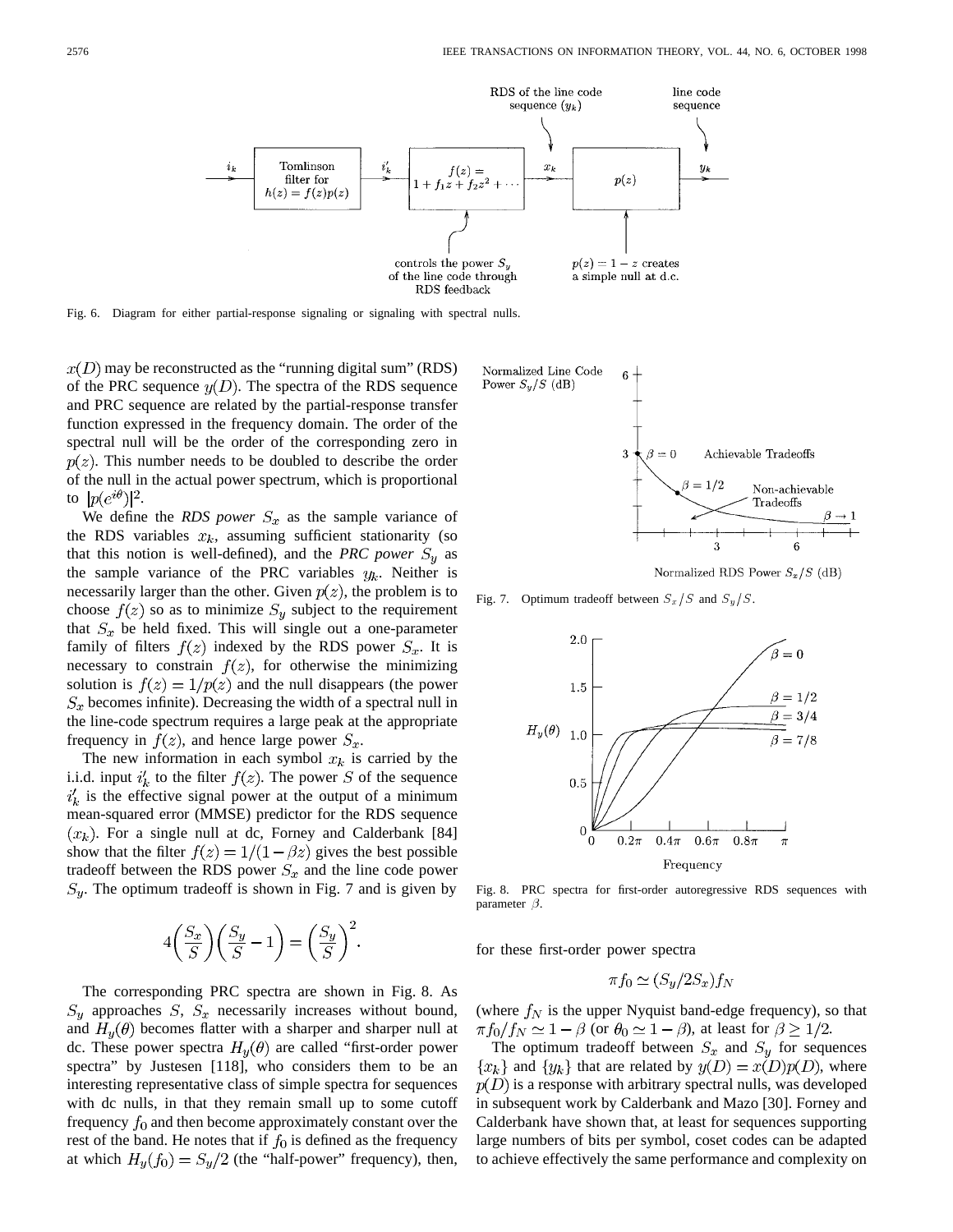Fig. 6. Diagram for either partial-response signaling or signaling with spectral nulls.

$x(D)$ may be reconstructed as the "running digital sum" (RDS) of the PRC sequence $y(D)$. The spectra of the RDS sequence and PRC sequence are related by the partial-response transfer function expressed in the frequency domain. The order of the spectral null will be the order of the corresponding zero in $p(z)$. This number needs to be doubled to describe the order of the null in the actual power spectrum, which is proportional to $|p(e^{i\theta})|^2$.

We define the *RDS power* $S_x$ as the sample variance of the RDS variables $x_k$, assuming sufficient stationarity (so that this notion is well-defined), and the *PRC power* $S_y$ as the sample variance of the PRC variables $y_k$. Neither is necessarily larger than the other. Given $p(z)$, the problem is to choose $f(z)$ so as to minimize $S_y$ subject to the requirement that $S_x$ be held fixed. This will single out a one-parameter family of filters $f(z)$ indexed by the RDS power $S_x$. It is necessary to constrain $f(z)$, for otherwise the minimizing solution is $f(z) = 1/p(z)$ and the null disappears (the power $S_x$ becomes infinite). Decreasing the width of a spectral null in the line-code spectrum requires a large peak at the appropriate frequency in $f(z)$, and hence large power $S_x$.

The new information in each symbol $x_k$ is carried by the i.i.d. input $i'_k$ to the filter $f(z)$. The power $S$ of the sequence $i'_k$ is the effective signal power at the output of a minimum mean-squared error (MMSE) predictor for the RDS sequence $(x_k)$. For a single null at dc, Forney and Calderbank [84] show that the filter $f(z) = 1/(1 - \beta z)$ gives the best possible tradeoff between the RDS power $S_x$ and the line code power $S_y$. The optimum tradeoff is shown in Fig. 7 and is given by

$$4\left(\frac{S_x}{S}\right)\left(\frac{S_y}{S} - 1\right) = \left(\frac{S_y}{S}\right)^2.$$

The corresponding PRC spectra are shown in Fig. 8. As $S_y$ approaches $S$, $S_x$ necessarily increases without bound, and $H_y(\theta)$ becomes flatter with a sharper and sharper null at dc. These power spectra $H_y(\theta)$ are called "first-order power spectra" by Justesen [118], who considers them to be an interesting representative class of simple spectra for sequences with dc nulls, in that they remain small up to some cutoff frequency $f_0$ and then become approximately constant over the rest of the band. He notes that if $f_0$ is defined as the frequency at which $H_y(f_0) = S_y/2$ (the "half-power" frequency), then,

Fig. 7. Optimum tradeoff between $S_x/S$ and $S_y/S$.

Fig. 8. PRC spectra for first-order autoregressive RDS sequences with parameter $\beta$.

for these first-order power spectra

$$\pi f_0 \simeq (S_y/2S_x) f_N$$

(where $f_N$ is the upper Nyquist band-edge frequency), so that $\pi f_0/f_N \simeq 1 - \beta$ (or $\theta_0 \simeq 1 - \beta$), at least for $\beta \geq 1/2$.

The optimum tradeoff between $S_x$ and $S_y$ for sequences $\{x_k\}$ and $\{y_k\}$ that are related by $y(D) = x(D)p(D)$, where $p(D)$ is a response with arbitrary spectral nulls, was developed in subsequent work by Calderbank and Mazo [30]. Forney and Calderbank have shown that, at least for sequences supporting large numbers of bits per symbol, coset codes can be adapted to achieve effectively the same performance and complexity on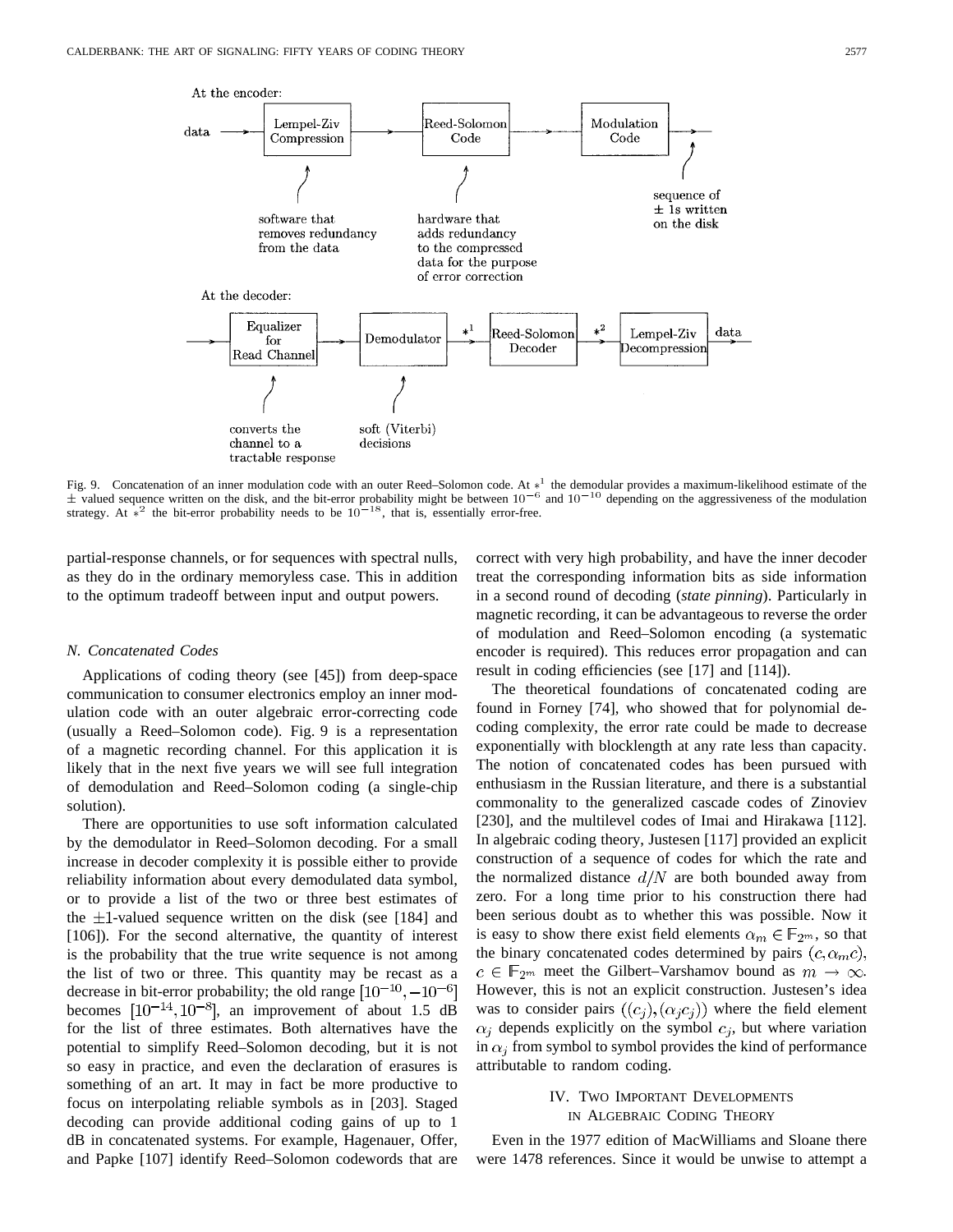At the encoder:

data → Lempel-Ziv Compression → Reed-Solomon Code → Modulation Code →

software that removes redundancy from the data

hardware that adds redundancy to the compressed data for the purpose of error correction

sequence of ± 1s written on the disk

At the decoder:

→ Equalizer for Read Channel → Demodulator → $*^1$ → Reed-Solomon Decoder → $*^2$ → Lempel-Ziv Decompression → data

converts the channel to a tractable response

soft (Viterbi) decisions

Fig. 9. Concatenation of an inner modulation code with an outer Reed–Solomon code. At $*^1$ the demodular provides a maximum-likelihood estimate of the ± valued sequence written on the disk, and the bit-error probability might be between $10^{-6}$ and $10^{-10}$ depending on the aggressiveness of the modulation strategy. At $*^2$ the bit-error probability needs to be $10^{-18}$, that is, essentially error-free.

partial-response channels, or for sequences with spectral nulls, as they do in the ordinary memoryless case. This in addition to the optimum tradeoff between input and output powers.

### N. Concatenated Codes

Applications of coding theory (see [45]) from deep-space communication to consumer electronics employ an inner modulation code with an outer algebraic error-correcting code (usually a Reed–Solomon code). Fig. 9 is a representation of a magnetic recording channel. For this application it is likely that in the next five years we will see full integration of demodulation and Reed–Solomon coding (a single-chip solution).

There are opportunities to use soft information calculated by the demodulator in Reed–Solomon decoding. For a small increase in decoder complexity it is possible either to provide reliability information about every demodulated data symbol, or to provide a list of the two or three best estimates of the $\pm 1$-valued sequence written on the disk (see [184] and [106]). For the second alternative, the quantity of interest is the probability that the true write sequence is not among the list of two or three. This quantity may be recast as a decrease in bit-error probability; the old range $[10^{-10}, -10^{-6}]$ becomes $[10^{-14}, 10^{-8}]$, an improvement of about 1.5 dB for the list of three estimates. Both alternatives have the potential to simplify Reed–Solomon decoding, but it is not so easy in practice, and even the declaration of erasures is something of an art. It may in fact be more productive to focus on interpolating reliable symbols as in [203]. Staged decoding can provide additional coding gains of up to 1 dB in concatenated systems. For example, Hagenauer, Offer, and Papke [107] identify Reed–Solomon codewords that are correct with very high probability, and have the inner decoder treat the corresponding information bits as side information in a second round of decoding (*state pinning*). Particularly in magnetic recording, it can be advantageous to reverse the order of modulation and Reed–Solomon encoding (a systematic encoder is required). This reduces error propagation and can result in coding efficiencies (see [17] and [114]).

The theoretical foundations of concatenated coding are found in Forney [74], who showed that for polynomial decoding complexity, the error rate could be made to decrease exponentially with blocklength at any rate less than capacity. The notion of concatenated codes has been pursued with enthusiasm in the Russian literature, and there is a substantial commonality to the generalized cascade codes of Zinoviev [230], and the multilevel codes of Imai and Hirakawa [112]. In algebraic coding theory, Justesen [117] provided an explicit construction of a sequence of codes for which the rate and the normalized distance $d/N$ are both bounded away from zero. For a long time prior to his construction there had been serious doubt as to whether this was possible. Now it is easy to show there exist field elements $\alpha_m \in \mathbb{F}_{2^m}$, so that the binary concatenated codes determined by pairs $(c, \alpha_m c)$, $c \in \mathbb{F}_{2^m}$ meet the Gilbert–Varshamov bound as $m \rightarrow \infty$. However, this is not an explicit construction. Justesen's idea was to consider pairs $((c_j), (\alpha_j c_j))$ where the field element $\alpha_j$ depends explicitly on the symbol $c_j$, but where variation in $\alpha_j$ from symbol to symbol provides the kind of performance attributable to random coding.

## IV. Two Important Developments in Algebraic Coding Theory

Even in the 1977 edition of MacWilliams and Sloane there were 1478 references. Since it would be unwise to attempt a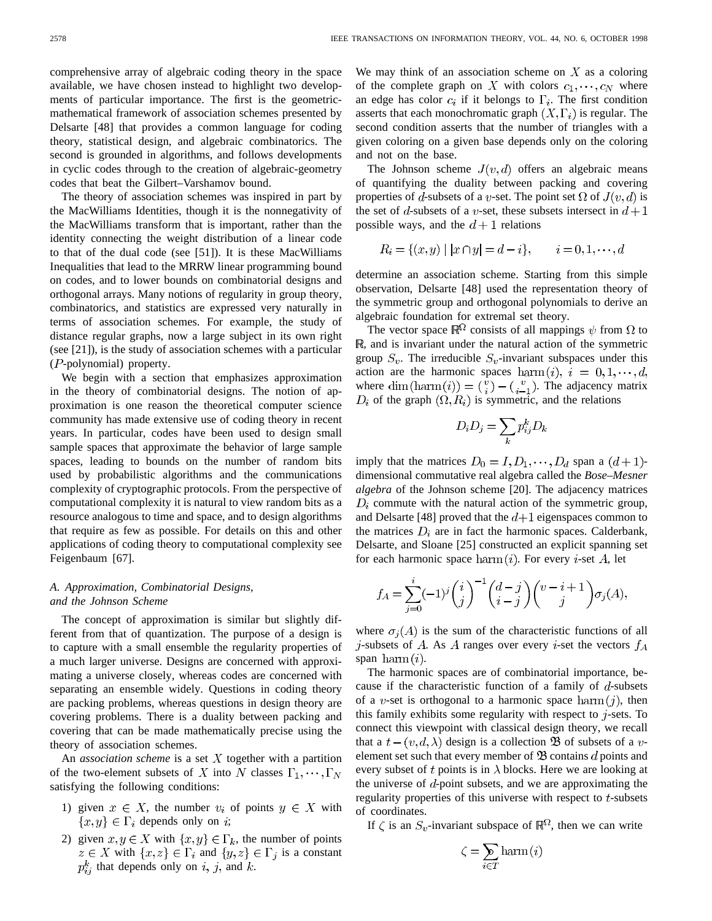comprehensive array of algebraic coding theory in the space available, we have chosen instead to highlight two developments of particular importance. The first is the geometric-mathematical framework of association schemes presented by Delsarte [48] that provides a common language for coding theory, statistical design, and algebraic combinatorics. The second is grounded in algorithms, and follows developments in cyclic codes through to the creation of algebraic-geometry codes that beat the Gilbert–Varshamov bound.

The theory of association schemes was inspired in part by the MacWilliams Identities, though it is the nonnegativity of the MacWilliams transform that is important, rather than the identity connecting the weight distribution of a linear code to that of the dual code (see [51]). It is these MacWilliams Inequalities that lead to the MRRW linear programming bound on codes, and to lower bounds on combinatorial designs and orthogonal arrays. Many notions of regularity in group theory, combinatorics, and statistics are expressed very naturally in terms of association schemes. For example, the study of distance regular graphs, now a large subject in its own right (see [21]), is the study of association schemes with a particular ($P$-polynomial) property.

We begin with a section that emphasizes approximation in the theory of combinatorial designs. The notion of approximation is one reason the theoretical computer science community has made extensive use of coding theory in recent years. In particular, codes have been used to design small sample spaces that approximate the behavior of large sample spaces, leading to bounds on the number of random bits used by probabilistic algorithms and the communications complexity of cryptographic protocols. From the perspective of computational complexity it is natural to view random bits as a resource analogous to time and space, and to design algorithms that require as few as possible. For details on this and other applications of coding theory to computational complexity see Feigenbaum [67].

### A. Approximation, Combinatorial Designs, and the Johnson Scheme

The concept of approximation is similar but slightly different from that of quantization. The purpose of a design is to capture with a small ensemble the regularity properties of a much larger universe. Designs are concerned with approximating a universe closely, whereas codes are concerned with separating an ensemble widely. Questions in coding theory are packing problems, whereas questions in design theory are covering problems. There is a duality between packing and covering that can be made mathematically precise using the theory of association schemes.

An *association scheme* is a set $X$ together with a partition of the two-element subsets of $X$ into $N$ classes $\Gamma_1, \cdots, \Gamma_N$ satisfying the following conditions:

1) given $x \in X$, the number $v_i$ of points $y \in X$ with $\{x, y\} \in \Gamma_i$ depends only on $i$;
2) given $x, y \in X$ with $\{x, y\} \in \Gamma_k$, the number of points $z \in X$ with $\{x, z\} \in \Gamma_i$ and $\{y, z\} \in \Gamma_j$ is a constant $p_{ij}^k$ that depends only on $i$, $j$, and $k$.

We may think of an association scheme on $X$ as a coloring of the complete graph on $X$ with colors $c_1, \cdots, c_N$ where an edge has color $c_i$ if it belongs to $\Gamma_i$. The first condition asserts that each monochromatic graph $(X, \Gamma_i)$ is regular. The second condition asserts that the number of triangles with a given coloring on a given base depends only on the coloring and not on the base.

The Johnson scheme $J(v, d)$ offers an algebraic means of quantifying the duality between packing and covering properties of $d$-subsets of a $v$-set. The point set $\Omega$ of $J(v, d)$ is the set of $d$-subsets of a $v$-set, these subsets intersect in $d+1$ possible ways, and the $d+1$ relations

$$R_i = \{(x, y) \mid |x \cap y| = d - i\}, \qquad i = 0, 1, \cdots, d$$

determine an association scheme. Starting from this simple observation, Delsarte [48] used the representation theory of the symmetric group and orthogonal polynomials to derive an algebraic foundation for extremal set theory.

The vector space $\mathbb{R}^\Omega$ consists of all mappings $\psi$ from $\Omega$ to $\mathbb{R}$, and is invariant under the natural action of the symmetric group $S_v$. The irreducible $S_v$-invariant subspaces under this action are the harmonic spaces $\operatorname{harm}(i)$, $i = 0, 1, \cdots, d$, where $\dim(\operatorname{harm}(i)) = \binom{v}{i} - \binom{v}{i-1}$. The adjacency matrix $D_i$ of the graph $(\Omega, R_i)$ is symmetric, and the relations

$$D_i D_j = \sum_k p_{ij}^k D_k$$

imply that the matrices $D_0 = I, D_1, \cdots, D_d$ span a $(d+1)$-dimensional commutative real algebra called the *Bose–Mesner algebra* of the Johnson scheme [20]. The adjacency matrices $D_i$ commute with the natural action of the symmetric group, and Delsarte [48] proved that the $d+1$ eigenspaces common to the matrices $D_i$ are in fact the harmonic spaces. Calderbank, Delsarte, and Sloane [25] constructed an explicit spanning set for each harmonic space $\operatorname{harm}(i)$. For every $i$-set $A$, let

$$f_A = \sum_{j=0}^{i} (-1)^j \binom{i}{j}^{-1} \binom{d-j}{i-j} \binom{v-i+1}{j} \sigma_j(A),$$

where $\sigma_j(A)$ is the sum of the characteristic functions of all $j$-subsets of $A$. As $A$ ranges over every $i$-set the vectors $f_A$ span $\operatorname{harm}(i)$.

The harmonic spaces are of combinatorial importance, because if the characteristic function of a family of $d$-subsets of a $v$-set is orthogonal to a harmonic space $\operatorname{harm}(j)$, then this family exhibits some regularity with respect to $j$-sets. To connect this viewpoint with classical design theory, we recall that a $t-(v, d, \lambda)$ design is a collection $\mathfrak{B}$ of subsets of a $v$-element set such that every member of $\mathfrak{B}$ contains $d$ points and every subset of $t$ points is in $\lambda$ blocks. Here we are looking at the universe of $d$-point subsets, and we are approximating the regularity properties of this universe with respect to $t$-subsets of coordinates.

If $\zeta$ is an $S_v$-invariant subspace of $\mathbb{R}^\Omega$, then we can write

$$\zeta = \sum_{i \in T} \operatorname{harm}(i)$$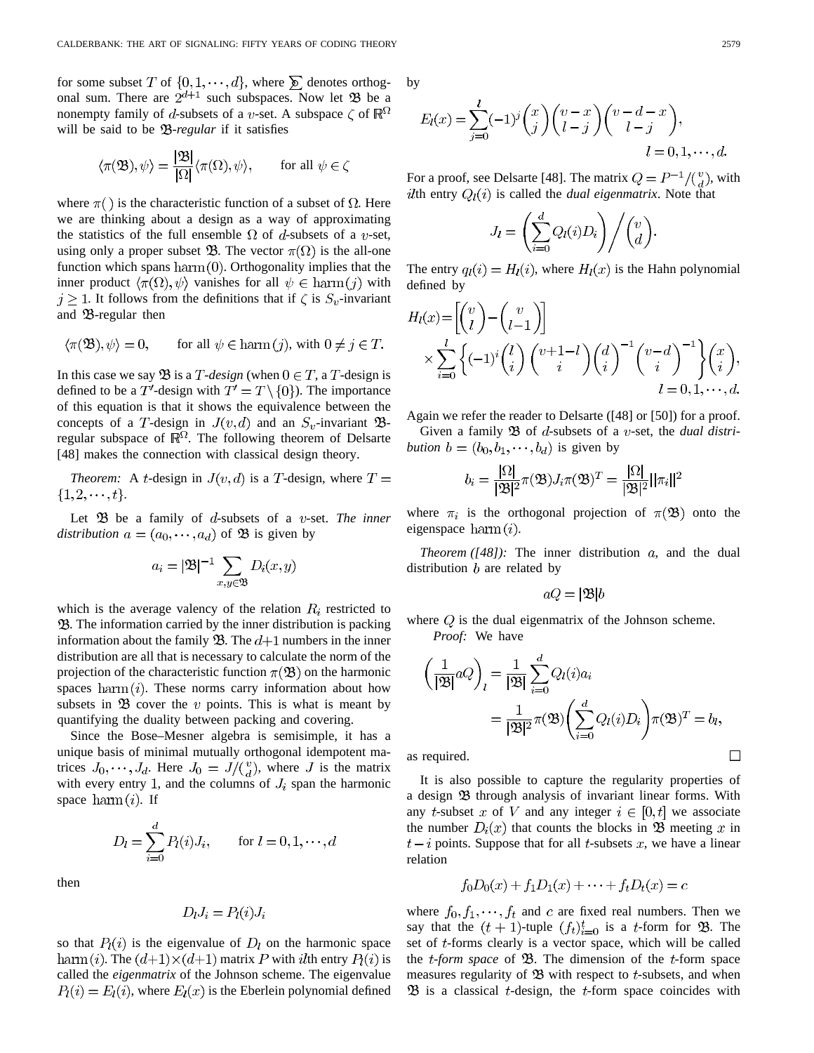for some subset $T$ of $\{0, 1, \cdots, d\}$, where $\sum$ denotes orthogonal sum. There are $2^{d+1}$ such subspaces. Now let $\mathfrak{B}$ be a nonempty family of $d$-subsets of a $v$-set. A subspace $\zeta$ of $\mathbb{R}^{\Omega}$ will be said to be $\mathfrak{B}$-*regular* if it satisfies

$$\langle \pi(\mathfrak{B}), \psi \rangle = \frac{|\mathfrak{B}|}{|\Omega|} \langle \pi(\Omega), \psi \rangle, \qquad \text{for all } \psi \in \zeta$$

where $\pi()$ is the characteristic function of a subset of $\Omega$. Here we are thinking about a design as a way of approximating the statistics of the full ensemble $\Omega$ of $d$-subsets of a $v$-set, using only a proper subset $\mathfrak{B}$. The vector $\pi(\Omega)$ is the all-one function which spans $\mathrm{harm}(0)$. Orthogonality implies that the inner product $\langle \pi(\Omega), \psi \rangle$ vanishes for all $\psi \in \mathrm{harm}(j)$ with $j \geq 1$. It follows from the definitions that if $\zeta$ is $S_v$-invariant and $\mathfrak{B}$-regular then

$$\langle \pi(\mathfrak{B}), \psi \rangle = 0, \qquad \text{for all } \psi \in \mathrm{harm}(j), \text{ with } 0 \neq j \in T.$$

In this case we say $\mathfrak{B}$ is a $T$-*design* (when $0 \in T$, a $T$-design is defined to be a $T'$-design with $T' = T \setminus \{0\}$). The importance of this equation is that it shows the equivalence between the concepts of a $T$-design in $J(v, d)$ and an $S_v$-invariant $\mathfrak{B}$-regular subspace of $\mathbb{R}^{\Omega}$. The following theorem of Delsarte [48] makes the connection with classical design theory.

*Theorem:* A $t$-design in $J(v, d)$ is a $T$-design, where $T = \{1, 2, \cdots, t\}$.

Let $\mathfrak{B}$ be a family of $d$-subsets of a $v$-set. *The inner distribution* $a = (a_0, \cdots, a_d)$ of $\mathfrak{B}$ is given by

$$a_i = |\mathfrak{B}|^{-1} \sum_{x, y \in \mathfrak{B}} D_i(x, y)$$

which is the average valency of the relation $R_i$ restricted to $\mathfrak{B}$. The information carried by the inner distribution is packing information about the family $\mathfrak{B}$. The $d+1$ numbers in the inner distribution are all that is necessary to calculate the norm of the projection of the characteristic function $\pi(\mathfrak{B})$ on the harmonic spaces $\mathrm{harm}(i)$. These norms carry information about how subsets in $\mathfrak{B}$ cover the $v$ points. This is what is meant by quantifying the duality between packing and covering.

Since the Bose–Mesner algebra is semisimple, it has a unique basis of minimal mutually orthogonal idempotent matrices $J_0, \cdots, J_d$. Here $J_0 = J / \binom{v}{d}$, where $J$ is the matrix with every entry 1, and the columns of $J_i$ span the harmonic space $\mathrm{harm}(i)$. If

$$D_l = \sum_{i=0}^{d} P_l(i) J_i, \qquad \text{for } l = 0, 1, \cdots, d$$

then

$$D_l J_i = P_l(i) J_i$$

so that $P_l(i)$ is the eigenvalue of $D_l$ on the harmonic space $\mathrm{harm}(i)$. The $(d+1) \times (d+1)$ matrix $P$ with $il$th entry $P_l(i)$ is called the *eigenmatrix* of the Johnson scheme. The eigenvalue $P_l(i) = E_l(i)$, where $E_l(x)$ is the Eberlein polynomial defined by

$$E_l(x) = \sum_{j=0}^{l} (-1)^j \binom{x}{j} \binom{v-x}{l-j} \binom{v-d-x}{l-j}, \qquad l = 0, 1, \cdots, d.$$

For a proof, see Delsarte [48]. The matrix $Q = P^{-1} / \binom{v}{d}$, with $il$th entry $Q_l(i)$ is called the *dual eigenmatrix*. Note that

$$J_l = \left( \sum_{i=0}^{d} Q_l(i) D_i \right) \Bigg/ \binom{v}{d}.$$

The entry $q_l(i) = H_l(i)$, where $H_l(x)$ is the Hahn polynomial defined by

$$H_l(x) = \left[ \binom{v}{l} - \binom{v}{l-1} \right] \times \sum_{i=0}^{l} \left\{ (-1)^i \binom{l}{i} \binom{v+1-l}{i} \binom{d}{i}^{-1} \binom{v-d}{i}^{-1} \right\} \binom{x}{i}, \qquad l = 0, 1, \cdots, d.$$

Again we refer the reader to Delsarte ([48] or [50]) for a proof.

Given a family $\mathfrak{B}$ of $d$-subsets of a $v$-set, the *dual distribution* $b = (b_0, b_1, \cdots, b_d)$ is given by

$$b_i = \frac{|\Omega|}{|\mathfrak{B}|^2} \pi(\mathfrak{B}) J_i \pi(\mathfrak{B})^T = \frac{|\Omega|}{|\mathfrak{B}|^2} ||\pi_i||^2$$

where $\pi_i$ is the orthogonal projection of $\pi(\mathfrak{B})$ onto the eigenspace $\mathrm{harm}(i)$.

*Theorem ([48]):* The inner distribution $a$, and the dual distribution $b$ are related by

$$aQ = |\mathfrak{B}| b$$

where $Q$ is the dual eigenmatrix of the Johnson scheme.

*Proof:* We have

$$\left( \frac{1}{|\mathfrak{B}|} aQ \right)_l = \frac{1}{|\mathfrak{B}|} \sum_{i=0}^{d} Q_l(i) a_i = \frac{1}{|\mathfrak{B}|^2} \pi(\mathfrak{B}) \left( \sum_{i=0}^{d} Q_l(i) D_i \right) \pi(\mathfrak{B})^T = b_l,$$

as required. □

It is also possible to capture the regularity properties of a design $\mathfrak{B}$ through analysis of invariant linear forms. With any $t$-subset $x$ of $V$ and any integer $i \in [0, t]$ we associate the number $D_i(x)$ that counts the blocks in $\mathfrak{B}$ meeting $x$ in $t - i$ points. Suppose that for all $t$-subsets $x$, we have a linear relation

$$f_0 D_0(x) + f_1 D_1(x) + \cdots + f_t D_t(x) = c$$

where $f_0, f_1, \cdots, f_t$ and $c$ are fixed real numbers. Then we say that the $(t+1)$-tuple $(f_t)_{i=0}^{t}$ is a $t$-form for $\mathfrak{B}$. The set of $t$-forms clearly is a vector space, which will be called the $t$-*form space* of $\mathfrak{B}$. The dimension of the $t$-form space measures regularity of $\mathfrak{B}$ with respect to $t$-subsets, and when $\mathfrak{B}$ is a classical $t$-design, the $t$-form space coincides with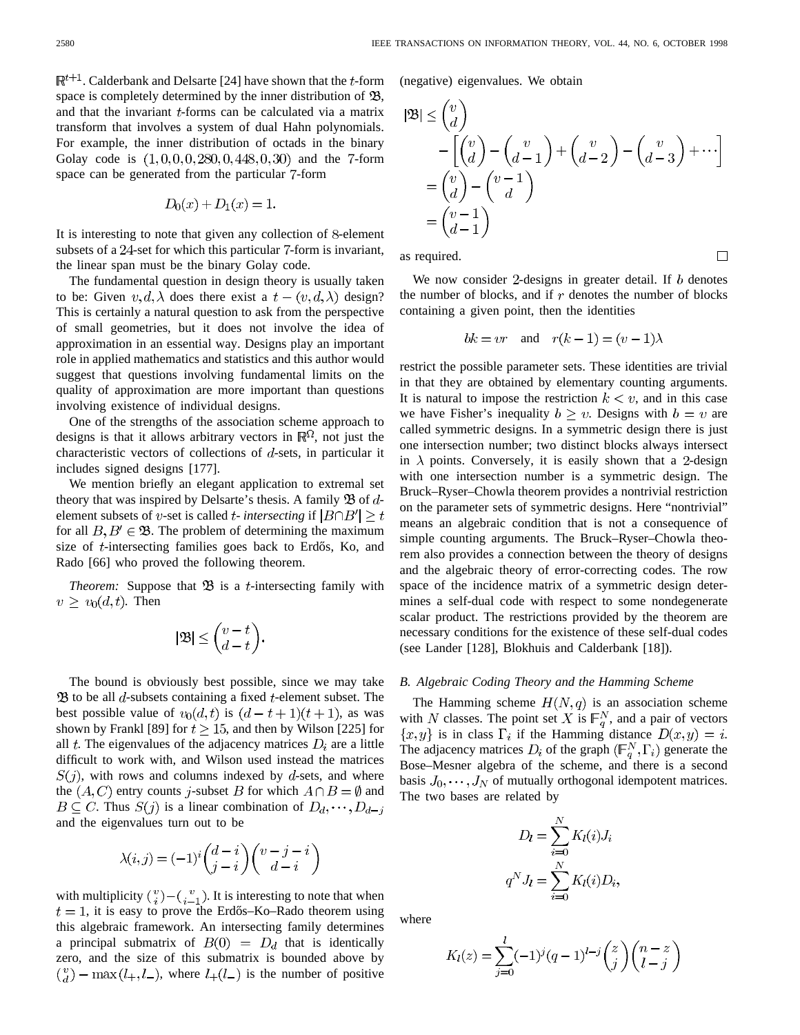$\mathbb{R}^{t+1}$. Calderbank and Delsarte [24] have shown that the $t$-form space is completely determined by the inner distribution of $\mathfrak{B}$, and that the invariant $t$-forms can be calculated via a matrix transform that involves a system of dual Hahn polynomials. For example, the inner distribution of octads in the binary Golay code is $(1, 0, 0, 0, 280, 0, 448, 0, 30)$ and the 7-form space can be generated from the particular 7-form

$$D_0(x) + D_1(x) = 1.$$

It is interesting to note that given any collection of 8-element subsets of a 24-set for which this particular 7-form is invariant, the linear span must be the binary Golay code.

The fundamental question in design theory is usually taken to be: Given $v, d, \lambda$ does there exist a $t-(v, d, \lambda)$ design? This is certainly a natural question to ask from the perspective of small geometries, but it does not involve the idea of approximation in an essential way. Designs play an important role in applied mathematics and statistics and this author would suggest that questions involving fundamental limits on the quality of approximation are more important than questions involving existence of individual designs.

One of the strengths of the association scheme approach to designs is that it allows arbitrary vectors in $\mathbb{R}^{\Omega}$, not just the characteristic vectors of collections of $d$-sets, in particular it includes signed designs [177].

We mention briefly an elegant application to extremal set theory that was inspired by Delsarte's thesis. A family $\mathfrak{B}$ of $d$-element subsets of $v$-set is called *$t$- intersecting* if $|B \cap B'| \geq t$ for all $B, B' \in \mathfrak{B}$. The problem of determining the maximum size of $t$-intersecting families goes back to Erdős, Ko, and Rado [66] who proved the following theorem.

*Theorem:* Suppose that $\mathfrak{B}$ is a $t$-intersecting family with $v \geq v_0(d, t)$. Then

$$|\mathfrak{B}| \leq \binom{v-t}{d-t}.$$

The bound is obviously best possible, since we may take $\mathfrak{B}$ to be all $d$-subsets containing a fixed $t$-element subset. The best possible value of $v_0(d, t)$ is $(d - t + 1)(t + 1)$, as was shown by Frankl [89] for $t \geq 15$, and then by Wilson [225] for all $t$. The eigenvalues of the adjacency matrices $D_i$ are a little difficult to work with, and Wilson used instead the matrices $S(j)$, with rows and columns indexed by $d$-sets, and where the $(A, C)$ entry counts $j$-subset $B$ for which $A \cap B = \emptyset$ and $B \subseteq C$. Thus $S(j)$ is a linear combination of $D_d, \cdots, D_{d-j}$ and the eigenvalues turn out to be

$$\lambda(i, j) = (-1)^i \binom{d-i}{j-i} \binom{v-j-i}{d-i}$$

with multiplicity $\binom{v}{i} - \binom{v}{i-1}$. It is interesting to note that when $t = 1$, it is easy to prove the Erdős–Ko–Rado theorem using this algebraic framework. An intersecting family determines a principal submatrix of $B(0) = D_d$ that is identically zero, and the size of this submatrix is bounded above by $\binom{v}{d} - \max(l_+, l_-)$, where $l_+(l_-)$ is the number of positive (negative) eigenvalues. We obtain

$$\begin{aligned}
|\mathfrak{B}| &\leq \binom{v}{d} \\
&\quad - \left[\binom{v}{d} - \binom{v}{d-1} + \binom{v}{d-2} - \binom{v}{d-3} + \cdots\right] \\
&= \binom{v}{d} - \binom{v-1}{d} \\
&= \binom{v-1}{d-1}
\end{aligned}$$

as required. □

We now consider 2-designs in greater detail. If $b$ denotes the number of blocks, and if $r$ denotes the number of blocks containing a given point, then the identities

$$bk = vr \quad \text{and} \quad r(k-1) = (v-1)\lambda$$

restrict the possible parameter sets. These identities are trivial in that they are obtained by elementary counting arguments. It is natural to impose the restriction $k < v$, and in this case we have Fisher's inequality $b \geq v$. Designs with $b = v$ are called symmetric designs. In a symmetric design there is just one intersection number; two distinct blocks always intersect in $\lambda$ points. Conversely, it is easily shown that a 2-design with one intersection number is a symmetric design. The Bruck–Ryser–Chowla theorem provides a nontrivial restriction on the parameter sets of symmetric designs. Here "nontrivial" means an algebraic condition that is not a consequence of simple counting arguments. The Bruck–Ryser–Chowla theorem also provides a connection between the theory of designs and the algebraic theory of error-correcting codes. The row space of the incidence matrix of a symmetric design determines a self-dual code with respect to some nondegenerate scalar product. The restrictions provided by the theorem are necessary conditions for the existence of these self-dual codes (see Lander [128], Blokhuis and Calderbank [18]).

### B. Algebraic Coding Theory and the Hamming Scheme

The Hamming scheme $H(N, q)$ is an association scheme with $N$ classes. The point set $X$ is $\mathbb{F}_q^N$, and a pair of vectors $\{x, y\}$ is in class $\Gamma_i$ if the Hamming distance $D(x, y) = i$. The adjacency matrices $D_i$ of the graph $(\mathbb{F}_q^N, \Gamma_i)$ generate the Bose–Mesner algebra of the scheme, and there is a second basis $J_0, \cdots, J_N$ of mutually orthogonal idempotent matrices. The two bases are related by

$$D_l = \sum_{i=0}^{N} K_l(i) J_i$$

$$q^N J_l = \sum_{i=0}^{N} K_l(i) D_i,$$

where

$$K_l(z) = \sum_{j=0}^{l} (-1)^j (q-1)^{l-j} \binom{z}{j} \binom{n-z}{l-j}$$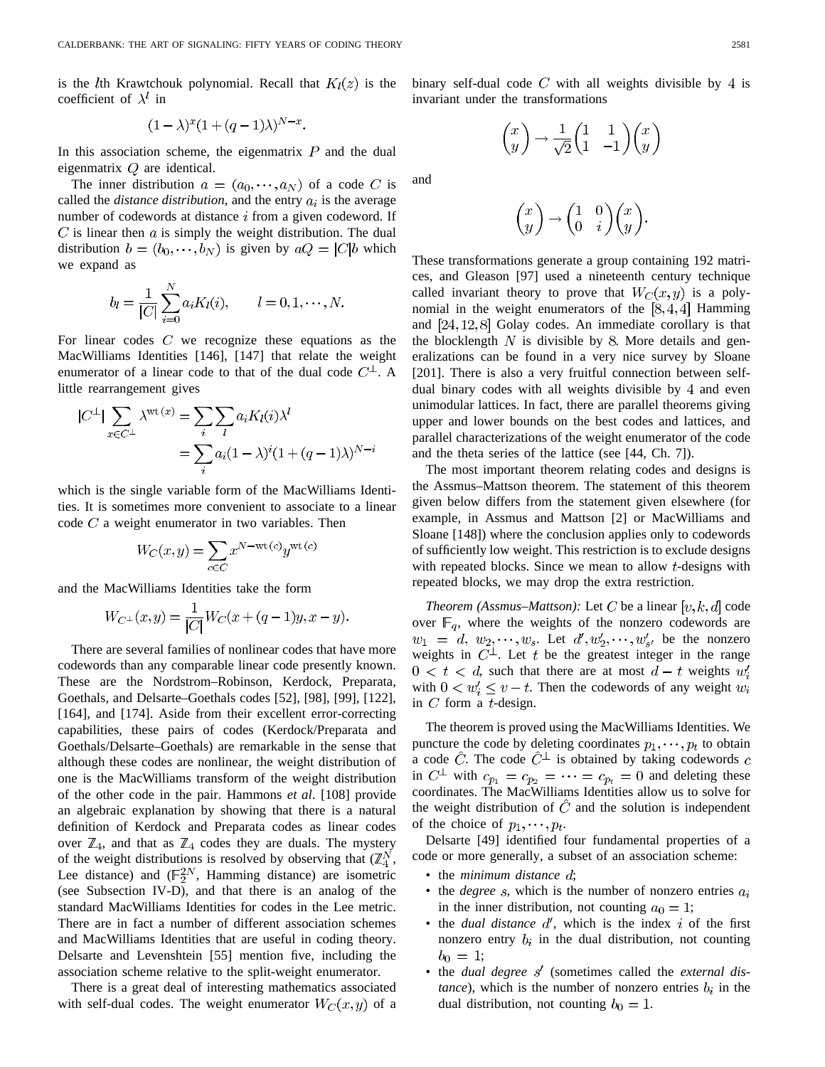is the $l$th Krawtchouk polynomial. Recall that $K_l(z)$ is the coefficient of $\lambda^l$ in

$$(1-\lambda)^x(1+(q-1)\lambda)^{N-x}.$$

In this association scheme, the eigenmatrix $P$ and the dual eigenmatrix $Q$ are identical.

The inner distribution $a = (a_0, \cdots, a_N)$ of a code $C$ is called the *distance distribution*, and the entry $a_i$ is the average number of codewords at distance $i$ from a given codeword. If $C$ is linear then $a$ is simply the weight distribution. The dual distribution $b = (b_0, \cdots, b_N)$ is given by $aQ = |C|b$ which we expand as

$$b_l = \frac{1}{|C|}\sum_{i=0}^{N} a_i K_l(i), \qquad l = 0, 1, \cdots, N.$$

For linear codes $C$ we recognize these equations as the MacWilliams Identities [146], [147] that relate the weight enumerator of a linear code to that of the dual code $C^{\perp}$. A little rearrangement gives

$$\begin{aligned}|C^{\perp}| \sum_{x \in C^{\perp}} \lambda^{\mathrm{wt}(x)} &= \sum_i \sum_l a_i K_l(i)\lambda^l \\ &= \sum_i a_i (1-\lambda)^i (1+(q-1)\lambda)^{N-i}\end{aligned}$$

which is the single variable form of the MacWilliams Identities. It is sometimes more convenient to associate to a linear code $C$ a weight enumerator in two variables. Then

$$W_C(x,y) = \sum_{c \in C} x^{N-\mathrm{wt}(c)} y^{\mathrm{wt}(c)}$$

and the MacWilliams Identities take the form

$$W_{C^{\perp}}(x,y) = \frac{1}{|C|} W_C(x+(q-1)y, x-y).$$

There are several families of nonlinear codes that have more codewords than any comparable linear code presently known. These are the Nordstrom–Robinson, Kerdock, Preparata, Goethals, and Delsarte–Goethals codes [52], [98], [99], [122], [164], and [174]. Aside from their excellent error-correcting capabilities, these pairs of codes (Kerdock/Preparata and Goethals/Delsarte–Goethals) are remarkable in the sense that although these codes are nonlinear, the weight distribution of one is the MacWilliams transform of the weight distribution of the other code in the pair. Hammons *et al.* [108] provide an algebraic explanation by showing that there is a natural definition of Kerdock and Preparata codes as linear codes over $\mathbb{Z}_4$, and that as $\mathbb{Z}_4$ codes they are duals. The mystery of the weight distributions is resolved by observing that ($\mathbb{Z}_4^N$, Lee distance) and ($\mathbb{F}_2^{2N}$, Hamming distance) are isometric (see Subsection IV-D), and that there is an analog of the standard MacWilliams Identities for codes in the Lee metric. There are in fact a number of different association schemes and MacWilliams Identities that are useful in coding theory. Delsarte and Levenshtein [55] mention five, including the association scheme relative to the split-weight enumerator.

There is a great deal of interesting mathematics associated with self-dual codes. The weight enumerator $W_C(x,y)$ of a binary self-dual code $C$ with all weights divisible by 4 is invariant under the transformations

$$\begin{pmatrix} x \\ y \end{pmatrix} \to \frac{1}{\sqrt{2}}\begin{pmatrix} 1 & 1 \\ 1 & -1 \end{pmatrix}\begin{pmatrix} x \\ y \end{pmatrix}$$

and

$$\begin{pmatrix} x \\ y \end{pmatrix} \to \begin{pmatrix} 1 & 0 \\ 0 & i \end{pmatrix}\begin{pmatrix} x \\ y \end{pmatrix}.$$

These transformations generate a group containing 192 matrices, and Gleason [97] used a nineteenth century technique called invariant theory to prove that $W_C(x,y)$ is a polynomial in the weight enumerators of the $[8,4,4]$ Hamming and $[24,12,8]$ Golay codes. An immediate corollary is that the blocklength $N$ is divisible by 8. More details and generalizations can be found in a very nice survey by Sloane [201]. There is also a very fruitful connection between self-dual binary codes with all weights divisible by 4 and even unimodular lattices. In fact, there are parallel theorems giving upper and lower bounds on the best codes and lattices, and parallel characterizations of the weight enumerator of the code and the theta series of the lattice (see [44, Ch. 7]).

The most important theorem relating codes and designs is the Assmus–Mattson theorem. The statement of this theorem given below differs from the statement given elsewhere (for example, in Assmus and Mattson [2] or MacWilliams and Sloane [148]) where the conclusion applies only to codewords of sufficiently low weight. This restriction is to exclude designs with repeated blocks. Since we mean to allow $t$-designs with repeated blocks, we may drop the extra restriction.

*Theorem (Assmus–Mattson):* Let $C$ be a linear $[v,k,d]$ code over $\mathbb{F}_q$, where the weights of the nonzero codewords are $w_1 = d, w_2, \cdots, w_s$. Let $d', w_2', \cdots, w_{s'}'$ be the nonzero weights in $C^{\perp}$. Let $t$ be the greatest integer in the range $0 < t < d$, such that there are at most $d-t$ weights $w_i'$ with $0 < w_i' \le v-t$. Then the codewords of any weight $w_i$ in $C$ form a $t$-design.

The theorem is proved using the MacWilliams Identities. We puncture the code by deleting coordinates $p_1, \cdots, p_t$ to obtain a code $\hat{C}$. The code $\hat{C}^{\perp}$ is obtained by taking codewords $c$ in $C^{\perp}$ with $c_{p_1} = c_{p_2} = \cdots = c_{p_t} = 0$ and deleting these coordinates. The MacWilliams Identities allow us to solve for the weight distribution of $\hat{C}$ and the solution is independent of the choice of $p_1, \cdots, p_t$.

Delsarte [49] identified four fundamental properties of a code or more generally, a subset of an association scheme:

- the *minimum distance* $d$;
- the *degree* $s$, which is the number of nonzero entries $a_i$ in the inner distribution, not counting $a_0 = 1$;
- the *dual distance* $d'$, which is the index $i$ of the first nonzero entry $b_i$ in the dual distribution, not counting $b_0 = 1$;
- the *dual degree* $s'$ (sometimes called the *external distance*), which is the number of nonzero entries $b_i$ in the dual distribution, not counting $b_0 = 1$.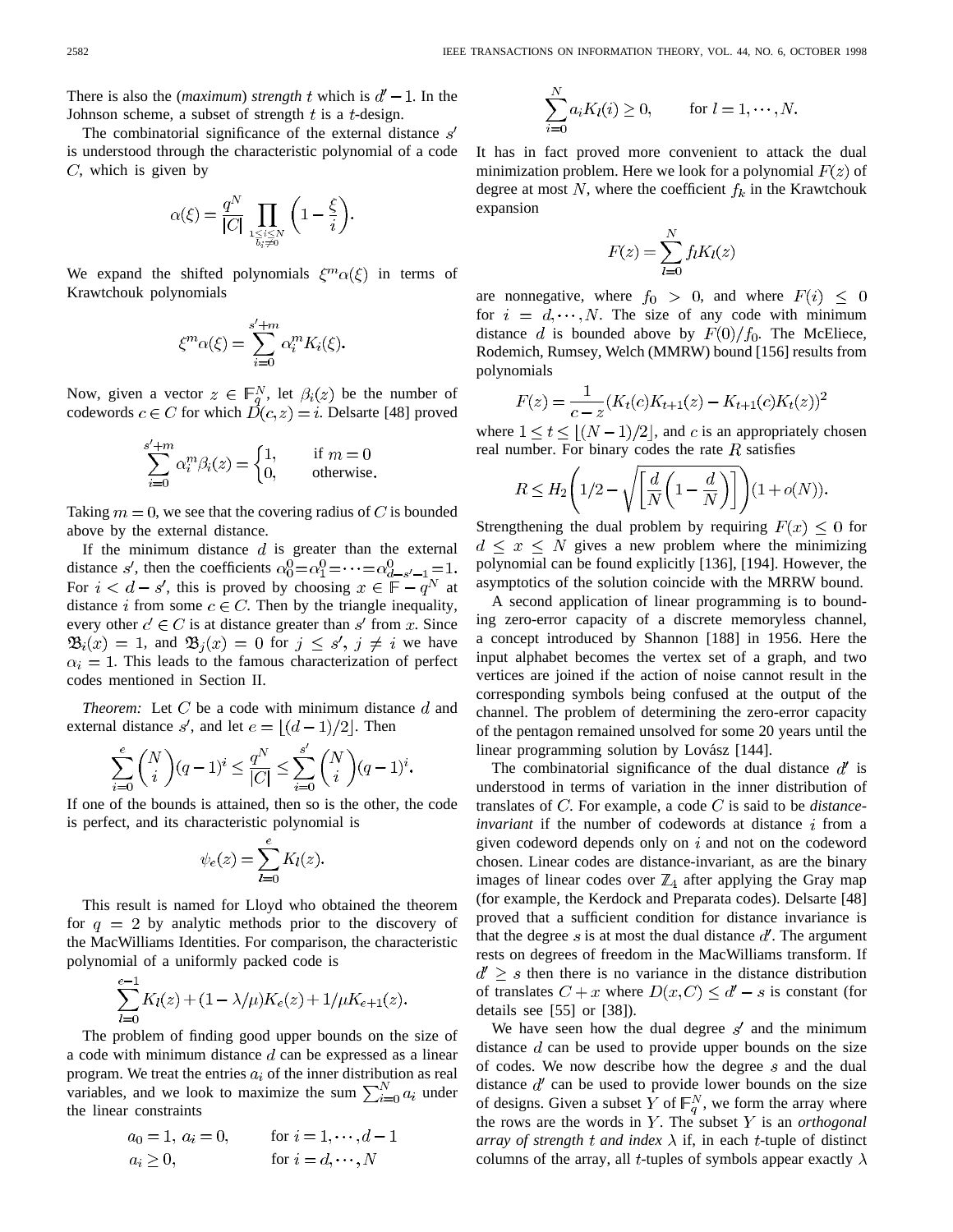There is also the (*maximum*) *strength* $t$ which is $d'-1$. In the Johnson scheme, a subset of strength $t$ is a $t$-design.

The combinatorial significance of the external distance $s'$ is understood through the characteristic polynomial of a code $C$, which is given by

$$\alpha(\xi)=\frac{q^N}{|C|}\prod_{\substack{1\le i\le N\\ b_i\ne 0}}\left(1-\frac{\xi}{i}\right).$$

We expand the shifted polynomials $\xi^m\alpha(\xi)$ in terms of Krawtchouk polynomials

$$\xi^m\alpha(\xi)=\sum_{i=0}^{s'+m}\alpha_i^m K_i(\xi).$$

Now, given a vector $z\in\mathbb{F}_q^N$, let $\beta_i(z)$ be the number of codewords $c\in C$ for which $D(c,z)=i$. Delsarte [48] proved

$$\sum_{i=0}^{s'+m}\alpha_i^m\beta_i(z)=\begin{cases}1, & \text{if } m=0\\ 0, & \text{otherwise.}\end{cases}$$

Taking $m=0$, we see that the covering radius of $C$ is bounded above by the external distance.

If the minimum distance $d$ is greater than the external distance $s'$, then the coefficients $\alpha_0^0=\alpha_1^0=\cdots=\alpha_{d-s'-1}^0=1$. For $i<d-s'$, this is proved by choosing $x\in\mathbb{F}-q^N$ at distance $i$ from some $c\in C$. Then by the triangle inequality, every other $c'\in C$ is at distance greater than $s'$ from $x$. Since $\mathfrak{B}_i(x)=1$, and $\mathfrak{B}_j(x)=0$ for $j\le s'$, $j\ne i$ we have $\alpha_i=1$. This leads to the famous characterization of perfect codes mentioned in Section II.

*Theorem:* Let $C$ be a code with minimum distance $d$ and external distance $s'$, and let $e=\lfloor(d-1)/2\rfloor$. Then

$$\sum_{i=0}^{e}\binom{N}{i}(q-1)^i\le\frac{q^N}{|C|}\le\sum_{i=0}^{s'}\binom{N}{i}(q-1)^i.$$

If one of the bounds is attained, then so is the other, the code is perfect, and its characteristic polynomial is

$$\psi_e(z)=\sum_{l=0}^{e}K_l(z).$$

This result is named for Lloyd who obtained the theorem for $q=2$ by analytic methods prior to the discovery of the MacWilliams Identities. For comparison, the characteristic polynomial of a uniformly packed code is

$$\sum_{l=0}^{e-1}K_l(z)+(1-\lambda/\mu)K_e(z)+1/\mu K_{e+1}(z).$$

The problem of finding good upper bounds on the size of a code with minimum distance $d$ can be expressed as a linear program. We treat the entries $a_i$ of the inner distribution as real variables, and we look to maximize the sum $\sum_{i=0}^N a_i$ under the linear constraints

$$\begin{aligned}&a_0=1,\ a_i=0, && \text{for } i=1,\cdots,d-1\\ &a_i\ge 0, && \text{for } i=d,\cdots,N\\ &\sum_{i=0}^N a_iK_l(i)\ge 0, && \text{for } l=1,\cdots,N.\end{aligned}$$

It has in fact proved more convenient to attack the dual minimization problem. Here we look for a polynomial $F(z)$ of degree at most $N$, where the coefficient $f_k$ in the Krawtchouk expansion

$$F(z)=\sum_{l=0}^N f_lK_l(z)$$

are nonnegative, where $f_0>0$, and where $F(i)\le 0$ for $i=d,\cdots,N$. The size of any code with minimum distance $d$ is bounded above by $F(0)/f_0$. The McEliece, Rodemich, Rumsey, Welch (MMRW) bound [156] results from polynomials

$$F(z)=\frac{1}{c-z}(K_t(c)K_{t+1}(z)-K_{t+1}(c)K_t(z))^2$$

where $1\le t\le\lfloor(N-1)/2\rfloor$, and $c$ is an appropriately chosen real number. For binary codes the rate $R$ satisfies

$$R\le H_2\left(1/2-\sqrt{\left[\frac{d}{N}\left(1-\frac{d}{N}\right)\right]}\right)(1+o(N)).$$

Strengthening the dual problem by requiring $F(x)\le 0$ for $d\le x\le N$ gives a new problem where the minimizing polynomial can be found explicitly [136], [194]. However, the asymptotics of the solution coincide with the MRRW bound.

A second application of linear programming is to bounding zero-error capacity of a discrete memoryless channel, a concept introduced by Shannon [188] in 1956. Here the input alphabet becomes the vertex set of a graph, and two vertices are joined if the action of noise cannot result in the corresponding symbols being confused at the output of the channel. The problem of determining the zero-error capacity of the pentagon remained unsolved for some 20 years until the linear programming solution by Lovász [144].

The combinatorial significance of the dual distance $d'$ is understood in terms of variation in the inner distribution of translates of $C$. For example, a code $C$ is said to be *distance-invariant* if the number of codewords at distance $i$ from a given codeword depends only on $i$ and not on the codeword chosen. Linear codes are distance-invariant, as are the binary images of linear codes over $\mathbb{Z}_4$ after applying the Gray map (for example, the Kerdock and Preparata codes). Delsarte [48] proved that a sufficient condition for distance invariance is that the degree $s$ is at most the dual distance $d'$. The argument rests on degrees of freedom in the MacWilliams transform. If $d'\ge s$ then there is no variance in the distance distribution of translates $C+x$ where $D(x,C)\le d'-s$ is constant (for details see [55] or [38]).

We have seen how the dual degree $s'$ and the minimum distance $d$ can be used to provide upper bounds on the size of codes. We now describe how the degree $s$ and the dual distance $d'$ can be used to provide lower bounds on the size of designs. Given a subset $Y$ of $\mathbb{F}_q^N$, we form the array where the rows are the words in $Y$. The subset $Y$ is an *orthogonal array of strength $t$ and index $\lambda$* if, in each $t$-tuple of distinct columns of the array, all $t$-tuples of symbols appear exactly $\lambda$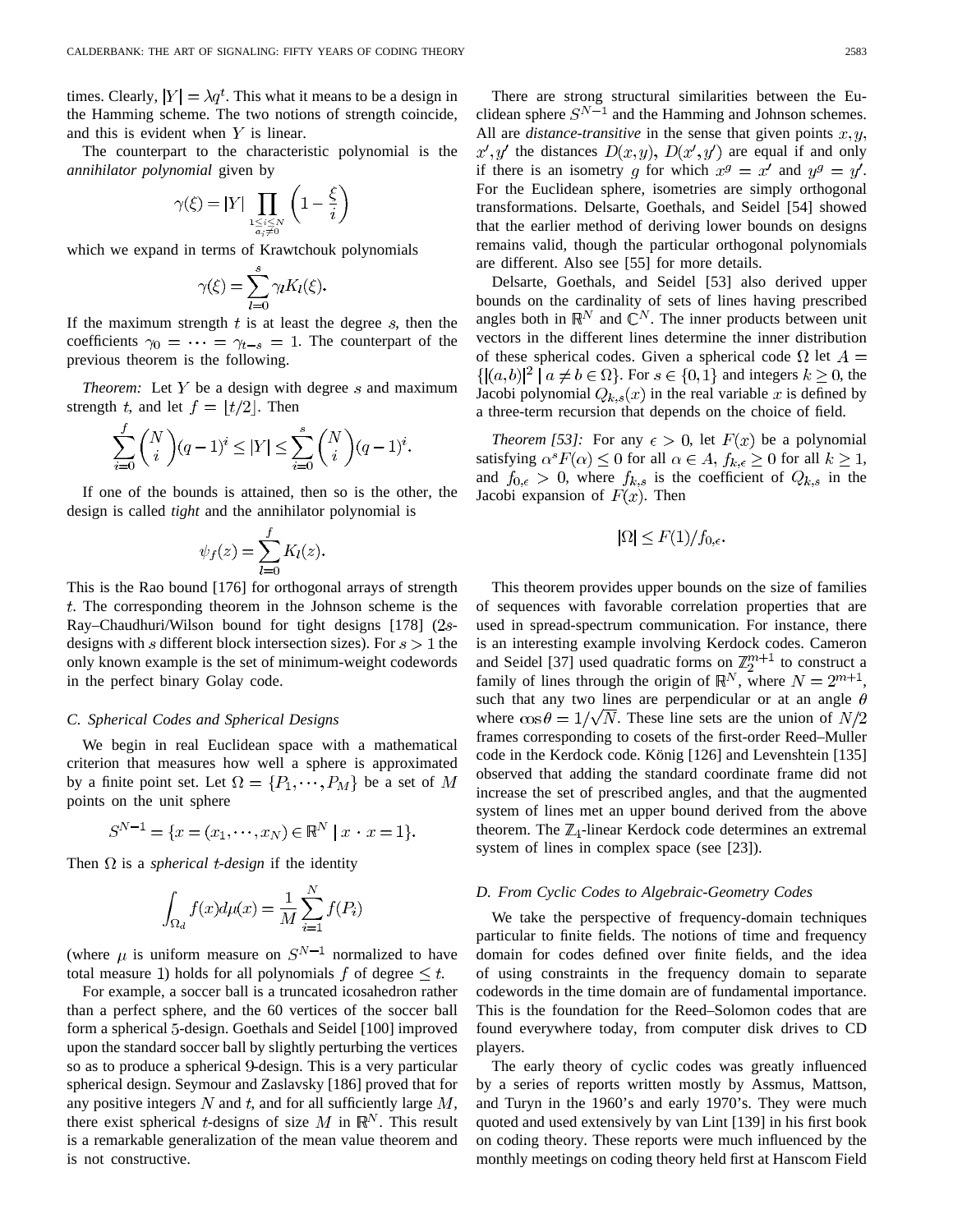times. Clearly, $|Y| = \lambda q^t$. This what it means to be a design in the Hamming scheme. The two notions of strength coincide, and this is evident when $Y$ is linear.

The counterpart to the characteristic polynomial is the *annihilator polynomial* given by

$$\gamma(\xi) = |Y| \prod_{\substack{1 \le i \le N \\ a_i \ne 0}} \left(1 - \frac{\xi}{i}\right)$$

which we expand in terms of Krawtchouk polynomials

$$\gamma(\xi) = \sum_{l=0}^{s} \gamma_l K_l(\xi).$$

If the maximum strength $t$ is at least the degree $s$, then the coefficients $\gamma_0 = \cdots = \gamma_{t-s} = 1$. The counterpart of the previous theorem is the following.

*Theorem:* Let $Y$ be a design with degree $s$ and maximum strength $t$, and let $f = \lfloor t/2 \rfloor$. Then

$$\sum_{i=0}^{f} \binom{N}{i} (q-1)^i \le |Y| \le \sum_{i=0}^{s} \binom{N}{i} (q-1)^i.$$

If one of the bounds is attained, then so is the other, the design is called *tight* and the annihilator polynomial is

$$\psi_f(z) = \sum_{l=0}^{f} K_l(z).$$

This is the Rao bound [176] for orthogonal arrays of strength $t$. The corresponding theorem in the Johnson scheme is the Ray–Chaudhuri/Wilson bound for tight designs [178] ($2s$-designs with $s$ different block intersection sizes). For $s > 1$ the only known example is the set of minimum-weight codewords in the perfect binary Golay code.

### C. Spherical Codes and Spherical Designs

We begin in real Euclidean space with a mathematical criterion that measures how well a sphere is approximated by a finite point set. Let $\Omega = \{P_1, \cdots, P_M\}$ be a set of $M$ points on the unit sphere

$$S^{N-1} = \{x = (x_1, \cdots, x_N) \in \mathbb{R}^N \mid x \cdot x = 1\}.$$

Then $\Omega$ is a *spherical $t$-design* if the identity

$$\int_{\Omega_d} f(x) d\mu(x) = \frac{1}{M} \sum_{i=1}^{N} f(P_i)$$

(where $\mu$ is uniform measure on $S^{N-1}$ normalized to have total measure 1) holds for all polynomials $f$ of degree $\le t$.

For example, a soccer ball is a truncated icosahedron rather than a perfect sphere, and the 60 vertices of the soccer ball form a spherical 5-design. Goethals and Seidel [100] improved upon the standard soccer ball by slightly perturbing the vertices so as to produce a spherical 9-design. This is a very particular spherical design. Seymour and Zaslavsky [186] proved that for any positive integers $N$ and $t$, and for all sufficiently large $M$, there exist spherical $t$-designs of size $M$ in $\mathbb{R}^N$. This result is a remarkable generalization of the mean value theorem and is not constructive.

There are strong structural similarities between the Euclidean sphere $S^{N-1}$ and the Hamming and Johnson schemes. All are *distance-transitive* in the sense that given points $x, y, x', y'$ the distances $D(x, y)$, $D(x', y')$ are equal if and only if there is an isometry $g$ for which $x^g = x'$ and $y^g = y'$. For the Euclidean sphere, isometries are simply orthogonal transformations. Delsarte, Goethals, and Seidel [54] showed that the earlier method of deriving lower bounds on designs remains valid, though the particular orthogonal polynomials are different. Also see [55] for more details.

Delsarte, Goethals, and Seidel [53] also derived upper bounds on the cardinality of sets of lines having prescribed angles both in $\mathbb{R}^N$ and $\mathbb{C}^N$. The inner products between unit vectors in the different lines determine the inner distribution of these spherical codes. Given a spherical code $\Omega$ let $A = \{|(a,b)|^2 \mid a \ne b \in \Omega\}$. For $s \in \{0, 1\}$ and integers $k \ge 0$, the Jacobi polynomial $Q_{k,s}(x)$ in the real variable $x$ is defined by a three-term recursion that depends on the choice of field.

*Theorem [53]:* For any $\epsilon > 0$, let $F(x)$ be a polynomial satisfying $\alpha^s F(\alpha) \le 0$ for all $\alpha \in A$, $f_{k,\epsilon} \ge 0$ for all $k \ge 1$, and $f_{0,\epsilon} > 0$, where $f_{k,s}$ is the coefficient of $Q_{k,s}$ in the Jacobi expansion of $F(x)$. Then

$$|\Omega| \le F(1)/f_{0,\epsilon}.$$

This theorem provides upper bounds on the size of families of sequences with favorable correlation properties that are used in spread-spectrum communication. For instance, there is an interesting example involving Kerdock codes. Cameron and Seidel [37] used quadratic forms on $\mathbb{Z}_2^{m+1}$ to construct a family of lines through the origin of $\mathbb{R}^N$, where $N = 2^{m+1}$, such that any two lines are perpendicular or at an angle $\theta$ where $\cos\theta = 1/\sqrt{N}$. These line sets are the union of $N/2$ frames corresponding to cosets of the first-order Reed–Muller code in the Kerdock code. König [126] and Levenshtein [135] observed that adding the standard coordinate frame did not increase the set of prescribed angles, and that the augmented system of lines met an upper bound derived from the above theorem. The $\mathbb{Z}_4$-linear Kerdock code determines an extremal system of lines in complex space (see [23]).

### D. From Cyclic Codes to Algebraic-Geometry Codes

We take the perspective of frequency-domain techniques particular to finite fields. The notions of time and frequency domain for codes defined over finite fields, and the idea of using constraints in the frequency domain to separate codewords in the time domain are of fundamental importance. This is the foundation for the Reed–Solomon codes that are found everywhere today, from computer disk drives to CD players.

The early theory of cyclic codes was greatly influenced by a series of reports written mostly by Assmus, Mattson, and Turyn in the 1960's and early 1970's. They were much quoted and used extensively by van Lint [139] in his first book on coding theory. These reports were much influenced by the monthly meetings on coding theory held first at Hanscom Field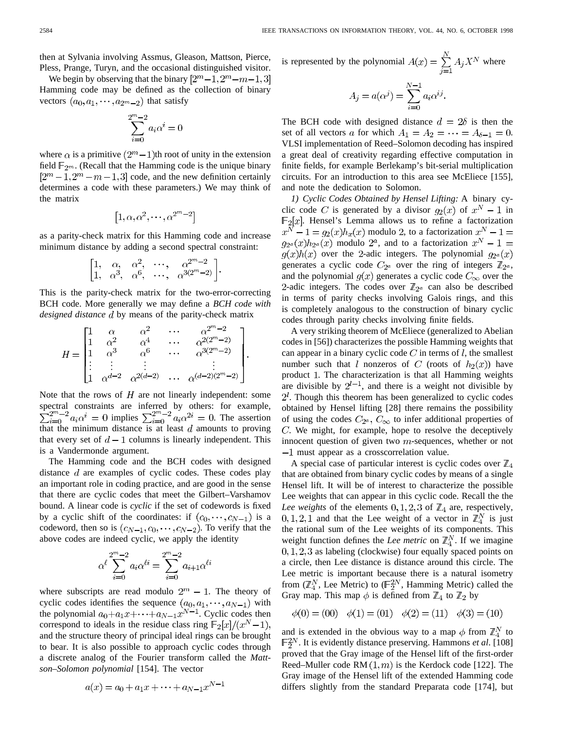then at Sylvania involving Assmus, Gleason, Mattson, Pierce, Pless, Prange, Turyn, and the occasional distinguished visitor.

We begin by observing that the binary $[2^m-1, 2^m-m-1, 3]$ Hamming code may be defined as the collection of binary vectors $(a_0, a_1, \cdots, a_{2^m-2})$ that satisfy

$$\sum_{i=0}^{2^m-2} a_i \alpha^i = 0$$

where $\alpha$ is a primitive $(2^m-1)$th root of unity in the extension field $\mathbb{F}_{2^m}$. (Recall that the Hamming code is the unique binary $[2^m-1, 2^m-m-1, 3]$ code, and the new definition certainly determines a code with these parameters.) We may think of the matrix

$$[1, \alpha, \alpha^2, \cdots, \alpha^{2^m-2}]$$

as a parity-check matrix for this Hamming code and increase minimum distance by adding a second spectral constraint:

$$\begin{bmatrix} 1, & \alpha, & \alpha^2, & \cdots, & \alpha^{2^m-2} \\ 1, & \alpha^3, & \alpha^6, & \cdots, & \alpha^{3(2^m-2)} \end{bmatrix}.$$

This is the parity-check matrix for the two-error-correcting BCH code. More generally we may define a *BCH code with designed distance* $d$ by means of the parity-check matrix

$$H = \begin{bmatrix} 1 & \alpha & \alpha^2 & \cdots & \alpha^{2^m-2} \\ 1 & \alpha^2 & \alpha^4 & \cdots & \alpha^{2(2^m-2)} \\ 1 & \alpha^3 & \alpha^6 & \cdots & \alpha^{3(2^m-2)} \\ \vdots & \vdots & \vdots & & \vdots \\ 1 & \alpha^{d-2} & \alpha^{2(d-2)} & \cdots & \alpha^{(d-2)(2^m-2)} \end{bmatrix}.$$

Note that the rows of $H$ are not linearly independent: some spectral constraints are inferred by others: for example, $\sum_{i=0}^{2^m-2} a_i \alpha^i = 0$ implies $\sum_{i=0}^{2^m-2} a_i \alpha^{2i} = 0$. The assertion that the minimum distance is at least $d$ amounts to proving that every set of $d-1$ columns is linearly independent. This is a Vandermonde argument.

The Hamming code and the BCH codes with designed distance $d$ are examples of cyclic codes. These codes play an important role in coding practice, and are good in the sense that there are cyclic codes that meet the Gilbert–Varshamov bound. A linear code is *cyclic* if the set of codewords is fixed by a cyclic shift of the coordinates: if $(c_0, \cdots, c_{N-1})$ is a codeword, then so is $(c_{N-1}, c_0, \cdots, c_{N-2})$. To verify that the above codes are indeed cyclic, we apply the identity

$$\alpha^\ell \sum_{i=0}^{2^m-2} a_i \alpha^{\ell i} = \sum_{i=0}^{2^m-2} a_{i+1} \alpha^{\ell i}$$

where subscripts are read modulo $2^m-1$. The theory of cyclic codes identifies the sequence $(a_0, a_1, \cdots, a_{N-1})$ with the polynomial $a_0 + a_1 x + \cdots + a_{N-1} x^{N-1}$. Cyclic codes then correspond to ideals in the residue class ring $\mathbb{F}_2[x]/(x^N-1)$, and the structure theory of principal ideal rings can be brought to bear. It is also possible to approach cyclic codes through a discrete analog of the Fourier transform called the *Mattson–Solomon polynomial* [154]. The vector

$$a(x) = a_0 + a_1 x + \cdots + a_{N-1} x^{N-1}$$

is represented by the polynomial $A(x) = \sum_{j=1}^{N} A_j X^N$ where

$$A_j = a(\alpha^j) = \sum_{i=0}^{N-1} a_i \alpha^{ij}.$$

The BCH code with designed distance $d = 2\delta$ is then the set of all vectors $a$ for which $A_1 = A_2 = \cdots = A_{\delta-1} = 0$. VLSI implementation of Reed–Solomon decoding has inspired a great deal of creativity regarding effective computation in finite fields, for example Berlekamp's bit-serial multiplication circuits. For an introduction to this area see McEliece [155], and note the dedication to Solomon.

*1) Cyclic Codes Obtained by Hensel Lifting:* A binary cyclic code $C$ is generated by a divisor $g_2(x)$ of $x^N-1$ in $\mathbb{F}_2[x]$. Hensel's Lemma allows us to refine a factorization $x^N - 1 = g_2(x)h_x(x)$ modulo 2, to a factorization $x^N - 1 = g_{2^a}(x)h_{2^a}(x)$ modulo $2^a$, and to a factorization $x^N - 1 = g(x)h(x)$ over the 2-adic integers. The polynomial $g_{2^a}(x)$ generates a cyclic code $C_{2^a}$ over the ring of integers $\mathbb{Z}_{2^a}$, and the polynomial $g(x)$ generates a cyclic code $C_\infty$ over the 2-adic integers. The codes over $\mathbb{Z}_{2^a}$ can also be described in terms of parity checks involving Galois rings, and this is completely analogous to the construction of binary cyclic codes through parity checks involving finite fields.

A very striking theorem of McEliece (generalized to Abelian codes in [56]) characterizes the possible Hamming weights that can appear in a binary cyclic code $C$ in terms of $l$, the smallest number such that $l$ nonzeros of $C$ (roots of $h_2(x)$) have product 1. The characterization is that all Hamming weights are divisible by $2^{l-1}$, and there is a weight not divisible by $2^l$. Though this theorem has been generalized to cyclic codes obtained by Hensel lifting [28] there remains the possibility of using the codes $C_{2^a}$, $C_\infty$ to infer additional properties of $C$. We might, for example, hope to resolve the deceptively innocent question of given two $m$-sequences, whether or not $-1$ must appear as a crosscorrelation value.

A special case of particular interest is cyclic codes over $\mathbb{Z}_4$ that are obtained from binary cyclic codes by means of a single Hensel lift. It will be of interest to characterize the possible Lee weights that can appear in this cyclic code. Recall the the *Lee weights* of the elements $0, 1, 2, 3$ of $\mathbb{Z}_4$ are, respectively, $0, 1, 2, 1$ and that the Lee weight of a vector in $\mathbb{Z}_4^N$ is just the rational sum of the Lee weights of its components. This weight function defines the *Lee metric* on $\mathbb{Z}_4^N$. If we imagine $0, 1, 2, 3$ as labeling (clockwise) four equally spaced points on a circle, then Lee distance is distance around this circle. The Lee metric is important because there is a natural isometry from ($\mathbb{Z}_4^N$, Lee Metric) to ($\mathbb{F}_2^{2N}$, Hamming Metric) called the Gray map. This map $\phi$ is defined from $\mathbb{Z}_4$ to $\mathbb{Z}_2$ by

$$\phi(0) = (00) \quad \phi(1) = (01) \quad \phi(2) = (11) \quad \phi(3) = (10)$$

and is extended in the obvious way to a map $\phi$ from $\mathbb{Z}_4^N$ to $\mathbb{F}_2^{2N}$. It is evidently distance preserving. Hammons *et al.* [108] proved that the Gray image of the Hensel lift of the first-order Reed–Muller code RM$(1, m)$ is the Kerdock code [122]. The Gray image of the Hensel lift of the extended Hamming code differs slightly from the standard Preparata code [174], but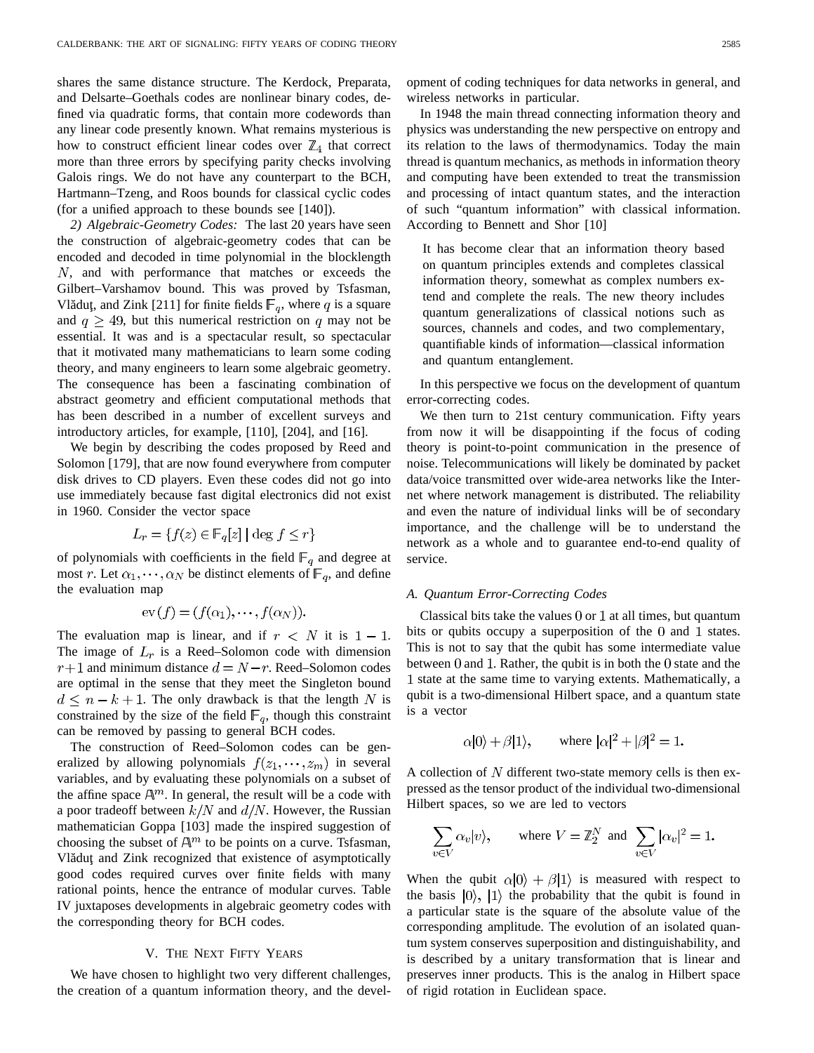shares the same distance structure. The Kerdock, Preparata, and Delsarte–Goethals codes are nonlinear binary codes, defined via quadratic forms, that contain more codewords than any linear code presently known. What remains mysterious is how to construct efficient linear codes over $\mathbb{Z}_4$ that correct more than three errors by specifying parity checks involving Galois rings. We do not have any counterpart to the BCH, Hartmann–Tzeng, and Roos bounds for classical cyclic codes (for a unified approach to these bounds see [140]).

*2) Algebraic-Geometry Codes:* The last 20 years have seen the construction of algebraic-geometry codes that can be encoded and decoded in time polynomial in the blocklength $N$, and with performance that matches or exceeds the Gilbert–Varshamov bound. This was proved by Tsfasman, Vlăduţ, and Zink [211] for finite fields $\mathbb{F}_q$, where $q$ is a square and $q \geq 49$, but this numerical restriction on $q$ may not be essential. It was and is a spectacular result, so spectacular that it motivated many mathematicians to learn some coding theory, and many engineers to learn some algebraic geometry. The consequence has been a fascinating combination of abstract geometry and efficient computational methods that has been described in a number of excellent surveys and introductory articles, for example, [110], [204], and [16].

We begin by describing the codes proposed by Reed and Solomon [179], that are now found everywhere from computer disk drives to CD players. Even these codes did not go into use immediately because fast digital electronics did not exist in 1960. Consider the vector space

$$L_r = \{f(z) \in \mathbb{F}_q[z] \mid \deg f \leq r\}$$

of polynomials with coefficients in the field $\mathbb{F}_q$ and degree at most $r$. Let $\alpha_1, \cdots, \alpha_N$ be distinct elements of $\mathbb{F}_q$, and define the evaluation map

$$\text{ev}(f) = (f(\alpha_1), \cdots, f(\alpha_N)).$$

The evaluation map is linear, and if $r < N$ it is $1-1$. The image of $L_r$ is a Reed–Solomon code with dimension $r+1$ and minimum distance $d = N-r$. Reed–Solomon codes are optimal in the sense that they meet the Singleton bound $d \leq n-k+1$. The only drawback is that the length $N$ is constrained by the size of the field $\mathbb{F}_q$, though this constraint can be removed by passing to general BCH codes.

The construction of Reed–Solomon codes can be generalized by allowing polynomials $f(z_1, \cdots, z_m)$ in several variables, and by evaluating these polynomials on a subset of the affine space $\mathbb{A}^m$. In general, the result will be a code with a poor tradeoff between $k/N$ and $d/N$. However, the Russian mathematician Goppa [103] made the inspired suggestion of choosing the subset of $\mathbb{A}^m$ to be points on a curve. Tsfasman, Vlăduţ and Zink recognized that existence of asymptotically good codes required curves over finite fields with many rational points, hence the entrance of modular curves. Table IV juxtaposes developments in algebraic geometry codes with the corresponding theory for BCH codes.

## V. The Next Fifty Years

We have chosen to highlight two very different challenges, the creation of a quantum information theory, and the development of coding techniques for data networks in general, and wireless networks in particular.

In 1948 the main thread connecting information theory and physics was understanding the new perspective on entropy and its relation to the laws of thermodynamics. Today the main thread is quantum mechanics, as methods in information theory and computing have been extended to treat the transmission and processing of intact quantum states, and the interaction of such "quantum information" with classical information. According to Bennett and Shor [10]

> It has become clear that an information theory based on quantum principles extends and completes classical information theory, somewhat as complex numbers extend and complete the reals. The new theory includes quantum generalizations of classical notions such as sources, channels and codes, and two complementary, quantifiable kinds of information—classical information and quantum entanglement.

In this perspective we focus on the development of quantum error-correcting codes.

We then turn to 21st century communication. Fifty years from now it will be disappointing if the focus of coding theory is point-to-point communication in the presence of noise. Telecommunications will likely be dominated by packet data/voice transmitted over wide-area networks like the Internet where network management is distributed. The reliability and even the nature of individual links will be of secondary importance, and the challenge will be to understand the network as a whole and to guarantee end-to-end quality of service.

### A. Quantum Error-Correcting Codes

Classical bits take the values 0 or 1 at all times, but quantum bits or qubits occupy a superposition of the 0 and 1 states. This is not to say that the qubit has some intermediate value between 0 and 1. Rather, the qubit is in both the 0 state and the 1 state at the same time to varying extents. Mathematically, a qubit is a two-dimensional Hilbert space, and a quantum state is a vector

$$\alpha|0\rangle + \beta|1\rangle, \qquad \text{where } |\alpha|^2 + |\beta|^2 = 1.$$

A collection of $N$ different two-state memory cells is then expressed as the tensor product of the individual two-dimensional Hilbert spaces, so we are led to vectors

$$\sum_{v \in V} \alpha_v |v\rangle, \qquad \text{where } V = \mathbb{Z}_2^N \text{ and } \sum_{v \in V} |\alpha_v|^2 = 1.$$

When the qubit $\alpha|0\rangle + \beta|1\rangle$ is measured with respect to the basis $|0\rangle$, $|1\rangle$ the probability that the qubit is found in a particular state is the square of the absolute value of the corresponding amplitude. The evolution of an isolated quantum system conserves superposition and distinguishability, and is described by a unitary transformation that is linear and preserves inner products. This is the analog in Hilbert space of rigid rotation in Euclidean space.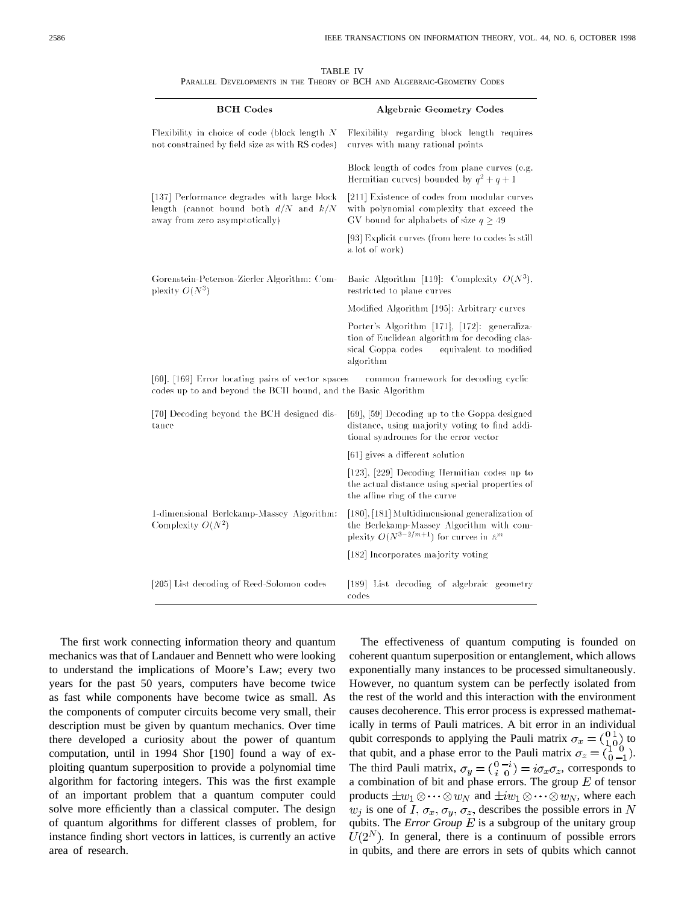TABLE IV
PARALLEL DEVELOPMENTS IN THE THEORY OF BCH AND ALGEBRAIC-GEOMETRY CODES

| BCH Codes | Algebraic Geometry Codes |
|---|---|
| Flexibility in choice of code (block length $N$ not constrained by field size as with RS codes) | Flexibility regarding block length requires curves with many rational points |
| | Block length of codes from plane curves (e.g. Hermitian curves) bounded by $q^2 + q + 1$ |
| [137] Performance degrades with large block length (cannot bound both $d/N$ and $k/N$ away from zero asymptotically) | [211] Existence of codes from modular curves with polynomial complexity that exceed the GV bound for alphabets of size $q \geq 49$ |
| | [93] Explicit curves (from here to codes is still a lot of work) |
| Gorenstein-Peterson-Zierler Algorithm: Complexity $O(N^3)$ | Basic Algorithm [119]: Complexity $O(N^3)$, restricted to plane curves |
| | Modified Algorithm [195]: Arbitrary curves |
| | Porter's Algorithm [171], [172]: generalization of Euclidean algorithm for decoding classical Goppa codes equivalent to modified algorithm |
| [60], [169] Error locating pairs of vector spaces common framework for decoding cyclic codes up to and beyond the BCH bound, and the Basic Algorithm | |
| [70] Decoding beyond the BCH designed distance | [69], [59] Decoding up to the Goppa designed distance, using majority voting to find additional syndromes for the error vector |
| | [61] gives a different solution |
| | [123], [229] Decoding Hermitian codes up to the actual distance using special properties of the affine ring of the curve |
| 1-dimensional Berlekamp-Massey Algorithm: Complexity $O(N^2)$ | [180], [181] Multidimensional generalization of the Berlekamp-Massey Algorithm with complexity $O(N^{3-2/m+1})$ for curves in $K^m$ |
| | [182] Incorporates majority voting |
| [205] List decoding of Reed-Solomon codes | [189] List decoding of algebraic geometry codes |

The first work connecting information theory and quantum mechanics was that of Landauer and Bennett who were looking to understand the implications of Moore's Law; every two years for the past 50 years, computers have become twice as fast while components have become twice as small. As the components of computer circuits become very small, their description must be given by quantum mechanics. Over time there developed a curiosity about the power of quantum computation, until in 1994 Shor [190] found a way of exploiting quantum superposition to provide a polynomial time algorithm for factoring integers. This was the first example of an important problem that a quantum computer could solve more efficiently than a classical computer. The design of quantum algorithms for different classes of problem, for instance finding short vectors in lattices, is currently an active area of research.

The effectiveness of quantum computing is founded on coherent quantum superposition or entanglement, which allows exponentially many instances to be processed simultaneously. However, no quantum system can be perfectly isolated from the rest of the world and this interaction with the environment causes decoherence. This error process is expressed mathematically in terms of Pauli matrices. A bit error in an individual qubit corresponds to applying the Pauli matrix $\sigma_x = \left(\begin{smallmatrix} 0 & 1 \\ 1 & 0 \end{smallmatrix}\right)$ to that qubit, and a phase error to the Pauli matrix $\sigma_z = \left(\begin{smallmatrix} 1 & 0 \\ 0 & -1 \end{smallmatrix}\right)$. The third Pauli matrix, $\sigma_y = \left(\begin{smallmatrix} 0 & -i \\ i & 0 \end{smallmatrix}\right) = i\sigma_x\sigma_z$, corresponds to a combination of bit and phase errors. The group $E$ of tensor products $\pm w_1 \otimes \cdots \otimes w_N$ and $\pm i w_1 \otimes \cdots \otimes w_N$, where each $w_j$ is one of $I$, $\sigma_x$, $\sigma_y$, $\sigma_z$, describes the possible errors in $N$ qubits. The *Error Group* $E$ is a subgroup of the unitary group $U(2^N)$. In general, there is a continuum of possible errors in qubits, and there are errors in sets of qubits which cannot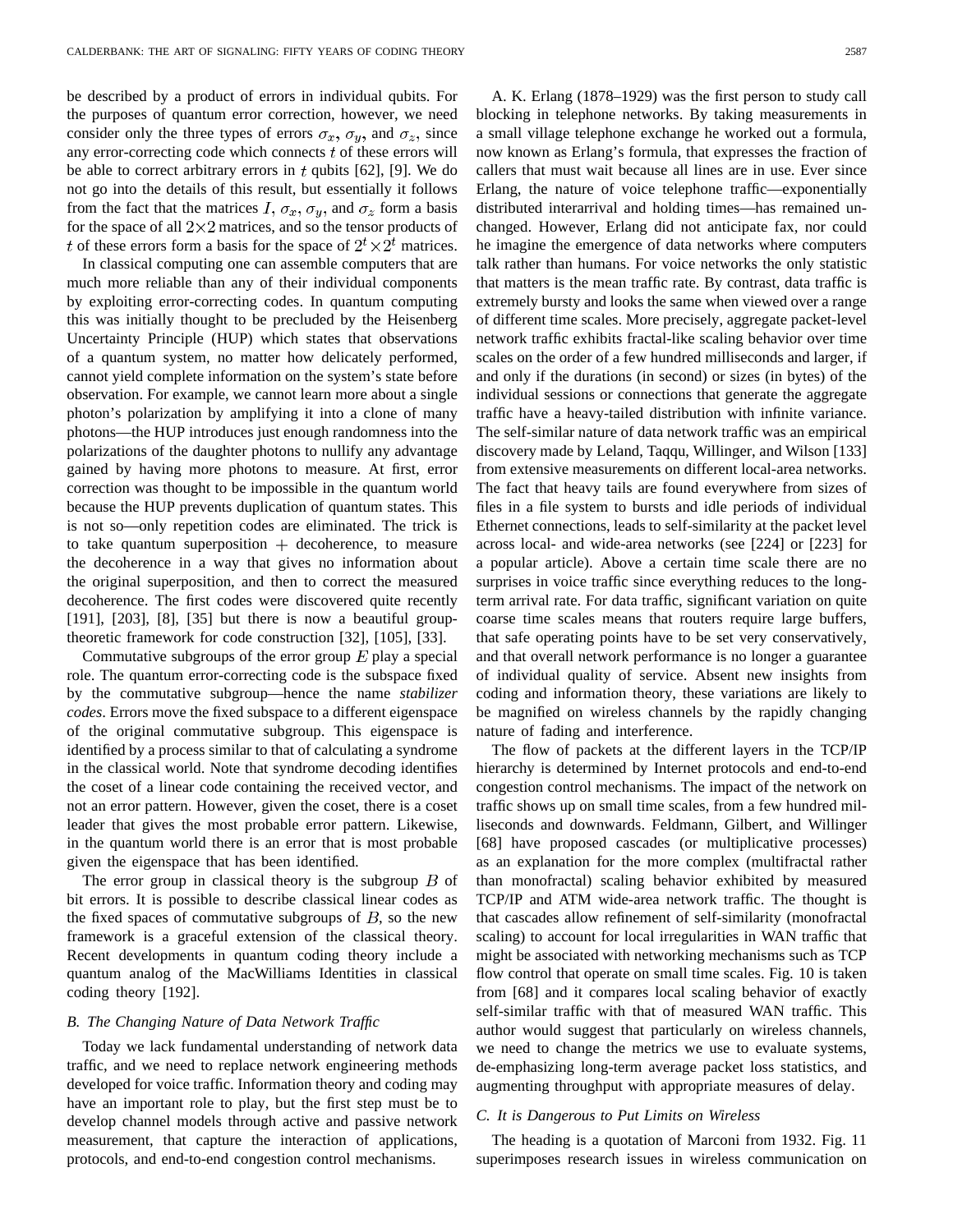be described by a product of errors in individual qubits. For the purposes of quantum error correction, however, we need consider only the three types of errors $\sigma_x$, $\sigma_y$, and $\sigma_z$, since any error-correcting code which connects $t$ of these errors will be able to correct arbitrary errors in $t$ qubits [62], [9]. We do not go into the details of this result, but essentially it follows from the fact that the matrices $I$, $\sigma_x$, $\sigma_y$, and $\sigma_z$ form a basis for the space of all $2\times 2$ matrices, and so the tensor products of $t$ of these errors form a basis for the space of $2^t \times 2^t$ matrices.

In classical computing one can assemble computers that are much more reliable than any of their individual components by exploiting error-correcting codes. In quantum computing this was initially thought to be precluded by the Heisenberg Uncertainty Principle (HUP) which states that observations of a quantum system, no matter how delicately performed, cannot yield complete information on the system's state before observation. For example, we cannot learn more about a single photon's polarization by amplifying it into a clone of many photons—the HUP introduces just enough randomness into the polarizations of the daughter photons to nullify any advantage gained by having more photons to measure. At first, error correction was thought to be impossible in the quantum world because the HUP prevents duplication of quantum states. This is not so—only repetition codes are eliminated. The trick is to take quantum superposition + decoherence, to measure the decoherence in a way that gives no information about the original superposition, and then to correct the measured decoherence. The first codes were discovered quite recently [191], [203], [8], [35] but there is now a beautiful group-theoretic framework for code construction [32], [105], [33].

Commutative subgroups of the error group $E$ play a special role. The quantum error-correcting code is the subspace fixed by the commutative subgroup—hence the name *stabilizer codes*. Errors move the fixed subspace to a different eigenspace of the original commutative subgroup. This eigenspace is identified by a process similar to that of calculating a syndrome in the classical world. Note that syndrome decoding identifies the coset of a linear code containing the received vector, and not an error pattern. However, given the coset, there is a coset leader that gives the most probable error pattern. Likewise, in the quantum world there is an error that is most probable given the eigenspace that has been identified.

The error group in classical theory is the subgroup $B$ of bit errors. It is possible to describe classical linear codes as the fixed spaces of commutative subgroups of $B$, so the new framework is a graceful extension of the classical theory. Recent developments in quantum coding theory include a quantum analog of the MacWilliams Identities in classical coding theory [192].

### B. The Changing Nature of Data Network Traffic

Today we lack fundamental understanding of network data traffic, and we need to replace network engineering methods developed for voice traffic. Information theory and coding may have an important role to play, but the first step must be to develop channel models through active and passive network measurement, that capture the interaction of applications, protocols, and end-to-end congestion control mechanisms.

A. K. Erlang (1878–1929) was the first person to study call blocking in telephone networks. By taking measurements in a small village telephone exchange he worked out a formula, now known as Erlang's formula, that expresses the fraction of callers that must wait because all lines are in use. Ever since Erlang, the nature of voice telephone traffic—exponentially distributed interarrival and holding times—has remained unchanged. However, Erlang did not anticipate fax, nor could he imagine the emergence of data networks where computers talk rather than humans. For voice networks the only statistic that matters is the mean traffic rate. By contrast, data traffic is extremely bursty and looks the same when viewed over a range of different time scales. More precisely, aggregate packet-level network traffic exhibits fractal-like scaling behavior over time scales on the order of a few hundred milliseconds and larger, if and only if the durations (in second) or sizes (in bytes) of the individual sessions or connections that generate the aggregate traffic have a heavy-tailed distribution with infinite variance. The self-similar nature of data network traffic was an empirical discovery made by Leland, Taqqu, Willinger, and Wilson [133] from extensive measurements on different local-area networks. The fact that heavy tails are found everywhere from sizes of files in a file system to bursts and idle periods of individual Ethernet connections, leads to self-similarity at the packet level across local- and wide-area networks (see [224] or [223] for a popular article). Above a certain time scale there are no surprises in voice traffic since everything reduces to the long-term arrival rate. For data traffic, significant variation on quite coarse time scales means that routers require large buffers, that safe operating points have to be set very conservatively, and that overall network performance is no longer a guarantee of individual quality of service. Absent new insights from coding and information theory, these variations are likely to be magnified on wireless channels by the rapidly changing nature of fading and interference.

The flow of packets at the different layers in the TCP/IP hierarchy is determined by Internet protocols and end-to-end congestion control mechanisms. The impact of the network on traffic shows up on small time scales, from a few hundred milliseconds and downwards. Feldmann, Gilbert, and Willinger [68] have proposed cascades (or multiplicative processes) as an explanation for the more complex (multifractal rather than monofractal) scaling behavior exhibited by measured TCP/IP and ATM wide-area network traffic. The thought is that cascades allow refinement of self-similarity (monofractal scaling) to account for local irregularities in WAN traffic that might be associated with networking mechanisms such as TCP flow control that operate on small time scales. Fig. 10 is taken from [68] and it compares local scaling behavior of exactly self-similar traffic with that of measured WAN traffic. This author would suggest that particularly on wireless channels, we need to change the metrics we use to evaluate systems, de-emphasizing long-term average packet loss statistics, and augmenting throughput with appropriate measures of delay.

### C. It is Dangerous to Put Limits on Wireless

The heading is a quotation of Marconi from 1932. Fig. 11 superimposes research issues in wireless communication on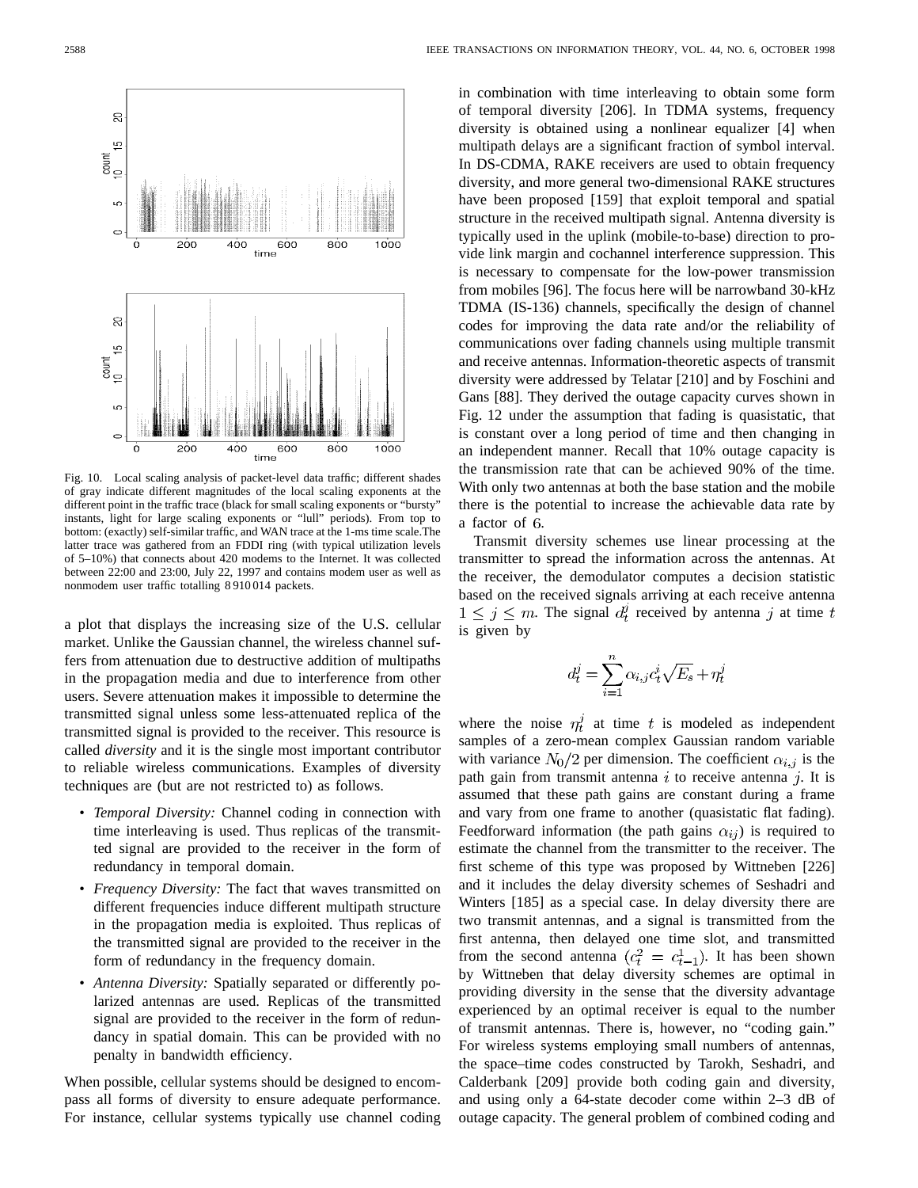count
0 5 10 15 20
0 200 400 600 800 1000
time

count
0 5 10 15 20
0 200 400 600 800 1000
time

Fig. 10. Local scaling analysis of packet-level data traffic; different shades of gray indicate different magnitudes of the local scaling exponents at the different point in the traffic trace (black for small scaling exponents or "bursty" instants, light for large scaling exponents or "lull" periods). From top to bottom: (exactly) self-similar traffic, and WAN trace at the 1-ms time scale.The latter trace was gathered from an FDDI ring (with typical utilization levels of 5–10%) that connects about 420 modems to the Internet. It was collected between 22:00 and 23:00, July 22, 1997 and contains modem user as well as nonmodem user traffic totalling 8 910 014 packets.

a plot that displays the increasing size of the U.S. cellular market. Unlike the Gaussian channel, the wireless channel suffers from attenuation due to destructive addition of multipaths in the propagation media and due to interference from other users. Severe attenuation makes it impossible to determine the transmitted signal unless some less-attenuated replica of the transmitted signal is provided to the receiver. This resource is called *diversity* and it is the single most important contributor to reliable wireless communications. Examples of diversity techniques are (but are not restricted to) as follows.

- *Temporal Diversity:* Channel coding in connection with time interleaving is used. Thus replicas of the transmitted signal are provided to the receiver in the form of redundancy in temporal domain.
- *Frequency Diversity:* The fact that waves transmitted on different frequencies induce different multipath structure in the propagation media is exploited. Thus replicas of the transmitted signal are provided to the receiver in the form of redundancy in the frequency domain.
- *Antenna Diversity:* Spatially separated or differently polarized antennas are used. Replicas of the transmitted signal are provided to the receiver in the form of redundancy in spatial domain. This can be provided with no penalty in bandwidth efficiency.

When possible, cellular systems should be designed to encompass all forms of diversity to ensure adequate performance. For instance, cellular systems typically use channel coding in combination with time interleaving to obtain some form of temporal diversity [206]. In TDMA systems, frequency diversity is obtained using a nonlinear equalizer [4] when multipath delays are a significant fraction of symbol interval. In DS-CDMA, RAKE receivers are used to obtain frequency diversity, and more general two-dimensional RAKE structures have been proposed [159] that exploit temporal and spatial structure in the received multipath signal. Antenna diversity is typically used in the uplink (mobile-to-base) direction to provide link margin and cochannel interference suppression. This is necessary to compensate for the low-power transmission from mobiles [96]. The focus here will be narrowband 30-kHz TDMA (IS-136) channels, specifically the design of channel codes for improving the data rate and/or the reliability of communications over fading channels using multiple transmit and receive antennas. Information-theoretic aspects of transmit diversity were addressed by Telatar [210] and by Foschini and Gans [88]. They derived the outage capacity curves shown in Fig. 12 under the assumption that fading is quasistatic, that is constant over a long period of time and then changing in an independent manner. Recall that 10% outage capacity is the transmission rate that can be achieved 90% of the time. With only two antennas at both the base station and the mobile there is the potential to increase the achievable data rate by a factor of 6.

Transmit diversity schemes use linear processing at the transmitter to spread the information across the antennas. At the receiver, the demodulator computes a decision statistic based on the received signals arriving at each receive antenna $1 \leq j \leq m$. The signal $d_t^j$ received by antenna $j$ at time $t$ is given by

$$d_t^j = \sum_{i=1}^{n} \alpha_{i,j} c_t^i \sqrt{E_s} + \eta_t^j$$

where the noise $\eta_t^j$ at time $t$ is modeled as independent samples of a zero-mean complex Gaussian random variable with variance $N_0/2$ per dimension. The coefficient $\alpha_{i,j}$ is the path gain from transmit antenna $i$ to receive antenna $j$. It is assumed that these path gains are constant during a frame and vary from one frame to another (quasistatic flat fading). Feedforward information (the path gains $\alpha_{ij}$) is required to estimate the channel from the transmitter to the receiver. The first scheme of this type was proposed by Wittneben [226] and it includes the delay diversity schemes of Seshadri and Winters [185] as a special case. In delay diversity there are two transmit antennas, and a signal is transmitted from the first antenna, then delayed one time slot, and transmitted from the second antenna ($c_t^2 = c_{t-1}^1$). It has been shown by Wittneben that delay diversity schemes are optimal in providing diversity in the sense that the diversity advantage experienced by an optimal receiver is equal to the number of transmit antennas. There is, however, no "coding gain." For wireless systems employing small numbers of antennas, the space–time codes constructed by Tarokh, Seshadri, and Calderbank [209] provide both coding gain and diversity, and using only a 64-state decoder come within 2–3 dB of outage capacity. The general problem of combined coding and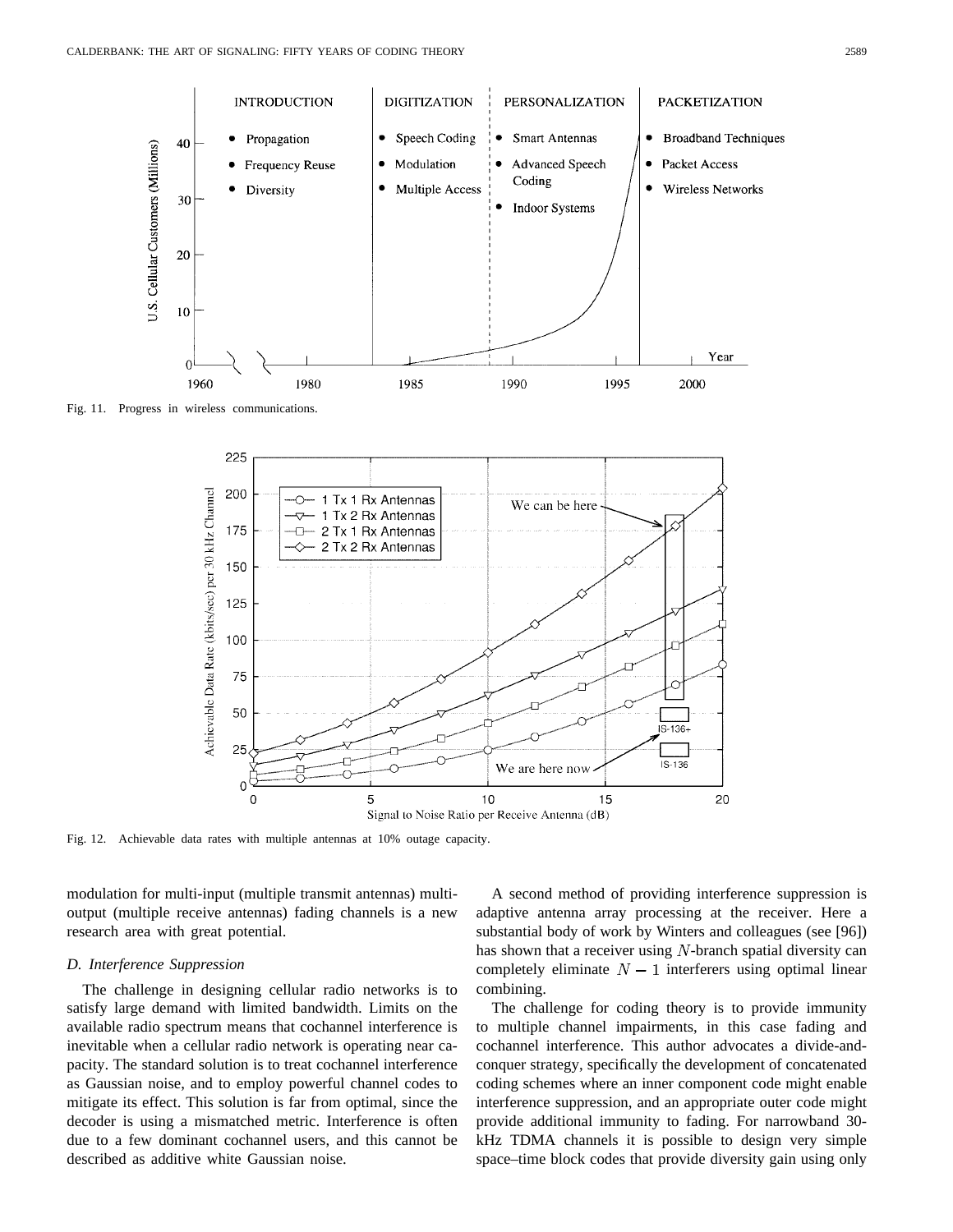Fig. 11. Progress in wireless communications.

Fig. 12. Achievable data rates with multiple antennas at 10% outage capacity.

modulation for multi-input (multiple transmit antennas) multi-output (multiple receive antennas) fading channels is a new research area with great potential.

### D. Interference Suppression

The challenge in designing cellular radio networks is to satisfy large demand with limited bandwidth. Limits on the available radio spectrum means that cochannel interference is inevitable when a cellular radio network is operating near capacity. The standard solution is to treat cochannel interference as Gaussian noise, and to employ powerful channel codes to mitigate its effect. This solution is far from optimal, since the decoder is using a mismatched metric. Interference is often due to a few dominant cochannel users, and this cannot be described as additive white Gaussian noise.

A second method of providing interference suppression is adaptive antenna array processing at the receiver. Here a substantial body of work by Winters and colleagues (see [96]) has shown that a receiver using $N$-branch spatial diversity can completely eliminate $N - 1$ interferers using optimal linear combining.

The challenge for coding theory is to provide immunity to multiple channel impairments, in this case fading and cochannel interference. This author advocates a divide-and-conquer strategy, specifically the development of concatenated coding schemes where an inner component code might enable interference suppression, and an appropriate outer code might provide additional immunity to fading. For narrowband 30-kHz TDMA channels it is possible to design very simple space–time block codes that provide diversity gain using only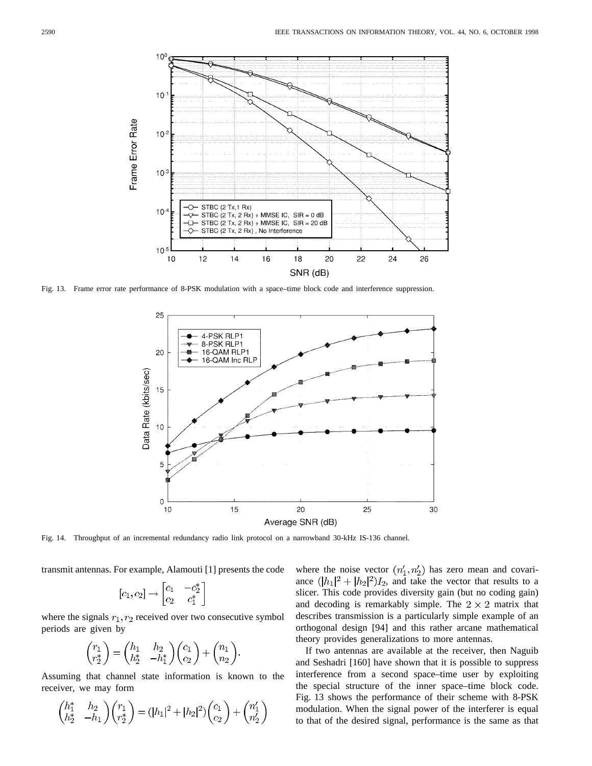Fig. 13. Frame error rate performance of 8-PSK modulation with a space–time block code and interference suppression.

Fig. 14. Throughput of an incremental redundancy radio link protocol on a narrowband 30-kHz IS-136 channel.

transmit antennas. For example, Alamouti [1] presents the code

$$[c_1, c_2] \rightarrow \begin{bmatrix} c_1 & -c_2^* \\ c_2 & c_1^* \end{bmatrix}$$

where the signals $r_1, r_2$ received over two consecutive symbol periods are given by

$$\begin{pmatrix} r_1 \\ r_2^* \end{pmatrix} = \begin{pmatrix} h_1 & h_2 \\ h_2^* & -h_1^* \end{pmatrix} \begin{pmatrix} c_1 \\ c_2 \end{pmatrix} + \begin{pmatrix} n_1 \\ n_2 \end{pmatrix}.$$

Assuming that channel state information is known to the receiver, we may form

$$\begin{pmatrix} h_1^* & h_2 \\ h_2^* & -h_1 \end{pmatrix} \begin{pmatrix} r_1 \\ r_2^* \end{pmatrix} = (|h_1|^2 + |h_2|^2) \begin{pmatrix} c_1 \\ c_2 \end{pmatrix} + \begin{pmatrix} n_1' \\ n_2' \end{pmatrix}$$

where the noise vector $(n_1', n_2')$ has zero mean and covariance $(|h_1|^2 + |h_2|^2)I_2$, and take the vector that results to a slicer. This code provides diversity gain (but no coding gain) and decoding is remarkably simple. The $2 \times 2$ matrix that describes transmission is a particularly simple example of an orthogonal design [94] and this rather arcane mathematical theory provides generalizations to more antennas.

If two antennas are available at the receiver, then Naguib and Seshadri [160] have shown that it is possible to suppress interference from a second space–time user by exploiting the special structure of the inner space–time block code. Fig. 13 shows the performance of their scheme with 8-PSK modulation. When the signal power of the interferer is equal to that of the desired signal, performance is the same as that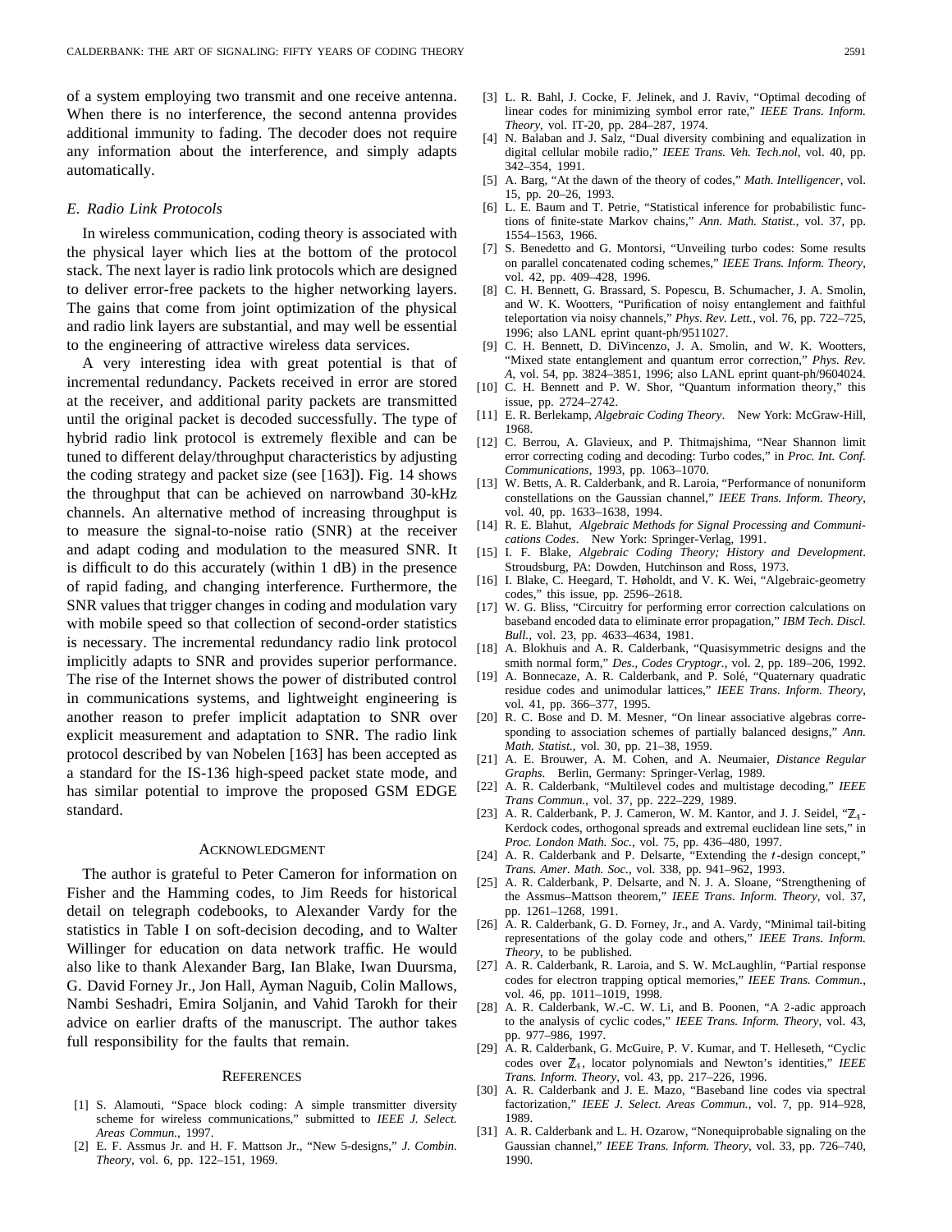of a system employing two transmit and one receive antenna. When there is no interference, the second antenna provides additional immunity to fading. The decoder does not require any information about the interference, and simply adapts automatically.

### E. Radio Link Protocols

In wireless communication, coding theory is associated with the physical layer which lies at the bottom of the protocol stack. The next layer is radio link protocols which are designed to deliver error-free packets to the higher networking layers. The gains that come from joint optimization of the physical and radio link layers are substantial, and may well be essential to the engineering of attractive wireless data services.

A very interesting idea with great potential is that of incremental redundancy. Packets received in error are stored at the receiver, and additional parity packets are transmitted until the original packet is decoded successfully. The type of hybrid radio link protocol is extremely flexible and can be tuned to different delay/throughput characteristics by adjusting the coding strategy and packet size (see [163]). Fig. 14 shows the throughput that can be achieved on narrowband 30-kHz channels. An alternative method of increasing throughput is to measure the signal-to-noise ratio (SNR) at the receiver and adapt coding and modulation to the measured SNR. It is difficult to do this accurately (within 1 dB) in the presence of rapid fading, and changing interference. Furthermore, the SNR values that trigger changes in coding and modulation vary with mobile speed so that collection of second-order statistics is necessary. The incremental redundancy radio link protocol implicitly adapts to SNR and provides superior performance. The rise of the Internet shows the power of distributed control in communications systems, and lightweight engineering is another reason to prefer implicit adaptation to SNR over explicit measurement and adaptation to SNR. The radio link protocol described by van Nobelen [163] has been accepted as a standard for the IS-136 high-speed packet state mode, and has similar potential to improve the proposed GSM EDGE standard.

## Acknowledgment

The author is grateful to Peter Cameron for information on Fisher and the Hamming codes, to Jim Reeds for historical detail on telegraph codebooks, to Alexander Vardy for the statistics in Table I on soft-decision decoding, and to Walter Willinger for education on data network traffic. He would also like to thank Alexander Barg, Ian Blake, Iwan Duursma, G. David Forney Jr., Jon Hall, Ayman Naguib, Colin Mallows, Nambi Seshadri, Emira Soljanin, and Vahid Tarokh for their advice on earlier drafts of the manuscript. The author takes full responsibility for the faults that remain.

## References

[1] S. Alamouti, "Space block coding: A simple transmitter diversity scheme for wireless communications," submitted to *IEEE J. Select. Areas Commun.*, 1997.

[2] E. F. Assmus Jr. and H. F. Mattson Jr., "New 5-designs," *J. Combin. Theory*, vol. 6, pp. 122–151, 1969.

[3] L. R. Bahl, J. Cocke, F. Jelinek, and J. Raviv, "Optimal decoding of linear codes for minimizing symbol error rate," *IEEE Trans. Inform. Theory*, vol. IT-20, pp. 284–287, 1974.

[4] N. Balaban and J. Salz, "Dual diversity combining and equalization in digital cellular mobile radio," *IEEE Trans. Veh. Tech.nol*, vol. 40, pp. 342–354, 1991.

[5] A. Barg, "At the dawn of the theory of codes," *Math. Intelligencer*, vol. 15, pp. 20–26, 1993.

[6] L. E. Baum and T. Petrie, "Statistical inference for probabilistic functions of finite-state Markov chains," *Ann. Math. Statist.*, vol. 37, pp. 1554–1563, 1966.

[7] S. Benedetto and G. Montorsi, "Unveiling turbo codes: Some results on parallel concatenated coding schemes," *IEEE Trans. Inform. Theory*, vol. 42, pp. 409–428, 1996.

[8] C. H. Bennett, G. Brassard, S. Popescu, B. Schumacher, J. A. Smolin, and W. K. Wootters, "Purification of noisy entanglement and faithful teleportation via noisy channels," *Phys. Rev. Lett.*, vol. 76, pp. 722–725, 1996; also LANL eprint quant-ph/9511027.

[9] C. H. Bennett, D. DiVincenzo, J. A. Smolin, and W. K. Wootters, "Mixed state entanglement and quantum error correction," *Phys. Rev. A*, vol. 54, pp. 3824–3851, 1996; also LANL eprint quant-ph/9604024.

[10] C. H. Bennett and P. W. Shor, "Quantum information theory," this issue, pp. 2724–2742.

[11] E. R. Berlekamp, *Algebraic Coding Theory*. New York: McGraw-Hill, 1968.

[12] C. Berrou, A. Glavieux, and P. Thitmajshima, "Near Shannon limit error correcting coding and decoding: Turbo codes," in *Proc. Int. Conf. Communications*, 1993, pp. 1063–1070.

[13] W. Betts, A. R. Calderbank, and R. Laroia, "Performance of nonuniform constellations on the Gaussian channel," *IEEE Trans. Inform. Theory*, vol. 40, pp. 1633–1638, 1994.

[14] R. E. Blahut, *Algebraic Methods for Signal Processing and Communications Codes*. New York: Springer-Verlag, 1991.

[15] I. F. Blake, *Algebraic Coding Theory; History and Development*. Stroudsburg, PA: Dowden, Hutchinson and Ross, 1973.

[16] I. Blake, C. Heegard, T. Høholdt, and V. K. Wei, "Algebraic-geometry codes," this issue, pp. 2596–2618.

[17] W. G. Bliss, "Circuitry for performing error correction calculations on baseband encoded data to eliminate error propagation," *IBM Tech. Discl. Bull.*, vol. 23, pp. 4633–4634, 1981.

[18] A. Blokhuis and A. R. Calderbank, "Quasisymmetric designs and the smith normal form," *Des., Codes Cryptogr.*, vol. 2, pp. 189–206, 1992.

[19] A. Bonnecaze, A. R. Calderbank, and P. Solé, "Quaternary quadratic residue codes and unimodular lattices," *IEEE Trans. Inform. Theory*, vol. 41, pp. 366–377, 1995.

[20] R. C. Bose and D. M. Mesner, "On linear associative algebras corresponding to association schemes of partially balanced designs," *Ann. Math. Statist.*, vol. 30, pp. 21–38, 1959.

[21] A. E. Brouwer, A. M. Cohen, and A. Neumaier, *Distance Regular Graphs*. Berlin, Germany: Springer-Verlag, 1989.

[22] A. R. Calderbank, "Multilevel codes and multistage decoding," *IEEE Trans Commun.*, vol. 37, pp. 222–229, 1989.

[23] A. R. Calderbank, P. J. Cameron, W. M. Kantor, and J. J. Seidel, "$\mathbb{Z}_4$-Kerdock codes, orthogonal spreads and extremal euclidean line sets," in *Proc. London Math. Soc.*, vol. 75, pp. 436–480, 1997.

[24] A. R. Calderbank and P. Delsarte, "Extending the $t$-design concept," *Trans. Amer. Math. Soc.*, vol. 338, pp. 941–962, 1993.

[25] A. R. Calderbank, P. Delsarte, and N. J. A. Sloane, "Strengthening of the Assmus–Mattson theorem," *IEEE Trans. Inform. Theory*, vol. 37, pp. 1261–1268, 1991.

[26] A. R. Calderbank, G. D. Forney, Jr., and A. Vardy, "Minimal tail-biting representations of the golay code and others," *IEEE Trans. Inform. Theory*, to be published.

[27] A. R. Calderbank, R. Laroia, and S. W. McLaughlin, "Partial response codes for electron trapping optical memories," *IEEE Trans. Commun.*, vol. 46, pp. 1011–1019, 1998.

[28] A. R. Calderbank, W.-C. W. Li, and B. Poonen, "A 2-adic approach to the analysis of cyclic codes," *IEEE Trans. Inform. Theory*, vol. 43, pp. 977–986, 1997.

[29] A. R. Calderbank, G. McGuire, P. V. Kumar, and T. Helleseth, "Cyclic codes over $\mathbb{Z}_4$, locator polynomials and Newton's identities," *IEEE Trans. Inform. Theory*, vol. 43, pp. 217–226, 1996.

[30] A. R. Calderbank and J. E. Mazo, "Baseband line codes via spectral factorization," *IEEE J. Select. Areas Commun.*, vol. 7, pp. 914–928, 1989.

[31] A. R. Calderbank and L. H. Ozarow, "Nonequiprobable signaling on the Gaussian channel," *IEEE Trans. Inform. Theory*, vol. 33, pp. 726–740, 1990.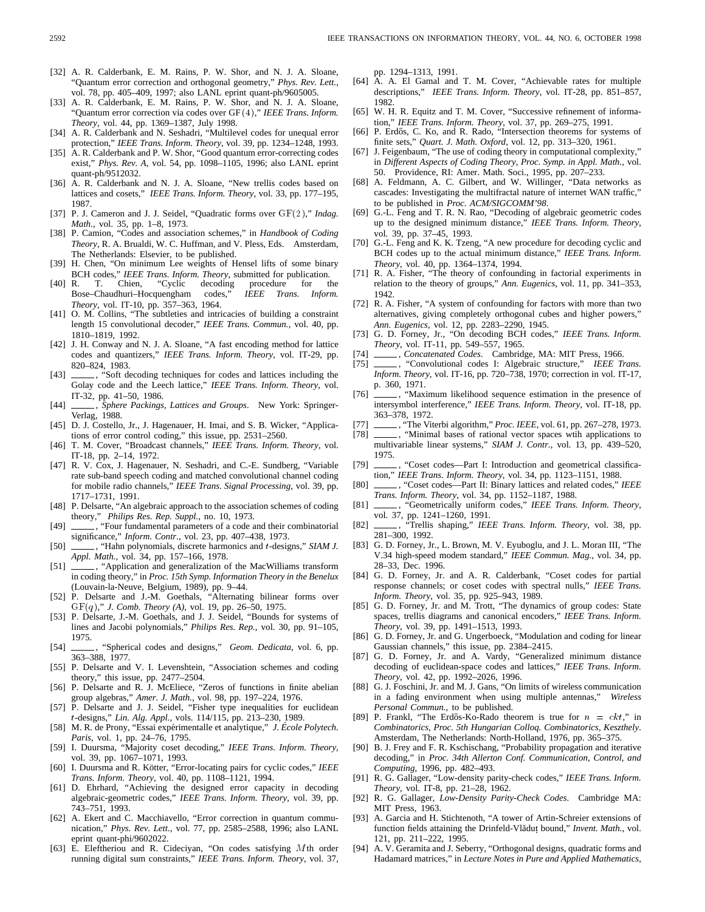[32] A. R. Calderbank, E. M. Rains, P. W. Shor, and N. J. A. Sloane, "Quantum error correction and orthogonal geometry," *Phys. Rev. Lett.*, vol. 78, pp. 405–409, 1997; also LANL eprint quant-ph/9605005.

[33] A. R. Calderbank, E. M. Rains, P. W. Shor, and N. J. A. Sloane, "Quantum error correction via codes over $\mathrm{GF}(4)$," *IEEE Trans. Inform. Theory*, vol. 44, pp. 1369–1387, July 1998.

[34] A. R. Calderbank and N. Seshadri, "Multilevel codes for unequal error protection," *IEEE Trans. Inform. Theory*, vol. 39, pp. 1234–1248, 1993.

[35] A. R. Calderbank and P. W. Shor, "Good quantum error-correcting codes exist," *Phys. Rev. A*, vol. 54, pp. 1098–1105, 1996; also LANL eprint quant-ph/9512032.

[36] A. R. Calderbank and N. J. A. Sloane, "New trellis codes based on lattices and cosets," *IEEE Trans. Inform. Theory*, vol. 33, pp. 177–195, 1987.

[37] P. J. Cameron and J. J. Seidel, "Quadratic forms over $\mathrm{GF}(2)$," *Indag. Math.*, vol. 35, pp. 1–8, 1973.

[38] P. Camion, "Codes and association schemes," in *Handbook of Coding Theory*, R. A. Brualdi, W. C. Huffman, and V. Pless, Eds. Amsterdam, The Netherlands: Elsevier, to be published.

[39] H. Chen, "On minimum Lee weights of Hensel lifts of some binary BCH codes," *IEEE Trans. Inform. Theory*, submitted for publication.

[40] R. T. Chien, "Cyclic decoding procedure for the Bose–Chaudhuri–Hocquengham codes," *IEEE Trans. Inform. Theory*, vol. IT-10, pp. 357–363, 1964.

[41] O. M. Collins, "The subtleties and intricacies of building a constraint length 15 convolutional decoder," *IEEE Trans. Commun.*, vol. 40, pp. 1810–1819, 1992.

[42] J. H. Conway and N. J. A. Sloane, "A fast encoding method for lattice codes and quantizers," *IEEE Trans. Inform. Theory*, vol. IT-29, pp. 820–824, 1983.

[43] ——, "Soft decoding techniques for codes and lattices including the Golay code and the Leech lattice," *IEEE Trans. Inform. Theory*, vol. IT-32, pp. 41–50, 1986.

[44] ——, *Sphere Packings, Lattices and Groups*. New York: Springer-Verlag, 1988.

[45] D. J. Costello, Jr., J. Hagenauer, H. Imai, and S. B. Wicker, "Applications of error control coding," this issue, pp. 2531–2560.

[46] T. M. Cover, "Broadcast channels," *IEEE Trans. Inform. Theory*, vol. IT-18, pp. 2–14, 1972.

[47] R. V. Cox, J. Hagenauer, N. Seshadri, and C.-E. Sundberg, "Variable rate sub-band speech coding and matched convolutional channel coding for mobile radio channels," *IEEE Trans. Signal Processing*, vol. 39, pp. 1717–1731, 1991.

[48] P. Delsarte, "An algebraic approach to the association schemes of coding theory," *Philips Res. Rep. Suppl.*, no. 10, 1973.

[49] ——, "Four fundamental parameters of a code and their combinatorial significance," *Inform. Contr.*, vol. 23, pp. 407–438, 1973.

[50] ——, "Hahn polynomials, discrete harmonics and $t$-designs," *SIAM J. Appl. Math.*, vol. 34, pp. 157–166, 1978.

[51] ——, "Application and generalization of the MacWilliams transform in coding theory," in *Proc. 15th Symp. Information Theory in the Benelux* (Louvain-la-Neuve, Belgium, 1989), pp. 9–44.

[52] P. Delsarte and J.-M. Goethals, "Alternating bilinear forms over $\mathrm{GF}(q)$," *J. Comb. Theory (A)*, vol. 19, pp. 26–50, 1975.

[53] P. Delsarte, J.-M. Goethals, and J. J. Seidel, "Bounds for systems of lines and Jacobi polynomials," *Philips Res. Rep.*, vol. 30, pp. 91–105, 1975.

[54] ——, "Spherical codes and designs," *Geom. Dedicata*, vol. 6, pp. 363–388, 1977.

[55] P. Delsarte and V. I. Levenshtein, "Association schemes and coding theory," this issue, pp. 2477–2504.

[56] P. Delsarte and R. J. McEliece, "Zeros of functions in finite abelian group algebras," *Amer. J. Math.*, vol. 98, pp. 197–224, 1976.

[57] P. Delsarte and J. J. Seidel, "Fisher type inequalities for euclidean $t$-designs," *Lin. Alg. Appl.*, vols. 114/115, pp. 213–230, 1989.

[58] M. R. de Prony, "Essai expérimentalle et analytique," *J. École Polytech. Paris*, vol. 1, pp. 24–76, 1795.

[59] I. Duursma, "Majority coset decoding," *IEEE Trans. Inform. Theory*, vol. 39, pp. 1067–1071, 1993.

[60] I. Duursma and R. Kötter, "Error-locating pairs for cyclic codes," *IEEE Trans. Inform. Theory*, vol. 40, pp. 1108–1121, 1994.

[61] D. Ehrhard, "Achieving the designed error capacity in decoding algebraic-geometric codes," *IEEE Trans. Inform. Theory*, vol. 39, pp. 743–751, 1993.

[62] A. Ekert and C. Macchiavello, "Error correction in quantum communication," *Phys. Rev. Lett.*, vol. 77, pp. 2585–2588, 1996; also LANL eprint quant-phi/9602022.

[63] E. Eleftheriou and R. Cideciyan, "On codes satisfying $M$th order running digital sum constraints," *IEEE Trans. Inform. Theory*, vol. 37, pp. 1294–1313, 1991.

[64] A. A. El Gamal and T. M. Cover, "Achievable rates for multiple descriptions," *IEEE Trans. Inform. Theory*, vol. IT-28, pp. 851–857, 1982.

[65] W. H. R. Equitz and T. M. Cover, "Successive refinement of information," *IEEE Trans. Inform. Theory*, vol. 37, pp. 269–275, 1991.

[66] P. Erdős, C. Ko, and R. Rado, "Intersection theorems for systems of finite sets," *Quart. J. Math. Oxford*, vol. 12, pp. 313–320, 1961.

[67] J. Feigenbaum, "The use of coding theory in computational complexity," in *Different Aspects of Coding Theory, Proc. Symp. in Appl. Math.*, vol. 50. Providence, RI: Amer. Math. Soci., 1995, pp. 207–233.

[68] A. Feldmann, A. C. Gilbert, and W. Willinger, "Data networks as cascades: Investigating the multifractal nature of internet WAN traffic," to be published in *Proc. ACM/SIGCOMM'98*.

[69] G.-L. Feng and T. R. N. Rao, "Decoding of algebraic geometric codes up to the designed minimum distance," *IEEE Trans. Inform. Theory*, vol. 39, pp. 37–45, 1993.

[70] G.-L. Feng and K. K. Tzeng, "A new procedure for decoding cyclic and BCH codes up to the actual minimum distance," *IEEE Trans. Inform. Theory*, vol. 40, pp. 1364–1374, 1994.

[71] R. A. Fisher, "The theory of confounding in factorial experiments in relation to the theory of groups," *Ann. Eugenics*, vol. 11, pp. 341–353, 1942.

[72] R. A. Fisher, "A system of confounding for factors with more than two alternatives, giving completely orthogonal cubes and higher powers," *Ann. Eugenics*, vol. 12, pp. 2283–2290, 1945.

[73] G. D. Forney, Jr., "On decoding BCH codes," *IEEE Trans. Inform. Theory*, vol. IT-11, pp. 549–557, 1965.

[74] ——, *Concatenated Codes*. Cambridge, MA: MIT Press, 1966.

[75] ——, "Convolutional codes I: Algebraic structure," *IEEE Trans. Inform. Theory*, vol. IT-16, pp. 720–738, 1970; correction in vol. IT-17, p. 360, 1971.

[76] ——, "Maximum likelihood sequence estimation in the presence of intersymbol interference," *IEEE Trans. Inform. Theory*, vol. IT-18, pp. 363–378, 1972.

[77] ——, "The Viterbi algorithm," *Proc. IEEE*, vol. 61, pp. 267–278, 1973.

[78] ——, "Minimal bases of rational vector spaces wtih applications to multivariable linear systems," *SIAM J. Contr.*, vol. 13, pp. 439–520, 1975.

[79] ——, "Coset codes—Part I: Introduction and geometrical classification," *IEEE Trans. Inform. Theory*, vol. 34, pp. 1123–1151, 1988.

[80] ——, "Coset codes—Part II: Binary lattices and related codes," *IEEE Trans. Inform. Theory*, vol. 34, pp. 1152–1187, 1988.

[81] ——, "Geometrically uniform codes," *IEEE Trans. Inform. Theory*, vol. 37, pp. 1241–1260, 1991.

[82] ——, "Trellis shaping," *IEEE Trans. Inform. Theory*, vol. 38, pp. 281–300, 1992.

[83] G. D. Forney, Jr., L. Brown, M. V. Eyuboglu, and J. L. Moran III, "The V.34 high-speed modem standard," *IEEE Commun. Mag.*, vol. 34, pp. 28–33, Dec. 1996.

[84] G. D. Forney, Jr. and A. R. Calderbank, "Coset codes for partial response channels; or coset codes with spectral nulls," *IEEE Trans. Inform. Theory*, vol. 35, pp. 925–943, 1989.

[85] G. D. Forney, Jr. and M. Trott, "The dynamics of group codes: State spaces, trellis diagrams and canonical encoders," *IEEE Trans. Inform. Theory*, vol. 39, pp. 1491–1513, 1993.

[86] G. D. Forney, Jr. and G. Ungerboeck, "Modulation and coding for linear Gaussian channels," this issue, pp. 2384–2415.

[87] G. D. Forney, Jr. and A. Vardy, "Generalized minimum distance decoding of euclidean-space codes and lattices," *IEEE Trans. Inform. Theory*, vol. 42, pp. 1992–2026, 1996.

[88] G. J. Foschini, Jr. and M. J. Gans, "On limits of wireless communication in a fading environment when using multiple antennas," *Wireless Personal Commun.*, to be published.

[89] P. Frankl, "The Erdős-Ko-Rado theorem is true for $n = ckt$," in *Combinatorics, Proc. 5th Hungarian Colloq. Combinatorics, Keszthely*. Amsterdam, The Netherlands: North-Holland, 1976, pp. 365–375.

[90] B. J. Frey and F. R. Kschischang, "Probability propagation and iterative decoding," in *Proc. 34th Allerton Conf. Communication, Control, and Computing*, 1996, pp. 482–493.

[91] R. G. Gallager, "Low-density parity-check codes," *IEEE Trans. Inform. Theory*, vol. IT-8, pp. 21–28, 1962.

[92] R. G. Gallager, *Low-Density Parity-Check Codes*. Cambridge MA: MIT Press, 1963.

[93] A. Garcia and H. Stichtenoth, "A tower of Artin-Schreier extensions of function fields attaining the Drinfeld-Vlăduț bound," *Invent. Math.*, vol. 121, pp. 211–222, 1995.

[94] A. V. Geramita and J. Seberry, "Orthogonal designs, quadratic forms and Hadamard matrices," in *Lecture Notes in Pure and Applied Mathematics*,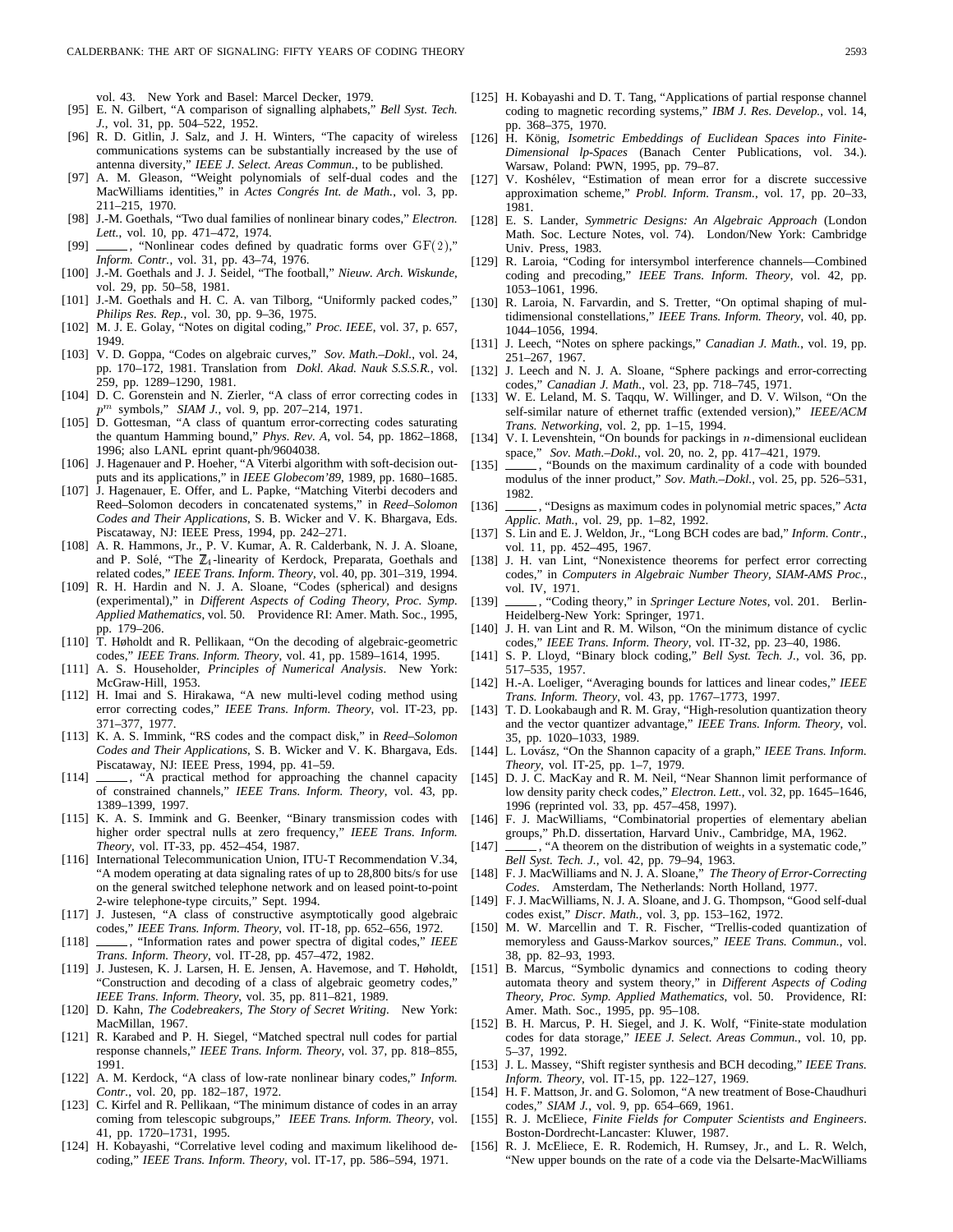vol. 43. New York and Basel: Marcel Decker, 1979.

[95] E. N. Gilbert, "A comparison of signalling alphabets," *Bell Syst. Tech. J.*, vol. 31, pp. 504–522, 1952.

[96] R. D. Gitlin, J. Salz, and J. H. Winters, "The capacity of wireless communications systems can be substantially increased by the use of antenna diversity," *IEEE J. Select. Areas Commun.*, to be published.

[97] A. M. Gleason, "Weight polynomials of self-dual codes and the MacWilliams identities," in *Actes Congrés Int. de Math.*, vol. 3, pp. 211–215, 1970.

[98] J.-M. Goethals, "Two dual families of nonlinear binary codes," *Electron. Lett.*, vol. 10, pp. 471–472, 1974.

[99] ——, "Nonlinear codes defined by quadratic forms over $\mathrm{GF}(2)$," *Inform. Contr.*, vol. 31, pp. 43–74, 1976.

[100] J.-M. Goethals and J. J. Seidel, "The football," *Nieuw. Arch. Wiskunde*, vol. 29, pp. 50–58, 1981.

[101] J.-M. Goethals and H. C. A. van Tilborg, "Uniformly packed codes," *Philips Res. Rep.*, vol. 30, pp. 9–36, 1975.

[102] M. J. E. Golay, "Notes on digital coding," *Proc. IEEE*, vol. 37, p. 657, 1949.

[103] V. D. Goppa, "Codes on algebraic curves," *Sov. Math.–Dokl.*, vol. 24, pp. 170–172, 1981. Translation from *Dokl. Akad. Nauk S.S.S.R.*, vol. 259, pp. 1289–1290, 1981.

[104] D. C. Gorenstein and N. Zierler, "A class of error correcting codes in $p^m$ symbols," *SIAM J.*, vol. 9, pp. 207–214, 1971.

[105] D. Gottesman, "A class of quantum error-correcting codes saturating the quantum Hamming bound," *Phys. Rev. A*, vol. 54, pp. 1862–1868, 1996; also LANL eprint quant-ph/9604038.

[106] J. Hagenauer and P. Hoeher, "A Viterbi algorithm with soft-decision outputs and its applications," in *IEEE Globecom'89*, 1989, pp. 1680–1685.

[107] J. Hagenauer, E. Offer, and L. Papke, "Matching Viterbi decoders and Reed–Solomon decoders in concatenated systems," in *Reed–Solomon Codes and Their Applications*, S. B. Wicker and V. K. Bhargava, Eds. Piscataway, NJ: IEEE Press, 1994, pp. 242–271.

[108] A. R. Hammons, Jr., P. V. Kumar, A. R. Calderbank, N. J. A. Sloane, and P. Solé, "The $\mathbb{Z}_4$-linearity of Kerdock, Preparata, Goethals and related codes," *IEEE Trans. Inform. Theory*, vol. 40, pp. 301–319, 1994.

[109] R. H. Hardin and N. J. A. Sloane, "Codes (spherical) and designs (experimental)," in *Different Aspects of Coding Theory, Proc. Symp. Applied Mathematics*, vol. 50. Providence RI: Amer. Math. Soc., 1995, pp. 179–206.

[110] T. Høholdt and R. Pellikaan, "On the decoding of algebraic-geometric codes," *IEEE Trans. Inform. Theory*, vol. 41, pp. 1589–1614, 1995.

[111] A. S. Householder, *Principles of Numerical Analysis*. New York: McGraw-Hill, 1953.

[112] H. Imai and S. Hirakawa, "A new multi-level coding method using error correcting codes," *IEEE Trans. Inform. Theory*, vol. IT-23, pp. 371–377, 1977.

[113] K. A. S. Immink, "RS codes and the compact disc," in *Reed–Solomon Codes and Their Applications*, S. B. Wicker and V. K. Bhargava, Eds. Piscataway, NJ: IEEE Press, 1994, pp. 41–59.

[114] ——, "A practical method for approaching the channel capacity of constrained channels," *IEEE Trans. Inform. Theory*, vol. 43, pp. 1389–1399, 1997.

[115] K. A. S. Immink and G. Beenker, "Binary transmission codes with higher order spectral nulls at zero frequency," *IEEE Trans. Inform. Theory*, vol. IT-33, pp. 452–454, 1987.

[116] International Telecommunication Union, ITU-T Recommendation V.34, "A modem operating at data signaling rates of up to 28,800 bits/s for use on the general switched telephone network and on leased point-to-point 2-wire telephone-type circuits," Sept. 1994.

[117] J. Justesen, "A class of constructive asymptotically good algebraic codes," *IEEE Trans. Inform. Theory*, vol. IT-18, pp. 652–656, 1972.

[118] ——, "Information rates and power spectra of digital codes," *IEEE Trans. Inform. Theory*, vol. IT-28, pp. 457–472, 1982.

[119] J. Justesen, K. J. Larsen, H. E. Jensen, A. Havemose, and T. Høholdt, "Construction and decoding of a class of algebraic geometry codes," *IEEE Trans. Inform. Theory*, vol. 35, pp. 811–821, 1989.

[120] D. Kahn, *The Codebreakers, The Story of Secret Writing*. New York: MacMillan, 1967.

[121] R. Karabed and P. H. Siegel, "Matched spectral null codes for partial response channels," *IEEE Trans. Inform. Theory*, vol. 37, pp. 818–855, 1991.

[122] A. M. Kerdock, "A class of low-rate nonlinear binary codes," *Inform. Contr.*, vol. 20, pp. 182–187, 1972.

[123] C. Kirfel and R. Pellikaan, "The minimum distance of codes in an array coming from telescopic subgroups," *IEEE Trans. Inform. Theory*, vol. 41, pp. 1720–1731, 1995.

[124] H. Kobayashi, "Correlative level coding and maximum likelihood decoding," *IEEE Trans. Inform. Theory*, vol. IT-17, pp. 586–594, 1971.

[125] H. Kobayashi and D. T. Tang, "Applications of partial response channel coding to magnetic recording systems," *IBM J. Res. Develop.*, vol. 14, pp. 368–375, 1970.

[126] H. König, *Isometric Embeddings of Euclidean Spaces into Finite-Dimensional lp-Spaces* (Banach Center Publications, vol. 34.). Warsaw, Poland: PWN, 1995, pp. 79–87.

[127] V. Koshélev, "Estimation of mean error for a discrete successive approximation scheme," *Probl. Inform. Transm.*, vol. 17, pp. 20–33, 1981.

[128] E. S. Lander, *Symmetric Designs: An Algebraic Approach* (London Math. Soc. Lecture Notes, vol. 74). London/New York: Cambridge Univ. Press, 1983.

[129] R. Laroia, "Coding for intersymbol interference channels—Combined coding and precoding," *IEEE Trans. Inform. Theory*, vol. 42, pp. 1053–1061, 1996.

[130] R. Laroia, N. Farvardin, and S. Tretter, "On optimal shaping of multidimensional constellations," *IEEE Trans. Inform. Theory*, vol. 40, pp. 1044–1056, 1994.

[131] J. Leech, "Notes on sphere packings," *Canadian J. Math.*, vol. 19, pp. 251–267, 1967.

[132] J. Leech and N. J. A. Sloane, "Sphere packings and error-correcting codes," *Canadian J. Math.*, vol. 23, pp. 718–745, 1971.

[133] W. E. Leland, M. S. Taqqu, W. Willinger, and D. V. Wilson, "On the self-similar nature of ethernet traffic (extended version)," *IEEE/ACM Trans. Networking*, vol. 2, pp. 1–15, 1994.

[134] V. I. Levenshtein, "On bounds for packings in $n$-dimensional euclidean space," *Sov. Math.–Dokl.*, vol. 20, no. 2, pp. 417–421, 1979.

[135] ——, "Bounds on the maximum cardinality of a code with bounded modulus of the inner product," *Sov. Math.–Dokl.*, vol. 25, pp. 526–531, 1982.

[136] ——, "Designs as maximum codes in polynomial metric spaces," *Acta Applic. Math.*, vol. 29, pp. 1–82, 1992.

[137] S. Lin and E. J. Weldon, Jr., "Long BCH codes are bad," *Inform. Contr.*, vol. 11, pp. 452–495, 1967.

[138] J. H. van Lint, "Nonexistence theorems for perfect error correcting codes," in *Computers in Algebraic Number Theory, SIAM-AMS Proc.*, vol. IV, 1971.

[139] ——, "Coding theory," in *Springer Lecture Notes*, vol. 201. Berlin-Heidelberg-New York: Springer, 1971.

[140] J. H. van Lint and R. M. Wilson, "On the minimum distance of cyclic codes," *IEEE Trans. Inform. Theory*, vol. IT-32, pp. 23–40, 1986.

[141] S. P. Lloyd, "Binary block coding," *Bell Syst. Tech. J.*, vol. 36, pp. 517–535, 1957.

[142] H.-A. Loeliger, "Averaging bounds for lattices and linear codes," *IEEE Trans. Inform. Theory*, vol. 43, pp. 1767–1773, 1997.

[143] T. D. Lookabaugh and R. M. Gray, "High-resolution quantization theory and the vector quantizer advantage," *IEEE Trans. Inform. Theory*, vol. 35, pp. 1020–1033, 1989.

[144] L. Lovász, "On the Shannon capacity of a graph," *IEEE Trans. Inform. Theory*, vol. IT-25, pp. 1–7, 1979.

[145] D. J. C. MacKay and R. M. Neil, "Near Shannon limit performance of low density parity check codes," *Electron. Lett.*, vol. 32, pp. 1645–1646, 1996 (reprinted vol. 33, pp. 457–458, 1997).

[146] F. J. MacWilliams, "Combinatorial properties of elementary abelian groups," Ph.D. dissertation, Harvard Univ., Cambridge, MA, 1962.

[147] ——, "A theorem on the distribution of weights in a systematic code," *Bell Syst. Tech. J.*, vol. 42, pp. 79–94, 1963.

[148] F. J. MacWilliams and N. J. A. Sloane," *The Theory of Error-Correcting Codes*. Amsterdam, The Netherlands: North Holland, 1977.

[149] F. J. MacWilliams, N. J. A. Sloane, and J. G. Thompson, "Good self-dual codes exist," *Discr. Math.*, vol. 3, pp. 153–162, 1972.

[150] M. W. Marcellin and T. R. Fischer, "Trellis-coded quantization of memoryless and Gauss-Markov sources," *IEEE Trans. Commun.*, vol. 38, pp. 82–93, 1993.

[151] B. Marcus, "Symbolic dynamics and connections to coding theory automata theory and system theory," in *Different Aspects of Coding Theory, Proc. Symp. Applied Mathematics*, vol. 50. Providence, RI: Amer. Math. Soc., 1995, pp. 95–108.

[152] B. H. Marcus, P. H. Siegel, and J. K. Wolf, "Finite-state modulation codes for data storage," *IEEE J. Select. Areas Commun.*, vol. 10, pp. 5–37, 1992.

[153] J. L. Massey, "Shift register synthesis and BCH decoding," *IEEE Trans. Inform. Theory*, vol. IT-15, pp. 122–127, 1969.

[154] H. F. Mattson, Jr. and G. Solomon, "A new treatment of Bose-Chaudhuri codes," *SIAM J.*, vol. 9, pp. 654–669, 1961.

[155] R. J. McEliece, *Finite Fields for Computer Scientists and Engineers*. Boston-Dordrecht-Lancaster: Kluwer, 1987.

[156] R. J. McEliece, E. R. Rodemich, H. Rumsey, Jr., and L. R. Welch, "New upper bounds on the rate of a code via the Delsarte-MacWilliams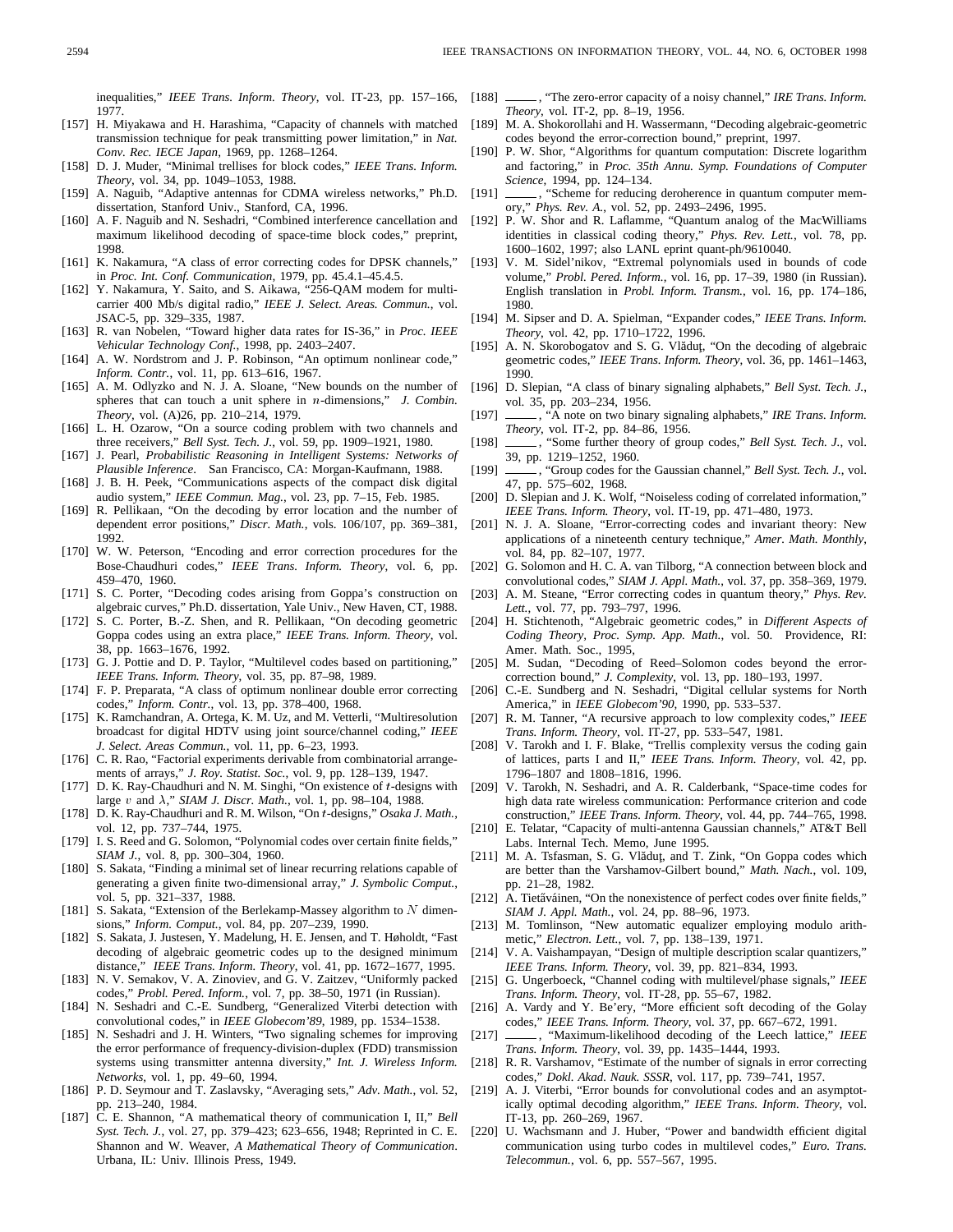inequalities," *IEEE Trans. Inform. Theory*, vol. IT-23, pp. 157–166, 1977.

[157] H. Miyakawa and H. Harashima, "Capacity of channels with matched transmission technique for peak transmitting power limitation," in *Nat. Conv. Rec. IECE Japan*, 1969, pp. 1268–1264.

[158] D. J. Muder, "Minimal trellises for block codes," *IEEE Trans. Inform. Theory*, vol. 34, pp. 1049–1053, 1988.

[159] A. Naguib, "Adaptive antennas for CDMA wireless networks," Ph.D. dissertation, Stanford Univ., Stanford, CA, 1996.

[160] A. F. Naguib and N. Seshadri, "Combined interference cancellation and maximum likelihood decoding of space-time block codes," preprint, 1998.

[161] K. Nakamura, "A class of error correcting codes for DPSK channels," in *Proc. Int. Conf. Communication*, 1979, pp. 45.4.1–45.4.5.

[162] Y. Nakamura, Y. Saito, and S. Aikawa, "256-QAM modem for multicarrier 400 Mb/s digital radio," *IEEE J. Select. Areas. Commun.*, vol. JSAC-5, pp. 329–335, 1987.

[163] R. van Nobelen, "Toward higher data rates for IS-36," in *Proc. IEEE Vehicular Technology Conf.*, 1998, pp. 2403–2407.

[164] A. W. Nordstrom and J. P. Robinson, "An optimum nonlinear code," *Inform. Contr.*, vol. 11, pp. 613–616, 1967.

[165] A. M. Odlyzko and N. J. A. Sloane, "New bounds on the number of spheres that can touch a unit sphere in $n$-dimensions," *J. Combin. Theory*, vol. (A)26, pp. 210–214, 1979.

[166] L. H. Ozarow, "On a source coding problem with two channels and three receivers," *Bell Syst. Tech. J.*, vol. 59, pp. 1909–1921, 1980.

[167] J. Pearl, *Probabilistic Reasoning in Intelligent Systems: Networks of Plausible Inference*. San Francisco, CA: Morgan-Kaufmann, 1988.

[168] J. B. H. Peek, "Communications aspects of the compact disk digital audio system," *IEEE Commun. Mag.*, vol. 23, pp. 7–15, Feb. 1985.

[169] R. Pellikaan, "On the decoding by error location and the number of dependent error positions," *Discr. Math.*, vols. 106/107, pp. 369–381, 1992.

[170] W. W. Peterson, "Encoding and error correction procedures for the Bose-Chaudhuri codes," *IEEE Trans. Inform. Theory*, vol. 6, pp. 459–470, 1960.

[171] S. C. Porter, "Decoding codes arising from Goppa's construction on algebraic curves," Ph.D. dissertation, Yale Univ., New Haven, CT, 1988.

[172] S. C. Porter, B.-Z. Shen, and R. Pellikaan, "On decoding geometric Goppa codes using an extra place," *IEEE Trans. Inform. Theory*, vol. 38, pp. 1663–1676, 1992.

[173] G. J. Pottie and D. P. Taylor, "Multilevel codes based on partitioning," *IEEE Trans. Inform. Theory*, vol. 35, pp. 87–98, 1989.

[174] F. P. Preparata, "A class of optimum nonlinear double error correcting codes," *Inform. Contr.*, vol. 13, pp. 378–400, 1968.

[175] K. Ramchandran, A. Ortega, K. M. Uz, and M. Vetterli, "Multiresolution broadcast for digital HDTV using joint source/channel coding," *IEEE J. Select. Areas Commun.*, vol. 11, pp. 6–23, 1993.

[176] C. R. Rao, "Factorial experiments derivable from combinatorial arrangements of arrays," *J. Roy. Statist. Soc.*, vol. 9, pp. 128–139, 1947.

[177] D. K. Ray-Chaudhuri and N. M. Singhi, "On existence of $t$-designs with large $v$ and $\lambda$," *SIAM J. Discr. Math.*, vol. 1, pp. 98–104, 1988.

[178] D. K. Ray-Chaudhuri and R. M. Wilson, "On $t$-designs," *Osaka J. Math.*, vol. 12, pp. 737–744, 1975.

[179] I. S. Reed and G. Solomon, "Polynomial codes over certain finite fields," *SIAM J.*, vol. 8, pp. 300–304, 1960.

[180] S. Sakata, "Finding a minimal set of linear recurring relations capable of generating a given finite two-dimensional array," *J. Symbolic Comput.*, vol. 5, pp. 321–337, 1988.

[181] S. Sakata, "Extension of the Berlekamp-Massey algorithm to $N$ dimensions," *Inform. Comput.*, vol. 84, pp. 207–239, 1990.

[182] S. Sakata, J. Justesen, Y. Madelung, H. E. Jensen, and T. Høholdt, "Fast decoding of algebraic geometric codes up to the designed minimum distance," *IEEE Trans. Inform. Theory*, vol. 41, pp. 1672–1677, 1995.

[183] N. V. Semakov, V. A. Zinoviev, and G. V. Zaitzev, "Uniformly packed codes," *Probl. Pered. Inform.*, vol. 7, pp. 38–50, 1971 (in Russian).

[184] N. Seshadri and C.-E. Sundberg, "Generalized Viterbi detection with convolutional codes," in *IEEE Globecom'89*, 1989, pp. 1534–1538.

[185] N. Seshadri and J. H. Winters, "Two signaling schemes for improving the error performance of frequency-division-duplex (FDD) transmission systems using transmitter antenna diversity," *Int. J. Wireless Inform. Networks*, vol. 1, pp. 49–60, 1994.

[186] P. D. Seymour and T. Zaslavsky, "Averaging sets," *Adv. Math.*, vol. 52, pp. 213–240, 1984.

[187] C. E. Shannon, "A mathematical theory of communication I, II," *Bell Syst. Tech. J.*, vol. 27, pp. 379–423; 623–656, 1948; Reprinted in C. E. Shannon and W. Weaver, *A Mathematical Theory of Communication*. Urbana, IL: Univ. Illinois Press, 1949.

[188] ——, "The zero-error capacity of a noisy channel," *IRE Trans. Inform. Theory*, vol. IT-2, pp. 8–19, 1956.

[189] M. A. Shokorollahi and H. Wassermann, "Decoding algebraic-geometric codes beyond the error-correction bound," preprint, 1997.

[190] P. W. Shor, "Algorithms for quantum computation: Discrete logarithm and factoring," in *Proc. 35th Annu. Symp. Foundations of Computer Science*, 1994, pp. 124–134.

[191] ——, "Scheme for reducing deroherence in quantum computer memory," *Phys. Rev. A.*, vol. 52, pp. 2493–2496, 1995.

[192] P. W. Shor and R. Laflamme, "Quantum analog of the MacWilliams identities in classical coding theory," *Phys. Rev. Lett.*, vol. 78, pp. 1600–1602, 1997; also LANL eprint quant-ph/9610040.

[193] V. M. Sidel'nikov, "Extremal polynomials used in bounds of code volume," *Probl. Pered. Inform.*, vol. 16, pp. 17–39, 1980 (in Russian). English translation in *Probl. Inform. Transm.*, vol. 16, pp. 174–186, 1980.

[194] M. Sipser and D. A. Spielman, "Expander codes," *IEEE Trans. Inform. Theory*, vol. 42, pp. 1710–1722, 1996.

[195] A. N. Skorobogatov and S. G. Vlăduţ, "On the decoding of algebraic geometric codes," *IEEE Trans. Inform. Theory*, vol. 36, pp. 1461–1463, 1990.

[196] D. Slepian, "A class of binary signaling alphabets," *Bell Syst. Tech. J.*, vol. 35, pp. 203–234, 1956.

[197] ——, "A note on two binary signaling alphabets," *IRE Trans. Inform. Theory*, vol. IT-2, pp. 84–86, 1956.

[198] ——, "Some further theory of group codes," *Bell Syst. Tech. J.*, vol. 39, pp. 1219–1252, 1960.

[199] ——, "Group codes for the Gaussian channel," *Bell Syst. Tech. J.*, vol. 47, pp. 575–602, 1968.

[200] D. Slepian and J. K. Wolf, "Noiseless coding of correlated information," *IEEE Trans. Inform. Theory*, vol. IT-19, pp. 471–480, 1973.

[201] N. J. A. Sloane, "Error-correcting codes and invariant theory: New applications of a nineteenth century technique," *Amer. Math. Monthly*, vol. 84, pp. 82–107, 1977.

[202] G. Solomon and H. C. A. van Tilborg, "A connection between block and convolutional codes," *SIAM J. Appl. Math.*, vol. 37, pp. 358–369, 1979.

[203] A. M. Steane, "Error correcting codes in quantum theory," *Phys. Rev. Lett.*, vol. 77, pp. 793–797, 1996.

[204] H. Stichtenoth, "Algebraic geometric codes," in *Different Aspects of Coding Theory, Proc. Symp. App. Math.*, vol. 50. Providence, RI: Amer. Math. Soc., 1995,

[205] M. Sudan, "Decoding of Reed–Solomon codes beyond the error-correction bound," *J. Complexity*, vol. 13, pp. 180–193, 1997.

[206] C.-E. Sundberg and N. Seshadri, "Digital cellular systems for North America," in *IEEE Globecom'90*, 1990, pp. 533–537.

[207] R. M. Tanner, "A recursive approach to low complexity codes," *IEEE Trans. Inform. Theory*, vol. IT-27, pp. 533–547, 1981.

[208] V. Tarokh and I. F. Blake, "Trellis complexity versus the coding gain of lattices, parts I and II," *IEEE Trans. Inform. Theory*, vol. 42, pp. 1796–1807 and 1808–1816, 1996.

[209] V. Tarokh, N. Seshadri, and A. R. Calderbank, "Space-time codes for high data rate wireless communication: Performance criterion and code construction," *IEEE Trans. Inform. Theory*, vol. 44, pp. 744–765, 1998.

[210] E. Telatar, "Capacity of multi-antenna Gaussian channels," AT&T Bell Labs. Internal Tech. Memo, June 1995.

[211] M. A. Tsfasman, S. G. Vlăduţ, and T. Zink, "On Goppa codes which are better than the Varshamov-Gilbert bound," *Math. Nach.*, vol. 109, pp. 21–28, 1982.

[212] A. Tietäváinen, "On the nonexistence of perfect codes over finite fields," *SIAM J. Appl. Math.*, vol. 24, pp. 88–96, 1973.

[213] M. Tomlinson, "New automatic equalizer employing modulo arithmetic," *Electron. Lett.*, vol. 7, pp. 138–139, 1971.

[214] V. A. Vaishampayan, "Design of multiple description scalar quantizers," *IEEE Trans. Inform. Theory*, vol. 39, pp. 821–834, 1993.

[215] G. Ungerboeck, "Channel coding with multilevel/phase signals," *IEEE Trans. Inform. Theory*, vol. IT-28, pp. 55–67, 1982.

[216] A. Vardy and Y. Be'ery, "More efficient soft decoding of the Golay codes," *IEEE Trans. Inform. Theory*, vol. 37, pp. 667–672, 1991.

[217] ——, "Maximum-likelihood decoding of the Leech lattice," *IEEE Trans. Inform. Theory*, vol. 39, pp. 1435–1444, 1993.

[218] R. R. Varshamov, "Estimate of the number of signals in error correcting codes," *Dokl. Akad. Nauk. SSSR*, vol. 117, pp. 739–741, 1957.

[219] A. J. Viterbi, "Error bounds for convolutional codes and an asymptotically optimal decoding algorithm," *IEEE Trans. Inform. Theory*, vol. IT-13, pp. 260–269, 1967.

[220] U. Wachsmann and J. Huber, "Power and bandwidth efficient digital communication using turbo codes in multilevel codes," *Euro. Trans. Telecommun.*, vol. 6, pp. 557–567, 1995.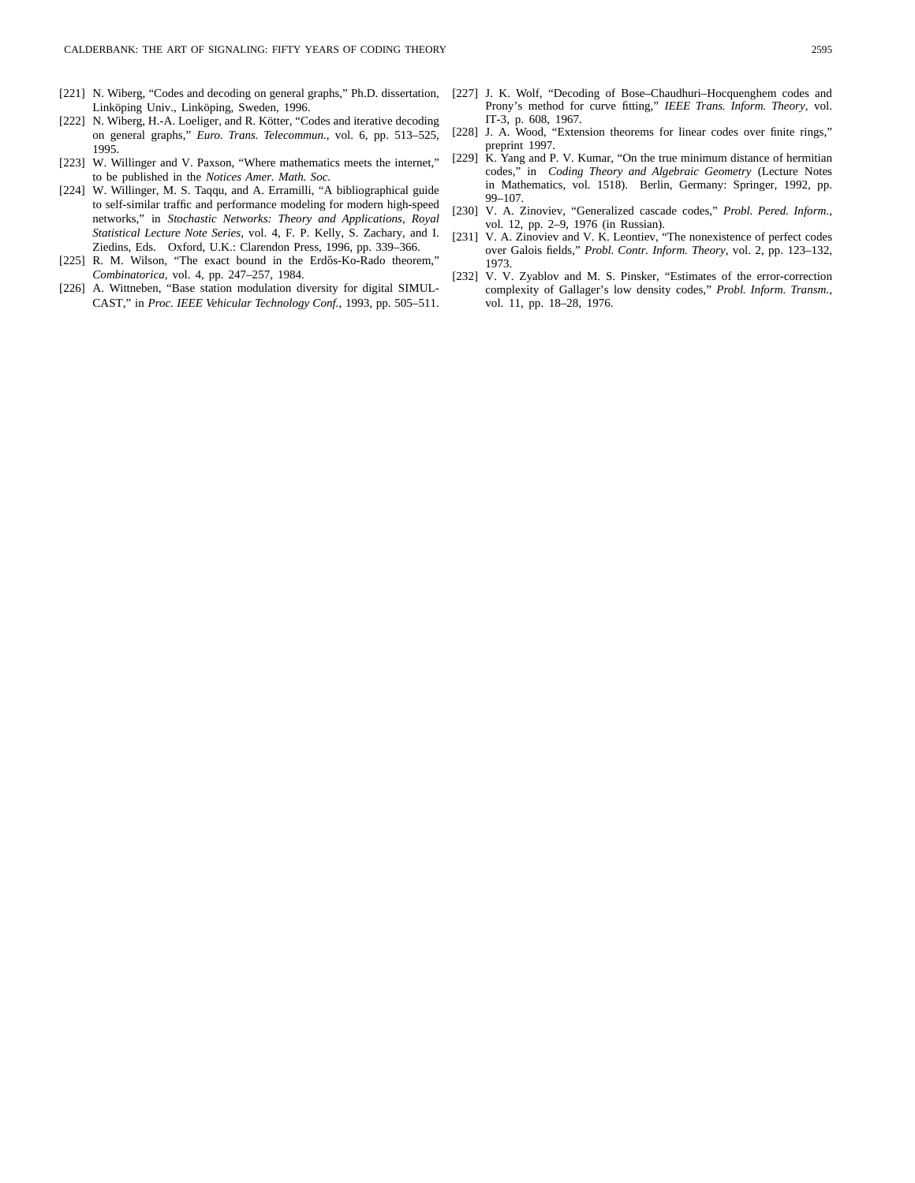[221] N. Wiberg, "Codes and decoding on general graphs," Ph.D. dissertation, Linköping Univ., Linköping, Sweden, 1996.

[222] N. Wiberg, H.-A. Loeliger, and R. Kötter, "Codes and iterative decoding on general graphs," *Euro. Trans. Telecommun.*, vol. 6, pp. 513–525, 1995.

[223] W. Willinger and V. Paxson, "Where mathematics meets the internet," to be published in the *Notices Amer. Math. Soc.*

[224] W. Willinger, M. S. Taqqu, and A. Erramilli, "A bibliographical guide to self-similar traffic and performance modeling for modern high-speed networks," in *Stochastic Networks: Theory and Applications, Royal Statistical Lecture Note Series*, vol. 4, F. P. Kelly, S. Zachary, and I. Ziedins, Eds. Oxford, U.K.: Clarendon Press, 1996, pp. 339–366.

[225] R. M. Wilson, "The exact bound in the Erdős-Ko-Rado theorem," *Combinatorica*, vol. 4, pp. 247–257, 1984.

[226] A. Wittneben, "Base station modulation diversity for digital SIMULCAST," in *Proc. IEEE Vehicular Technology Conf.*, 1993, pp. 505–511.

[227] J. K. Wolf, "Decoding of Bose–Chaudhuri–Hocquenghem codes and Prony's method for curve fitting," *IEEE Trans. Inform. Theory*, vol. IT-3, p. 608, 1967.

[228] J. A. Wood, "Extension theorems for linear codes over finite rings," preprint 1997.

[229] K. Yang and P. V. Kumar, "On the true minimum distance of hermitian codes," in *Coding Theory and Algebraic Geometry* (Lecture Notes in Mathematics, vol. 1518). Berlin, Germany: Springer, 1992, pp. 99–107.

[230] V. A. Zinoviev, "Generalized cascade codes," *Probl. Pered. Inform.*, vol. 12, pp. 2–9, 1976 (in Russian).

[231] V. A. Zinoviev and V. K. Leontiev, "The nonexistence of perfect codes over Galois fields," *Probl. Contr. Inform. Theory*, vol. 2, pp. 123–132, 1973.

[232] V. V. Zyablov and M. S. Pinsker, "Estimates of the error-correction complexity of Gallager's low density codes," *Probl. Inform. Transm.*, vol. 11, pp. 18–28, 1976.